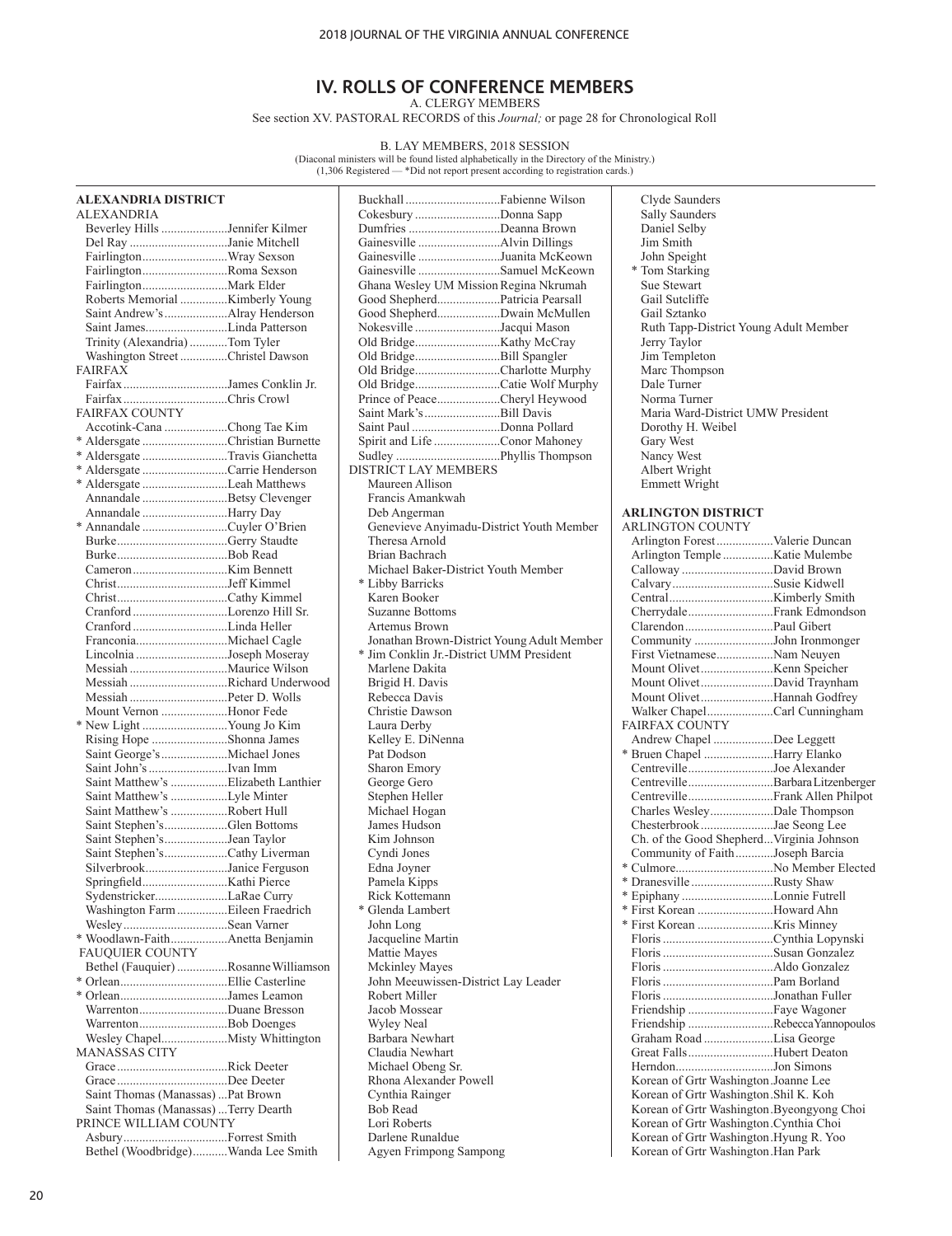# IV. ROLLS OF CONFERENCE MEMBERS

A. CLERGY MEMBERS

See section XV. PASTORAL RECORDS of this *Journal;* or page 28 for Chronological Roll

B. LAY MEMBERS, 2018 SESSION

(Diaconal ministers will be found listed alphabetically in the Directory of the Ministry.)
(1,306 Registered — *Did not report present according to registration cards.)

**ALEXANDRIA DISTRICT**

ALEXANDRIA

- Beverley Hills .....Jennifer Kilmer
- Del Ray .....Janie Mitchell
- Fairlington.....Wray Sexson
- Fairlington.....Roma Sexson
- Fairlington.....Mark Elder
- Roberts Memorial .....Kimberly Young
- Saint Andrew's.....Alray Henderson
- Saint James.....Linda Patterson
- Trinity (Alexandria) .....Tom Tyler
- Washington Street .....Christel Dawson

FAIRFAX

- Fairfax .....James Conklin Jr.
- Fairfax .....Chris Crowl

FAIRFAX COUNTY

- Accotink-Cana .....Chong Tae Kim
- \* Aldersgate .....Christian Burnette
- \* Aldersgate .....Travis Gianchetta
- \* Aldersgate .....Carrie Henderson
- \* Aldersgate .....Leah Matthews
- Annandale .....Betsy Clevenger
- Annandale .....Harry Day
- \* Annandale .....Cuyler O'Brien
- Burke.....Gerry Staudte
- Burke.....Bob Read
- Cameron.....Kim Bennett
- Christ.....Jeff Kimmel
- Christ.....Cathy Kimmel
- Cranford .....Lorenzo Hill Sr.
- Cranford .....Linda Heller
- Franconia.....Michael Cagle
- Lincolnia .....Joseph Moseray
- Messiah .....Maurice Wilson
- Messiah .....Richard Underwood
- Messiah .....Peter D. Wolls
- Mount Vernon .....Honor Fede
- \* New Light .....Young Jo Kim
- Rising Hope .....Shonna James
- Saint George's.....Michael Jones
- Saint John's .....Ivan Imm
- Saint Matthew's .....Elizabeth Lanthier
- Saint Matthew's .....Lyle Minter
- Saint Matthew's .....Robert Hull
- Saint Stephen's.....Glen Bottoms
- Saint Stephen's.....Jean Taylor
- Saint Stephen's.....Cathy Liverman
- Silverbrook.....Janice Ferguson
- Springfield.....Kathi Pierce
- Sydenstricker.....LaRae Curry
- Washington Farm .....Eileen Fraedrich
- Wesley .....Sean Varner
- \* Woodlawn-Faith.....Anetta Benjamin

FAUQUIER COUNTY

- Bethel (Fauquier) .....Rosanne Williamson
- \* Orlean.....Ellie Casterline
- \* Orlean.....James Leamon
- Warrenton.....Duane Bresson
- Warrenton.....Bob Doenges
- Wesley Chapel.....Misty Whittington

MANASSAS CITY

- Grace .....Rick Deeter
- Grace .....Dee Deeter
- Saint Thomas (Manassas) ...Pat Brown
- Saint Thomas (Manassas) ...Terry Dearth

PRINCE WILLIAM COUNTY

- Asbury.....Forrest Smith
- Bethel (Woodbridge).....Wanda Lee Smith
- Buckhall .....Fabienne Wilson
- Cokesbury .....Donna Sapp
- Dumfries .....Deanna Brown
- Gainesville .....Alvin Dillings
- Gainesville .....Juanita McKeown
- Gainesville .....Samuel McKeown
- Ghana Wesley UM Mission Regina Nkrumah
- Good Shepherd.....Patricia Pearsall
- Good Shepherd.....Dwain McMullen
- Nokesville .....Jacqui Mason
- Old Bridge.....Kathy McCray
- Old Bridge.....Bill Spangler
- Old Bridge.....Charlotte Murphy
- Old Bridge.....Catie Wolf Murphy
- Prince of Peace.....Cheryl Heywood
- Saint Mark's.....Bill Davis
- Saint Paul .....Donna Pollard
- Spirit and Life .....Conor Mahoney
- Sudley .....Phyllis Thompson

DISTRICT LAY MEMBERS

- Maureen Allison
- Francis Amankwah
- Deb Angerman
- Genevieve Anyimadu-District Youth Member
- Theresa Arnold
- Brian Bachrach
- Michael Baker-District Youth Member
- \* Libby Barricks
- Karen Booker
- Suzanne Bottoms
- Artemus Brown
- Jonathan Brown-District Young Adult Member
- \* Jim Conklin Jr.-District UMM President
- Marlene Dakita
- Brigid H. Davis
- Rebecca Davis
- Christie Dawson
- Laura Derby
- Kelley E. DiNenna
- Pat Dodson
- Sharon Emory
- George Gero
- Stephen Heller
- Michael Hogan
- James Hudson
- Kim Johnson
- Cyndi Jones
- Edna Joyner
- Pamela Kipps
- Rick Kottemann
- \* Glenda Lambert
- John Long
- Jacqueline Martin
- Mattie Mayes
- Mckinley Mayes
- John Meeuwissen-District Lay Leader
- Robert Miller
- Jacob Mossear
- Wyley Neal
- Barbara Newhart
- Claudia Newhart
- Michael Obeng Sr.
- Rhona Alexander Powell
- Cynthia Rainger
- Bob Read
- Lori Roberts
- Darlene Runaldue
- Agyen Frimpong Sampong
- Clyde Saunders
- Sally Saunders
- Daniel Selby
- Jim Smith
- John Speight
- \* Tom Starking
- Sue Stewart
- Gail Sutcliffe
- Gail Sztanko
- Ruth Tapp-District Young Adult Member
- Jerry Taylor
- Jim Templeton
- Marc Thompson
- Dale Turner
- Norma Turner
- Maria Ward-District UMW President
- Dorothy H. Weibel
- Gary West
- Nancy West
- Albert Wright
- Emmett Wright

**ARLINGTON DISTRICT**

ARLINGTON COUNTY

- Arlington Forest.....Valerie Duncan
- Arlington Temple .....Katie Mulembe
- Calloway .....David Brown
- Calvary.....Susie Kidwell
- Central.....Kimberly Smith
- Cherrydale.....Frank Edmondson
- Clarendon.....Paul Gibert
- Community .....John Ironmonger
- First Vietnamese.....Nam Neuyen
- Mount Olivet.....Kenn Speicher
- Mount Olivet.....David Traynham
- Mount Olivet.....Hannah Godfrey
- Walker Chapel.....Carl Cunningham

FAIRFAX COUNTY

- Andrew Chapel .....Dee Leggett
- \* Bruen Chapel .....Harry Elanko
- Centreville.....Joe Alexander
- Centreville.....Barbara Litzenberger
- Centreville.....Frank Allen Philpot
- Charles Wesley.....Dale Thompson
- Chesterbrook.....Jae Seong Lee
- Ch. of the Good Shepherd...Virginia Johnson
- Community of Faith.....Joseph Barcia
- \* Culmore.....No Member Elected
- \* Dranesville .....Rusty Shaw
- \* Epiphany .....Lonnie Futrell
- \* First Korean .....Howard Ahn
- \* First Korean .....Kris Minney
- Floris .....Cynthia Lopynski
- Floris .....Susan Gonzalez
- Floris .....Aldo Gonzalez
- Floris .....Pam Borland
- Floris .....Jonathan Fuller
- Friendship .....Faye Wagoner
- Friendship .....Rebecca Yannopoulos
- Graham Road .....Lisa George
- Great Falls.....Hubert Deaton
- Herndon.....Jon Simons
- Korean of Grtr Washington.Joanne Lee
- Korean of Grtr Washington.Shil K. Koh
- Korean of Grtr Washington.Byeongyong Choi
- Korean of Grtr Washington.Cynthia Choi
- Korean of Grtr Washington.Hyung R. Yoo
- Korean of Grtr Washington.Han Park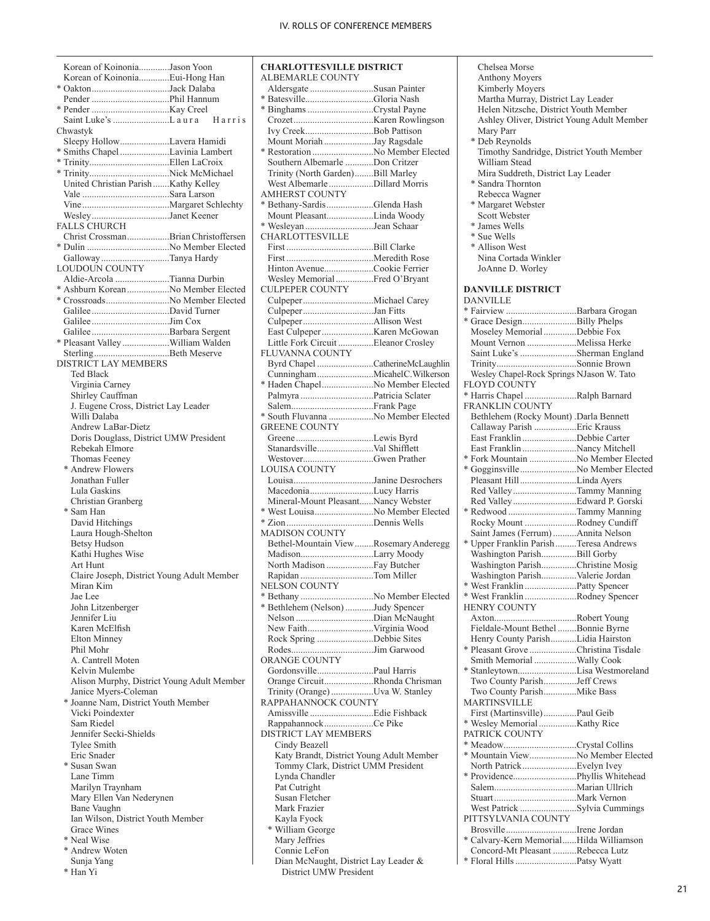Korean of Koinonia.............Jason Yoon
Korean of Koinonia.............Eui-Hong Han
* Oakton.................................Jack Dalaba
Pender .................................Phil Hannum
* Pender .................................Kay Creel
Saint Luke's .......................Laura Harris Chwastyk
Sleepy Hollow.....................Lavera Hamidi
* Smiths Chapel .....................Lavinia Lambert
* Trinity..................................Ellen LaCroix
* Trinity..................................Nick McMichael
United Christian Parish.......Kathy Kelley
Vale .....................................Sara Larson
Vine.....................................Margaret Schlechty
Wesley.................................Janet Keener

FALLS CHURCH
Christ Crossman..................Brian Christoffersen
* Dulin ...................................No Member Elected
Galloway ............................Tanya Hardy

LOUDOUN COUNTY
Aldie-Arcola .......................Tianna Durbin
* Ashburn Korean..................No Member Elected
* Crossroads...........................No Member Elected
Galilee .................................David Turner
Galilee .................................Jim Cox
Galilee .................................Barbara Sergent
* Pleasant Valley ....................William Walden
Sterling................................Beth Meserve

DISTRICT LAY MEMBERS
Ted Black
Virginia Carney
Shirley Cauffman
J. Eugene Cross, District Lay Leader
Willi Dalaba
Andrew LaBar-Dietz
Doris Douglass, District UMW President
Rebekah Elmore
Thomas Feeney
* Andrew Flowers
Jonathan Fuller
Lula Gaskins
Christian Granberg
* Sam Han
David Hitchings
Laura Hough-Shelton
Betsy Hudson
Kathi Hughes Wise
Art Hunt
Claire Joseph, District Young Adult Member
Miran Kim
Jae Lee
John Litzenberger
Jennifer Liu
Karen McElfish
Elton Minney
Phil Mohr
A. Cantrell Moten
Kelvin Mulembe
Alison Murphy, District Young Adult Member
Janice Myers-Coleman
* Joanne Nam, District Youth Member
Vicki Poindexter
Sam Riedel
Jennifer Secki-Shields
Tylee Smith
Eric Snader
* Susan Swan
Lane Timm
Marilyn Traynham
Mary Ellen Van Nederynen
Bane Vaughn
Ian Wilson, District Youth Member
Grace Wines
* Neal Wise
* Andrew Woten
Sunja Yang
* Han Yi

**CHARLOTTESVILLE DISTRICT**

ALBEMARLE COUNTY
Aldersgate ...........................Susan Painter
* Batesville.............................Gloria Nash
* Binghams ............................Crystal Payne
Crozet..................................Karen Rowlingson
Ivy Creek.............................Bob Pattison
Mount Moriah .....................Jay Ragsdale
* Restoration ..........................No Member Elected
Southern Albemarle ............Don Critzer
Trinity (North Garden)........Bill Marley
West Albemarle ...................Dillard Morris

AMHERST COUNTY
* Bethany-Sardis....................Glenda Hash
Mount Pleasant....................Linda Woody
* Wesleyan .............................Jean Schaar

CHARLOTTESVILLE
First .....................................Bill Clarke
First .....................................Meredith Rose
Hinton Avenue.....................Cookie Ferrier
Wesley Memorial ................Fred O'Bryant

CULPEPER COUNTY
Culpeper..............................Michael Carey
Culpeper..............................Jan Fitts
Culpeper..............................Allison West
East Culpeper......................Karen McGowan
Little Fork Circuit ...............Eleanor Crosley

FLUVANNA COUNTY
Byrd Chapel ........................CatherineMcLaughlin
Cunningham........................MicahelC.Wilkerson
* Haden Chapel......................No Member Elected
Palmyra ...............................Patricia Sclater
Salem...................................Frank Page
* South Fluvanna ...................No Member Elected

GREENE COUNTY
Greene.................................Lewis Byrd
Stanardsville........................Val Shifflett
Westover..............................Gwen Prather

LOUISA COUNTY
Louisa..................................Janine Desrochers
Macedonia...........................Lucy Harris
Mineral-Mount Pleasant......Nancy Webster
* West Louisa.........................No Member Elected
* Zion.....................................Dennis Wells

MADISON COUNTY
Bethel-Mountain View........Rosemary Anderegg
Madison...............................Larry Moody
North Madison ....................Fay Butcher
Rapidan ...............................Tom Miller

NELSON COUNTY
* Bethany ...............................No Member Elected
* Bethlehem (Nelson) ............Judy Spencer
Nelson .................................Dian McNaught
New Faith............................Virginia Wood
Rock Spring ........................Debbie Sites
Rodes...................................Jim Garwood

ORANGE COUNTY
Gordonsville........................Paul Harris
Orange Circuit.....................Rhonda Chrisman
Trinity (Orange) ..................Uva W. Stanley

RAPPAHANNOCK COUNTY
Amissville ...........................Edie Fishback
Rappahannock.....................Ce Pike

DISTRICT LAY MEMBERS
Cindy Beazell
Katy Brandt, District Young Adult Member
Tommy Clark, District UMM President
Lynda Chandler
Pat Cutright
Susan Fletcher
Mark Frazier
Kayla Fyock
* William George
Mary Jeffries
Connie LeFon
Dian McNaught, District Lay Leader & District UMW President
Chelsea Morse
Anthony Moyers
Kimberly Moyers
Martha Murray, District Lay Leader
Helen Nitzsche, District Youth Member
Ashley Oliver, District Young Adult Member
Mary Parr
* Deb Reynolds
Timothy Sandridge, District Youth Member
William Stead
Mira Suddreth, District Lay Leader
* Sandra Thornton
Rebecca Wagner
* Margaret Webster
Scott Webster
* James Wells
* Sue Wells
* Allison West
Nina Cortada Winkler
JoAnne D. Worley

**DANVILLE DISTRICT**

DANVILLE
* Fairview ..............................Barbara Grogan
* Grace Design.......................Billy Phelps
Moseley Memorial..............Debbie Fox
Mount Vernon .....................Melissa Herke
Saint Luke's ........................Sherman England
Trinity..................................Sonnie Brown
Wesley Chapel-Rock Springs NJason W. Tato

FLOYD COUNTY
* Harris Chapel ......................Ralph Barnard

FRANKLIN COUNTY
Bethlehem (Rocky Mount) .Darla Bennett
Callaway Parish ..................Eric Krauss
East Franklin .......................Debbie Carter
East Franklin .......................Nancy Mitchell
* Fork Mountain ....................No Member Elected
* Gogginsville........................No Member Elected
Pleasant Hill ........................Linda Ayers
Red Valley...........................Tammy Manning
Red Valley...........................Edward P. Gorski
* Redwood .............................Tammy Manning
Rocky Mount ......................Rodney Cundiff
Saint James (Ferrum)..........Annita Nelson
* Upper Franklin Parish .........Teresa Andrews
Washington Parish...............Bill Gorby
Washington Parish...............Christine Mosig
Washington Parish...............Valerie Jordan
* West Franklin ......................Patty Spencer
* West Franklin ......................Rodney Spencer

HENRY COUNTY
Axton...................................Robert Young
Fieldale-Mount Bethel ........Bonnie Byrne
Henry County Parish...........Lidia Hairston
* Pleasant Grove ....................Christina Tisdale
Smith Memorial ..................Wally Cook
* Stanleytown.........................Lisa Westmoreland
Two County Parish..............Jeff Crews
Two County Parish..............Mike Bass

MARTINSVILLE
First (Martinsville)..............Paul Geib
* Wesley Memorial ................Kathy Rice

PATRICK COUNTY
* Meadow...............................Crystal Collins
* Mountain View....................No Member Elected
North Patrick.......................Evelyn Ivey
* Providence...........................Phyllis Whitehead
Salem...................................Marian Ullrich
Stuart...................................Mark Vernon
West Patrick ........................Sylvia Cummings

PITTSYLVANIA COUNTY
Brosville..............................Irene Jordan
* Calvary-Kern Memorial......Hilda Williamson
Concord-Mt Pleasant ..........Rebecca Lutz
* Floral Hills ..........................Patsy Wyatt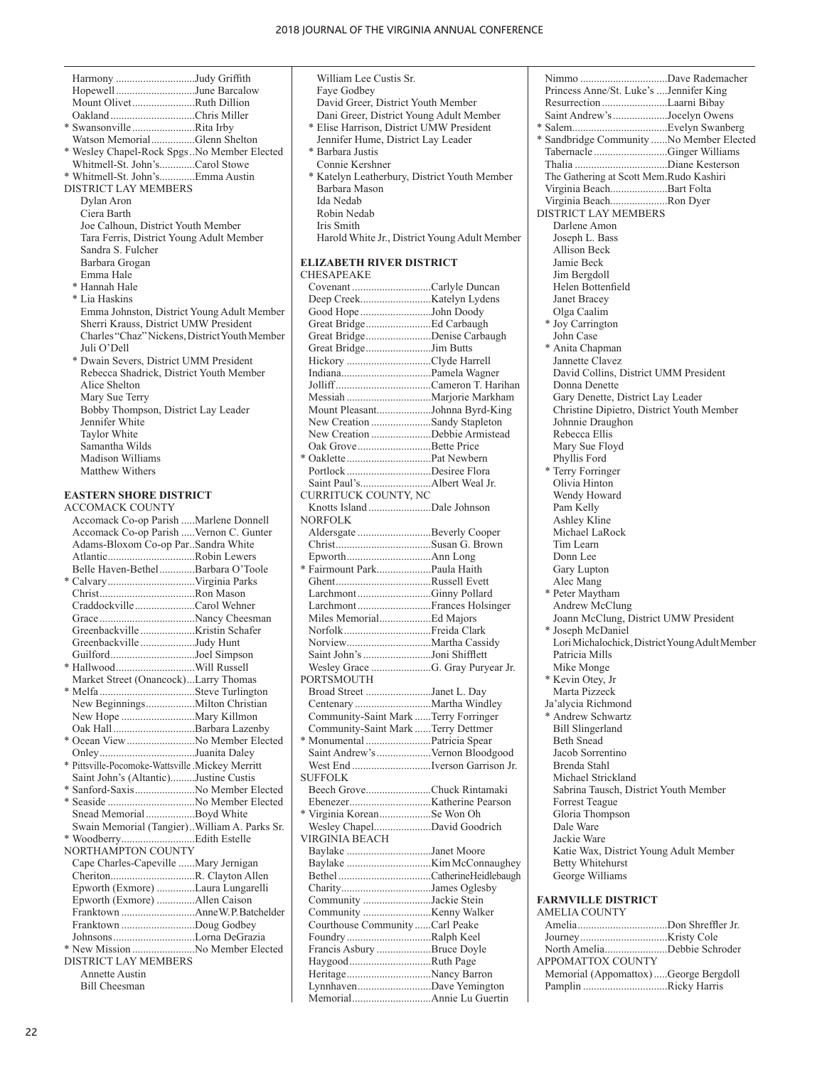Harmony ............................Judy Griffith
Hopewell ............................June Barcalow
Mount Olivet.......................Ruth Dillion
Oakland ..............................Chris Miller
* Swansonville .......................Rita Irby
Watson Memorial................Glenn Shelton
* Wesley Chapel-Rock Spgs ..No Member Elected
Whitmell-St. John's.............Carol Stowe
* Whitmell-St. John's.............Emma Austin

DISTRICT LAY MEMBERS

Dylan Aron
Ciera Barth
Joe Calhoun, District Youth Member
Tara Ferris, District Young Adult Member
Sandra S. Fulcher
Barbara Grogan
Emma Hale
* Hannah Hale
* Lia Haskins
Emma Johnston, District Young Adult Member
Sherri Krauss, District UMW President
Charles "Chaz" Nickens, District Youth Member
Juli O'Dell
* Dwain Severs, District UMM President
Rebecca Shadrick, District Youth Member
Alice Shelton
Mary Sue Terry
Bobby Thompson, District Lay Leader
Jennifer White
Taylor White
Samantha Wilds
Madison Williams
Matthew Withers

## EASTERN SHORE DISTRICT

ACCOMACK COUNTY

Accomack Co-op Parish .....Marlene Donnell
Accomack Co-op Parish .....Vernon C. Gunter
Adams-Bloxom Co-op Par..Sandra White
Atlantic...............................Robin Lewers
Belle Haven-Bethel.............Barbara O'Toole
* Calvary ...............................Virginia Parks
Christ..................................Ron Mason
Craddockville......................Carol Wehner
Grace ..................................Nancy Cheesman
Greenbackville ....................Kristin Schafer
Greenbackville ....................Judy Hunt
Guilford..............................Joel Simpson
* Hallwood............................Will Russell
Market Street (Onancock)...Larry Thomas
* Melfa ..................................Steve Turlington
New Beginnings..................Milton Christian
New Hope ...........................Mary Killmon
Oak Hall ..............................Barbara Lazenby
* Ocean View ........................No Member Elected
Onley..................................Juanita Daley
* Pittsville-Pocomoke-Wattsville .Mickey Merritt
Saint John's (Altantic).........Justine Custis
* Sanford-Saxis .....................No Member Elected
* Seaside ...............................No Member Elected
Snead Memorial ..................Boyd White
Swain Memorial (Tangier)..William A. Parks Sr.
* Woodberry..........................Edith Estelle

NORTHAMPTON COUNTY

Cape Charles-Capeville ......Mary Jernigan
Cheriton..............................R. Clayton Allen
Epworth (Exmore) ..............Laura Lungarelli
Epworth (Exmore) ..............Allen Caison
Franktown ...........................Anne W. P. Batchelder
Franktown ...........................Doug Godbey
Johnsons.............................Lorna DeGrazia
* New Mission .......................No Member Elected

DISTRICT LAY MEMBERS

Annette Austin
Bill Cheesman
William Lee Custis Sr.
Faye Godbey
David Greer, District Youth Member
Dani Greer, District Young Adult Member
* Elise Harrison, District UMW President
Jennifer Hume, District Lay Leader
* Barbara Justis
Connie Kershner
* Katelyn Leatherbury, District Youth Member
Barbara Mason
Ida Nedab
Robin Nedab
Iris Smith
Harold White Jr., District Young Adult Member

## ELIZABETH RIVER DISTRICT

CHESAPEAKE

Covenant ............................Carlyle Duncan
Deep Creek.........................Katelyn Lydens
Good Hope ..........................John Doody
Great Bridge........................Ed Carbaugh
Great Bridge........................Denise Carbaugh
Great Bridge........................Jim Butts
Hickory ...............................Clyde Harrell
Indiana................................Pamela Wagner
Jolliff..................................Cameron T. Harihan
Messiah ...............................Marjorie Markham
Mount Pleasant....................Johnna Byrd-King
New Creation ......................Sandy Stapleton
New Creation ......................Debbie Armistead
Oak Grove...........................Bette Price
* Oaklette ...............................Pat Newbern
Portlock ...............................Desiree Flora
Saint Paul's..........................Albert Weal Jr.

CURRITUCK COUNTY, NC

Knotts Island .......................Dale Johnson

NORFOLK

Aldersgate ...........................Beverly Cooper
Christ..................................Susan G. Brown
Epworth...............................Ann Long
* Fairmount Park...................Paula Haith
Ghent..................................Russell Evett
Larchmont ...........................Ginny Pollard
Larchmont ...........................Frances Holsinger
Miles Memorial...................Ed Majors
Norfolk ................................Freida Clark
Norview...............................Martha Cassidy
Saint John's .........................Joni Shifflett
Wesley Grace ......................G. Gray Puryear Jr.

PORTSMOUTH

Broad Street ........................Janet L. Day
Centenary ............................Martha Windley
Community-Saint Mark ......Terry Forringer
Community-Saint Mark ......Terry Dettmer
* Monumental ........................Patricia Spear
Saint Andrew's ...................Vernon Bloodgood
West End .............................Iverson Garrison Jr.

SUFFOLK

Beech Grove.......................Chuck Rintamaki
Ebenezer.............................Katherine Pearson
* Virginia Korean..................Se Won Oh
Wesley Chapel....................David Goodrich

VIRGINIA BEACH

Baylake ...............................Janet Moore
Baylake ...............................Kim McConnaughey
Bethel .................................Catherine Heidlebaugh
Charity................................James Oglesby
Community .........................Jackie Stein
Community .........................Kenny Walker
Courthouse Community ......Carl Peake
Foundry ..............................Ralph Keel
Francis Asbury ...................Bruce Doyle
Haygood..............................Ruth Page
Heritage...............................Nancy Barron
Lynnhaven...........................Dave Yemington
Memorial.............................Annie Lu Guertin
Nimmo ................................Dave Rademacher
Princess Anne/St. Luke's ....Jennifer King
Resurrection ........................Laarni Bibay
Saint Andrew's ....................Jocelyn Owens
* Salem...................................Evelyn Swanberg
* Sandbridge Community ......No Member Elected
Tabernacle ...........................Ginger Williams
Thalia ..................................Diane Kesterson
The Gathering at Scott Mem.Rudo Kashiri
Virginia Beach.....................Bart Folta
Virginia Beach.....................Ron Dyer

DISTRICT LAY MEMBERS

Darlene Amon
Joseph L. Bass
Allison Beck
Jamie Beck
Jim Bergdoll
Helen Bottenfield
Janet Bracey
Olga Caalim
* Joy Carrington
John Case
* Anita Chapman
Jannette Clavez
David Collins, District UMM President
Donna Denette
Gary Denette, District Lay Leader
Christine Dipietro, District Youth Member
Johnnie Draughon
Rebecca Ellis
Mary Sue Floyd
Phyllis Ford
* Terry Forringer
Olivia Hinton
Wendy Howard
Pam Kelly
Ashley Kline
Michael LaRock
Tim Learn
Donn Lee
Gary Lupton
Alec Mang
* Peter Maytham
Andrew McClung
Joann McClung, District UMW President
* Joseph McDaniel
Lori Michalochick, District Young Adult Member
Patricia Mills
Mike Monge
* Kevin Otey, Jr
Marta Pizzeck
Ja'alycia Richmond
* Andrew Schwartz
Bill Slingerland
Beth Snead
Jacob Sorrentino
Brenda Stahl
Michael Strickland
Sabrina Tausch, District Youth Member
Forrest Teague
Gloria Thompson
Dale Ware
Jackie Ware
Katie Wax, District Young Adult Member
Betty Whitehurst
George Williams

## FARMVILLE DISTRICT

AMELIA COUNTY

Amelia.................................Don Shreffler Jr.
Journey................................Kristy Cole
North Amelia.......................Debbie Schroder

APPOMATTOX COUNTY

Memorial (Appomattox) .....George Bergdoll
Pamplin ...............................Ricky Harris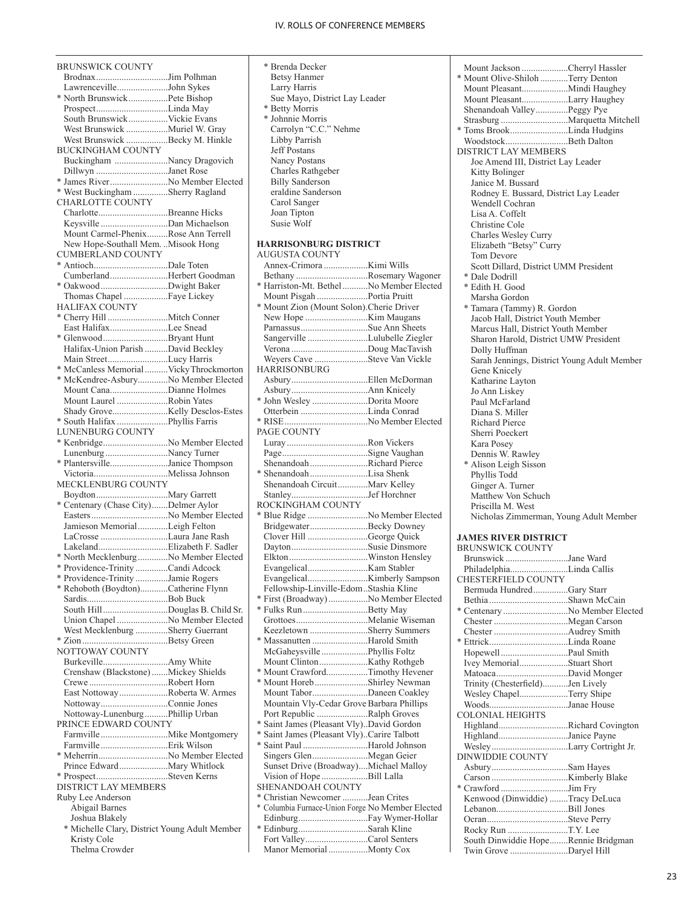BRUNSWICK COUNTY

- Brodnax ............ Jim Polhman
- Lawrenceville ............ John Sykes
- * North Brunswick ............ Pete Bishop
- Prospect ............ Linda May
- South Brunswick ............ Vickie Evans
- West Brunswick ............ Muriel W. Gray
- West Brunswick ............ Becky M. Hinkle

BUCKINGHAM COUNTY

- Buckingham ............ Nancy Dragovich
- Dillwyn ............ Janet Rose
- * James River ............ No Member Elected
- * West Buckingham ............ Sherry Ragland

CHARLOTTE COUNTY

- Charlotte ............ Breanne Hicks
- Keysville ............ Dan Michaelson
- Mount Carmel-Phenix ............ Rose Ann Terrell
- New Hope-Southall Mem. ............ Misook Hong

CUMBERLAND COUNTY

- * Antioch ............ Dale Toten
- Cumberland ............ Herbert Goodman
- * Oakwood ............ Dwight Baker
- Thomas Chapel ............ Faye Lickey

HALIFAX COUNTY

- * Cherry Hill ............ Mitch Conner
- East Halifax ............ Lee Snead
- * Glenwood ............ Bryant Hunt
- Halifax-Union Parish ............ David Beckley
- Main Street ............ Lucy Harris
- * McCanless Memorial ............ Vicky Throckmorton
- * McKendree-Asbury ............ No Member Elected
- Mount Cana ............ Dianne Holmes
- Mount Laurel ............ Robin Yates
- Shady Grove ............ Kelly Desclos-Estes
- * South Halifax ............ Phyllis Farris

LUNENBURG COUNTY

- * Kenbridge ............ No Member Elected
- Lunenburg ............ Nancy Turner
- * Plantersville ............ Janice Thompson
- Victoria ............ Melissa Johnson

MECKLENBURG COUNTY

- Boydton ............ Mary Garrett
- * Centenary (Chase City) ............ Delmer Aylor
- Easters ............ No Member Elected
- Jamieson Memorial ............ Leigh Felton
- LaCrosse ............ Laura Jane Rash
- Lakeland ............ Elizabeth F. Sadler
- * North Mecklenburg ............ No Member Elected
- * Providence-Trinity ............ Candi Adcock
- * Providence-Trinity ............ Jamie Rogers
- * Rehoboth (Boydton) ............ Catherine Flynn
- Sardis ............ Bob Buck
- South Hill ............ Douglas B. Child Sr.
- Union Chapel ............ No Member Elected
- West Mecklenburg ............ Sherry Guerrant
- * Zion ............ Betsy Green

NOTTOWAY COUNTY

- Burkeville ............ Amy White
- Crenshaw (Blackstone) ............ Mickey Shields
- Crewe ............ Robert Horn
- East Nottoway ............ Roberta W. Armes
- Nottoway ............ Connie Jones
- Nottoway-Lunenburg ............ Phillip Urban

PRINCE EDWARD COUNTY

- Farmville ............ Mike Montgomery
- Farmville ............ Erik Wilson
- * Meherrin ............ No Member Elected
- Prince Edward ............ Mary Whitlock
- * Prospect ............ Steven Kerns

DISTRICT LAY MEMBERS

- Ruby Lee Anderson
- Abigail Barnes
- Joshua Blakely
- * Michelle Clary, District Young Adult Member
- Kristy Cole
- Thelma Crowder
- * Brenda Decker
- Betsy Hanmer
- Larry Harris
- Sue Mayo, District Lay Leader
- * Betty Morris
- * Johnnie Morris
- Carrolyn "C.C." Nehme
- Libby Parrish
- Jeff Postans
- Nancy Postans
- Charles Rathgeber
- Billy Sanderson
- eraldine Sanderson
- Carol Sanger
- Joan Tipton
- Susie Wolf

## HARRISONBURG DISTRICT

AUGUSTA COUNTY

- Annex-Crimora ............ Kimi Wills
- Bethany ............ Rosemary Wagoner
- * Harriston-Mt. Bethel ............ No Member Elected
- Mount Pisgah ............ Portia Pruitt
- * Mount Zion (Mount Solon) ............ Cherie Driver
- New Hope ............ Kim Maugans
- Parnassus ............ Sue Ann Sheets
- Sangerville ............ Lulubelle Ziegler
- Verona ............ Doug MacTavish
- Weyers Cave ............ Steve Van Vickle

HARRISONBURG

- Asbury ............ Ellen McDorman
- Asbury ............ Ann Knicely
- * John Wesley ............ Dorita Moore
- Otterbein ............ Linda Conrad
- * RISE ............ No Member Elected

PAGE COUNTY

- Luray ............ Ron Vickers
- Page ............ Signe Vaughan
- Shenandoah ............ Richard Pierce
- * Shenandoah ............ Lisa Shenk
- Shenandoah Circuit ............ Marv Kelley
- Stanley ............ Jef Horchner

ROCKINGHAM COUNTY

- * Blue Ridge ............ No Member Elected
- Bridgewater ............ Becky Downey
- Clover Hill ............ George Quick
- Dayton ............ Susie Dinsmore
- Elkton ............ Winston Hensley
- Evangelical ............ Kam Stabler
- Evangelical ............ Kimberly Sampson
- Fellowship-Linville-Edom ............ Stashia Kline
- * First (Broadway) ............ No Member Elected
- * Fulks Run ............ Betty May
- Grottoes ............ Melanie Wiseman
- Keezletown ............ Sherry Summers
- * Massanutten ............ Harold Smith
- McGaheysville ............ Phyllis Foltz
- Mount Clinton ............ Kathy Rothgeb
- * Mount Crawford ............ Timothy Hevener
- * Mount Horeb ............ Shirley Newman
- Mount Tabor ............ Daneen Coakley
- Mountain Vly-Cedar Grove ............ Barbara Phillips
- Port Republic ............ Ralph Groves
- * Saint James (Pleasant Vly) ............ David Gordon
- * Saint James (Pleasant Vly) ............ Carire Talbott
- * Saint Paul ............ Harold Johnson
- Singers Glen ............ Megan Geier
- Sunset Drive (Broadway) ............ Michael Malloy
- Vision of Hope ............ Bill Lalla

SHENANDOAH COUNTY

- * Christian Newcomer ............ Jean Crites
- * Columbia Furnace-Union Forge ............ No Member Elected
- Edinburg ............ Fay Wymer-Hollar
- * Edinburg ............ Sarah Kline
- Fort Valley ............ Carol Senters
- Manor Memorial ............ Monty Cox
- Mount Jackson ............ Cherryl Hassler
- * Mount Olive-Shiloh ............ Terry Denton
- Mount Pleasant ............ Mindi Haughey
- Mount Pleasant ............ Larry Haughey
- Shenandoah Valley ............ Peggy Pye
- Strasburg ............ Marquetta Mitchell
- * Toms Brook ............ Linda Hudgins
- Woodstock ............ Beth Dalton

DISTRICT LAY MEMBERS

- Joe Amend III, District Lay Leader
- Kitty Bolinger
- Janice M. Bussard
- Rodney E. Bussard, District Lay Leader
- Wendell Cochran
- Lisa A. Coffelt
- Christine Cole
- Charles Wesley Curry
- Elizabeth "Betsy" Curry
- Tom Devore
- Scott Dillard, District UMM President
- * Dale Dodrill
- * Edith H. Good
- Marsha Gordon
- * Tamara (Tammy) R. Gordon
- Jacob Hall, District Youth Member
- Marcus Hall, District Youth Member
- Sharon Harold, District UMW President
- Dolly Huffman
- Sarah Jennings, District Young Adult Member
- Gene Knicely
- Katharine Layton
- Jo Ann Liskey
- Paul McFarland
- Diana S. Miller
- Richard Pierce
- Sherri Poeckert
- Kara Posey
- Dennis W. Rawley
- * Alison Leigh Sisson
- Phyllis Todd
- Ginger A. Turner
- Matthew Von Schuch
- Priscilla M. West
- Nicholas Zimmerman, Young Adult Member

## JAMES RIVER DISTRICT

BRUNSWICK COUNTY

- Brunswick ............ Jane Ward
- Philadelphia ............ Linda Callis

CHESTERFIELD COUNTY

- Bermuda Hundred ............ Gary Starr
- Bethia ............ Shawn McCain
- * Centenary ............ No Member Elected
- Chester ............ Megan Carson
- Chester ............ Audrey Smith
- * Ettrick ............ Linda Roane
- Hopewell ............ Paul Smith
- Ivey Memorial ............ Stuart Short
- Matoaca ............ David Monger
- Trinity (Chesterfield) ............ Jen Lively
- Wesley Chapel ............ Terry Shipe
- Woods ............ Janae House

COLONIAL HEIGHTS

- Highland ............ Richard Covington
- Highland ............ Janice Payne
- Wesley ............ Larry Cortright Jr.

DINWIDDIE COUNTY

- Asbury ............ Sam Hayes
- Carson ............ Kimberly Blake
- * Crawford ............ Jim Fry
- Kenwood (Dinwiddie) ............ Tracy DeLuca
- Lebanon ............ Bill Jones
- Ocran ............ Steve Perry
- Rocky Run ............ T.Y. Lee
- South Dinwiddie Hope ............ Rennie Bridgman
- Twin Grove ............ Daryel Hill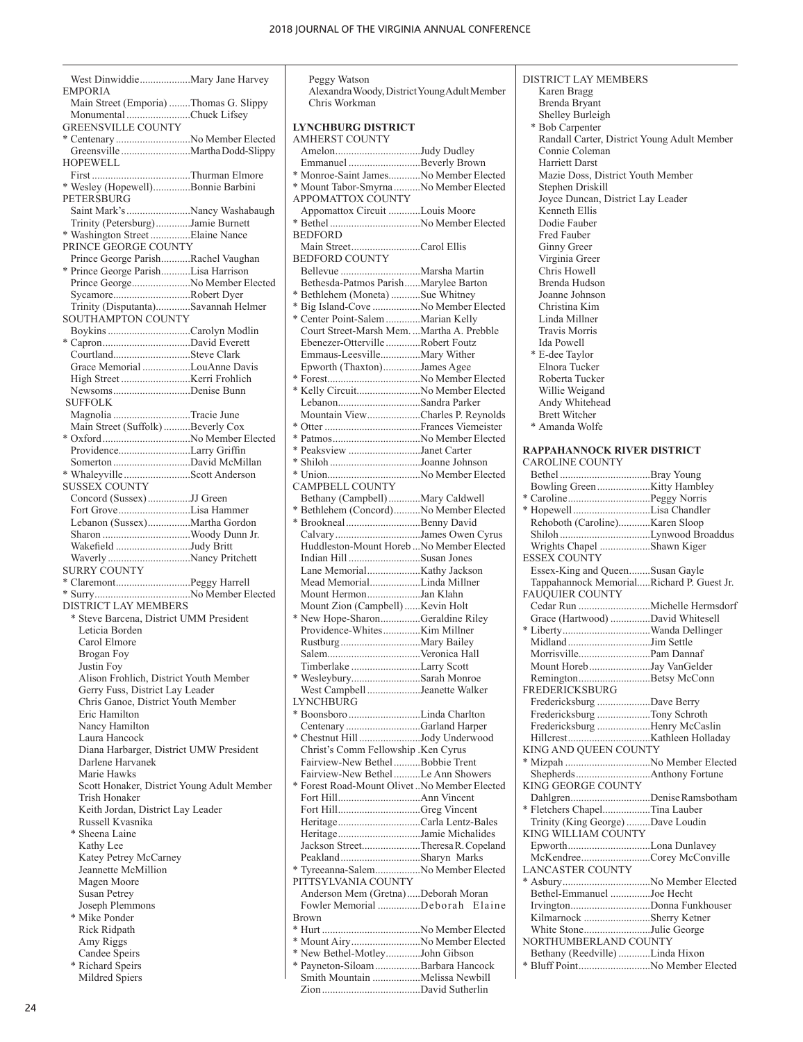West Dinwiddie..................Mary Jane Harvey

EMPORIA

Main Street (Emporia) ........Thomas G. Slippy
Monumental .......................Chuck Lifsey

GREENSVILLE COUNTY

* Centenary ...........................No Member Elected
Greensville ..........................Martha Dodd-Slippy

HOPEWELL

First ....................................Thurman Elmore
* Wesley (Hopewell).............Bonnie Barbini

PETERSBURG

Saint Mark's ........................Nancy Washabaugh
Trinity (Petersburg).............Jamie Burnett
* Washington Street ..............Elaine Nance

PRINCE GEORGE COUNTY

Prince George Parish...........Rachel Vaughan
* Prince George Parish...........Lisa Harrison
Prince George......................No Member Elected
Sycamore.............................Robert Dyer
Trinity (Disputanta).............Savannah Helmer

SOUTHAMPTON COUNTY

Boykins ..............................Carolyn Modlin
* Capron................................David Everett
Courtland.............................Steve Clark
Grace Memorial ..................LouAnne Davis
High Street .........................Kerri Frohlich
Newsoms.............................Denise Bunn

SUFFOLK

Magnolia ............................Tracie June
Main Street (Suffolk) ..........Beverly Cox
* Oxford ................................No Member Elected
Providence...........................Larry Griffin
Somerton .............................David McMillan
* Whaleyville .........................Scott Anderson

SUSSEX COUNTY

Concord (Sussex)................JJ Green
Fort Grove...........................Lisa Hammer
Lebanon (Sussex)................Martha Gordon
Sharon ................................Woody Dunn Jr.
Wakefield ...........................Judy Britt
Waverly ...............................Nancy Pritchett

SURRY COUNTY

* Claremont...........................Peggy Harrell
* Surry...................................No Member Elected

DISTRICT LAY MEMBERS

* Steve Barcena, District UMM President
Leticia Borden
Carol Elmore
Brogan Foy
Justin Foy
Alison Frohlich, District Youth Member
Gerry Fuss, District Lay Leader
Chris Ganoe, District Youth Member
Eric Hamilton
Nancy Hamilton
Laura Hancock
Diana Harbarger, District UMW President
Darlene Harvanek
Marie Hawks
Scott Honaker, District Young Adult Member
Trish Honaker
Keith Jordan, District Lay Leader
Russell Kvasnika
* Sheena Laine
Kathy Lee
Katey Petrey McCarney
Jeannette McMillion
Magen Moore
Susan Petrey
Joseph Plemmons
* Mike Ponder
Rick Ridpath
Amy Riggs
Candee Speirs
* Richard Speirs
Mildred Spiers
Peggy Watson
Alexandra Woody, District Young Adult Member
Chris Workman

## LYNCHBURG DISTRICT

AMHERST COUNTY

Amelon................................Judy Dudley
Emmanuel ...........................Beverly Brown
* Monroe-Saint James............No Member Elected
* Mount Tabor-Smyrna ..........No Member Elected

APPOMATTOX COUNTY

Appomattox Circuit ............Louis Moore
* Bethel ..................................No Member Elected

BEDFORD

Main Street..........................Carol Ellis

BEDFORD COUNTY

Bellevue .............................Marsha Martin
Bethesda-Patmos Parish......Marylee Barton
* Bethlehem (Moneta) ...........Sue Whitney
* Big Island-Cove ..................No Member Elected
* Center Point-Salem .............Marian Kelly
Court Street-Marsh Mem. ...Martha A. Prebble
Ebenezer-Otterville .............Robert Foutz
Emmaus-Leesville...............Mary Wither
Epworth (Thaxton)..............James Agee
* Forest..................................No Member Elected
* Kelly Circuit........................No Member Elected
Lebanon...............................Sandra Parker
Mountain View....................Charles P. Reynolds
* Otter ...................................Frances Viemeister
* Patmos.................................No Member Elected
* Peaksview ...........................Janet Carter
* Shiloh ..................................Joanne Johnson
* Union...................................No Member Elected

CAMPBELL COUNTY

Bethany (Campbell) ............Mary Caldwell
* Bethlehem (Concord)..........No Member Elected
* Brookneal ............................Benny David
Calvary ................................James Owen Cyrus
Huddleston-Mount Horeb ...No Member Elected
Indian Hill ...........................Susan Jones
Lane Memorial....................Kathy Jackson
Mead Memorial...................Linda Millner
Mount Hermon....................Jan Klahn
Mount Zion (Campbell) ......Kevin Holt
* New Hope-Sharon...............Geraldine Riley
Providence-Whites..............Kim Millner
Rustburg .............................Mary Bailey
Salem...................................Veronica Hall
Timberlake ..........................Larry Scott
* Wesleybury..........................Sarah Monroe
West Campbell ....................Jeanette Walker

LYNCHBURG

* Boonsboro ...........................Linda Charlton
Centenary ............................Garland Harper
* Chestnut Hill .......................Jody Underwood
Christ's Comm Fellowship .Ken Cyrus
Fairview-New Bethel ..........Bobbie Trent
Fairview-New Bethel ..........Le Ann Showers
* Forest Road-Mount Olivet ..No Member Elected
Fort Hill...............................Ann Vincent
Fort Hill...............................Greg Vincent
Heritage...............................Carla Lentz-Bales
Heritage...............................Jamie Michalides
Jackson Street......................Theresa R. Copeland
Peakland..............................Sharyn Marks
* Tyreeanna-Salem.................No Member Elected

PITTSYLVANIA COUNTY

Anderson Mem (Gretna).....Deborah Moran
Fowler Memorial ................Deborah Elaine Brown
* Hurt .....................................No Member Elected
* Mount Airy..........................No Member Elected
* New Bethel-Motley.............John Gibson
* Payneton-Siloam .................Barbara Hancock
Smith Mountain ..................Melissa Newbill
Zion .....................................David Sutherlin

DISTRICT LAY MEMBERS

Karen Bragg
Brenda Bryant
Shelley Burleigh
* Bob Carpenter
Randall Carter, District Young Adult Member
Connie Coleman
Harriett Darst
Mazie Doss, District Youth Member
Stephen Driskill
Joyce Duncan, District Lay Leader
Kenneth Ellis
Dodie Fauber
Fred Fauber
Ginny Greer
Virginia Greer
Chris Howell
Brenda Hudson
Joanne Johnson
Christina Kim
Linda Millner
Travis Morris
Ida Powell
* E-dee Taylor
Elnora Tucker
Roberta Tucker
Willie Weigand
Andy Whitehead
Brett Witcher
* Amanda Wolfe

## RAPPAHANNOCK RIVER DISTRICT

CAROLINE COUNTY

Bethel ..................................Bray Young
Bowling Green ....................Kitty Hambley
* Caroline...............................Peggy Norris
* Hopewell .............................Lisa Chandler
Rehoboth (Caroline)............Karen Sloop
Shiloh ..................................Lynwood Broaddus
Wrights Chapel ...................Shawn Kiger

ESSEX COUNTY

Essex-King and Queen........Susan Gayle
Tappahannock Memorial.....Richard P. Guest Jr.

FAUQUIER COUNTY

Cedar Run ...........................Michelle Hermsdorf
Grace (Hartwood) ...............David Whitesell
* Liberty.................................Wanda Dellinger
Midland ...............................Jim Settle
Morrisville...........................Pam Dannaf
Mount Horeb .......................Jay VanGelder
Remington...........................Betsy McConn

FREDERICKSBURG

Fredericksburg ....................Dave Berry
Fredericksburg ....................Tony Schroth
Fredericksburg ....................Henry McCaslin
Hillcrest...............................Kathleen Holladay

KING AND QUEEN COUNTY

* Mizpah ................................No Member Elected
Shepherds ............................Anthony Fortune

KING GEORGE COUNTY

Dahlgren..............................Denise Ramsbotham
* Fletchers Chapel..................Tina Lauber
Trinity (King George) .........Dave Loudin

KING WILLIAM COUNTY

Epworth...............................Lona Dunlavey
McKendree..........................Corey McConville

LANCASTER COUNTY

* Asbury.................................No Member Elected
Bethel-Emmanuel ...............Joe Hecht
Irvington..............................Donna Funkhouser
Kilmarnock .........................Sherry Ketner
White Stone.........................Julie George

NORTHUMBERLAND COUNTY

Bethany (Reedville) ............Linda Hixon
* Bluff Point...........................No Member Elected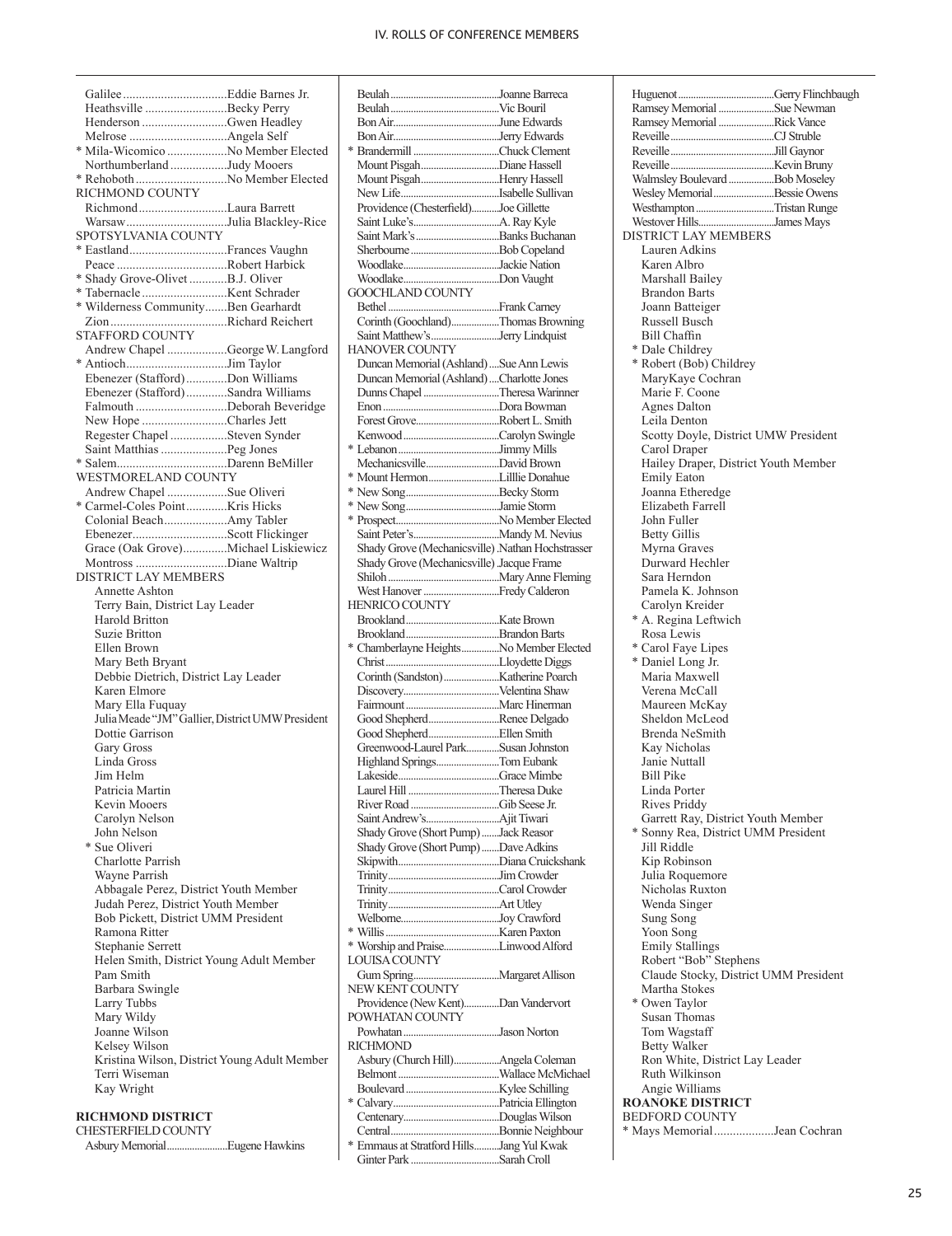Galilee ................................. Eddie Barnes Jr.
Heathsville .......................... Becky Perry
Henderson ........................... Gwen Headley
Melrose ............................... Angela Self
* Mila-Wicomico ................... No Member Elected
Northumberland .................. Judy Mooers
* Rehoboth ............................ No Member Elected

RICHMOND COUNTY
Richmond ............................ Laura Barrett
Warsaw ................................ Julia Blackley-Rice

SPOTSYLVANIA COUNTY
* Eastland ............................... Frances Vaughn
Peace .................................. Robert Harbick
* Shady Grove-Olivet ............ B.J. Oliver
* Tabernacle ........................... Kent Schrader
* Wilderness Community ....... Ben Gearhardt
Zion ..................................... Richard Reichert

STAFFORD COUNTY
Andrew Chapel .................. George W. Langford
* Antioch ................................ Jim Taylor
Ebenezer (Stafford) ............. Don Williams
Ebenezer (Stafford) ............. Sandra Williams
Falmouth ............................. Deborah Beveridge
New Hope ........................... Charles Jett
Regester Chapel .................. Steven Synder
Saint Matthias ..................... Peg Jones
* Salem .................................. Darenn BeMiller

WESTMORELAND COUNTY
Andrew Chapel ................... Sue Oliveri
* Carmel-Coles Point ............ Kris Hicks
Colonial Beach .................... Amy Tabler
Ebenezer .............................. Scott Flickinger
Grace (Oak Grove) .............. Michael Liskiewicz
Montross ............................. Diane Waltrip

DISTRICT LAY MEMBERS
Annette Ashton
Terry Bain, District Lay Leader
Harold Britton
Suzie Britton
Ellen Brown
Mary Beth Bryant
Debbie Dietrich, District Lay Leader
Karen Elmore
Mary Ella Fuquay
Julia Meade "JM" Gallier, District UMW President
Dottie Garrison
Gary Gross
Linda Gross
Jim Helm
Patricia Martin
Kevin Mooers
Carolyn Nelson
John Nelson
* Sue Oliveri
Charlotte Parrish
Wayne Parrish
Abbagale Perez, District Youth Member
Judah Perez, District Youth Member
Bob Pickett, District UMM President
Ramona Ritter
Stephanie Serrett
Helen Smith, District Young Adult Member
Pam Smith
Barbara Swingle
Larry Tubbs
Mary Wildy
Joanne Wilson
Kelsey Wilson
Kristina Wilson, District Young Adult Member
Terri Wiseman
Kay Wright

**RICHMOND DISTRICT**

CHESTERFIELD COUNTY
Asbury Memorial ....................... Eugene Hawkins
Beulah .......................................... Joanne Barreca
Beulah .......................................... Vic Bouril
Bon Air .......................................... June Edwards
Bon Air .......................................... Jerry Edwards
* Brandermill ................................ Chuck Clement
Mount Pisgah ............................... Diane Hassell
Mount Pisgah ............................... Henry Hassell
New Life ....................................... Isabelle Sullivan
Providence (Chesterfield) ........... Joe Gillette
Saint Luke's ................................. A. Ray Kyle
Saint Mark's ................................. Banks Buchanan
Sherbourne ................................... Bob Copeland
Woodlake ...................................... Jackie Nation
Woodlake ...................................... Don Vaught

GOOCHLAND COUNTY
Bethel ........................................... Frank Carney
Corinth (Goochland) ................... Thomas Browning
Saint Matthew's ........................... Jerry Lindquist

HANOVER COUNTY
Duncan Memorial (Ashland) .... Sue Ann Lewis
Duncan Memorial (Ashland) .... Charlotte Jones
Dunns Chapel .............................. Theresa Warinner
Enon ............................................. Dora Bowman
Forest Grove ................................ Robert L. Smith
Kenwood ...................................... Carolyn Swingle
* Lebanon ...................................... Jimmy Mills
Mechanicsville ............................. David Brown
* Mount Hermon ........................... Lilllie Donahue
* New Song .................................... Becky Storm
* New Song .................................... Jamie Storm
* Prospect ....................................... No Member Elected
Saint Peter's ................................. Mandy M. Nevius
Shady Grove (Mechanicsville) . Nathan Hochstrasser
Shady Grove (Mechanicsville) . Jacque Frame
Shiloh ........................................... Mary Anne Fleming
West Hanover .............................. Fredy Calderon

HENRICO COUNTY
Brookland ..................................... Kate Brown
Brookland ..................................... Brandon Barts
* Chamberlayne Heights ............... No Member Elected
Christ ............................................ Lloydette Diggs
Corinth (Sandston) ...................... Katherine Poarch
Discovery ..................................... Velentina Shaw
Fairmount ..................................... Marc Hinerman
Good Shepherd ............................ Renee Delgado
Good Shepherd ............................ Ellen Smith
Greenwood-Laurel Park ............. Susan Johnston
Highland Springs ......................... Tom Eubank
Lakeside ....................................... Grace Mimbe
Laurel Hill ................................... Theresa Duke
River Road ................................... Gib Seese Jr.
Saint Andrew's ............................ Ajit Tiwari
Shady Grove (Short Pump) ....... Jack Reasor
Shady Grove (Short Pump) ....... Dave Adkins
Skipwith ....................................... Diana Cruickshank
Trinity ........................................... Jim Crowder
Trinity ........................................... Carol Crowder
Trinity ........................................... Art Utley
Welborne ...................................... Joy Crawford
* Willis ........................................... Karen Paxton
* Worship and Praise ..................... Linwood Alford

LOUISA COUNTY
Gum Spring ................................. Margaret Allison

NEW KENT COUNTY
Providence (New Kent) .............. Dan Vandervort

POWHATAN COUNTY
Powhatan ...................................... Jason Norton

RICHMOND
Asbury (Church Hill) .................. Angela Coleman
Belmont ........................................ Wallace McMichael
Boulevard ..................................... Kylee Schilling
* Calvary ......................................... Patricia Ellington
Centenary ..................................... Douglas Wilson
Central .......................................... Bonnie Neighbour
* Emmaus at Stratford Hills .......... Jang Yul Kwak
Ginter Park ................................... Sarah Croll
Huguenot ...................................... Gerry Flinchbaugh
Ramsey Memorial ....................... Sue Newman
Ramsey Memorial ....................... Rick Vance
Reveille ........................................ CJ Struble
Reveille ........................................ Jill Gaynor
Reveille ........................................ Kevin Bruny
Walmsley Boulevard .................. Bob Moseley
Wesley Memorial ........................ Bessie Owens
Westhampton ............................... Tristan Runge
Westover Hills ............................. James Mays

DISTRICT LAY MEMBERS
Lauren Adkins
Karen Albro
Marshall Bailey
Brandon Barts
Joann Batteiger
Russell Busch
Bill Chaffin
* Dale Childrey
* Robert (Bob) Childrey
MaryKaye Cochran
Marie F. Coone
Agnes Dalton
Leila Denton
Scotty Doyle, District UMW President
Carol Draper
Hailey Draper, District Youth Member
Emily Eaton
Joanna Etheredge
Elizabeth Farrell
John Fuller
Betty Gillis
Myrna Graves
Durward Hechler
Sara Herndon
Pamela K. Johnson
Carolyn Kreider
* A. Regina Leftwich
Rosa Lewis
* Carol Faye Lipes
* Daniel Long Jr.
Maria Maxwell
Verena McCall
Maureen McKay
Sheldon McLeod
Brenda NeSmith
Kay Nicholas
Janie Nuttall
Bill Pike
Linda Porter
Rives Priddy
Garrett Ray, District Youth Member
* Sonny Rea, District UMM President
Jill Riddle
Kip Robinson
Julia Roquemore
Nicholas Ruxton
Wenda Singer
Sung Song
Yoon Song
Emily Stallings
Robert "Bob" Stephens
Claude Stocky, District UMM President
Martha Stokes
* Owen Taylor
Susan Thomas
Tom Wagstaff
Betty Walker
Ron White, District Lay Leader
Ruth Wilkinson
Angie Williams

**ROANOKE DISTRICT**

BEDFORD COUNTY
* Mays Memorial ................... Jean Cochran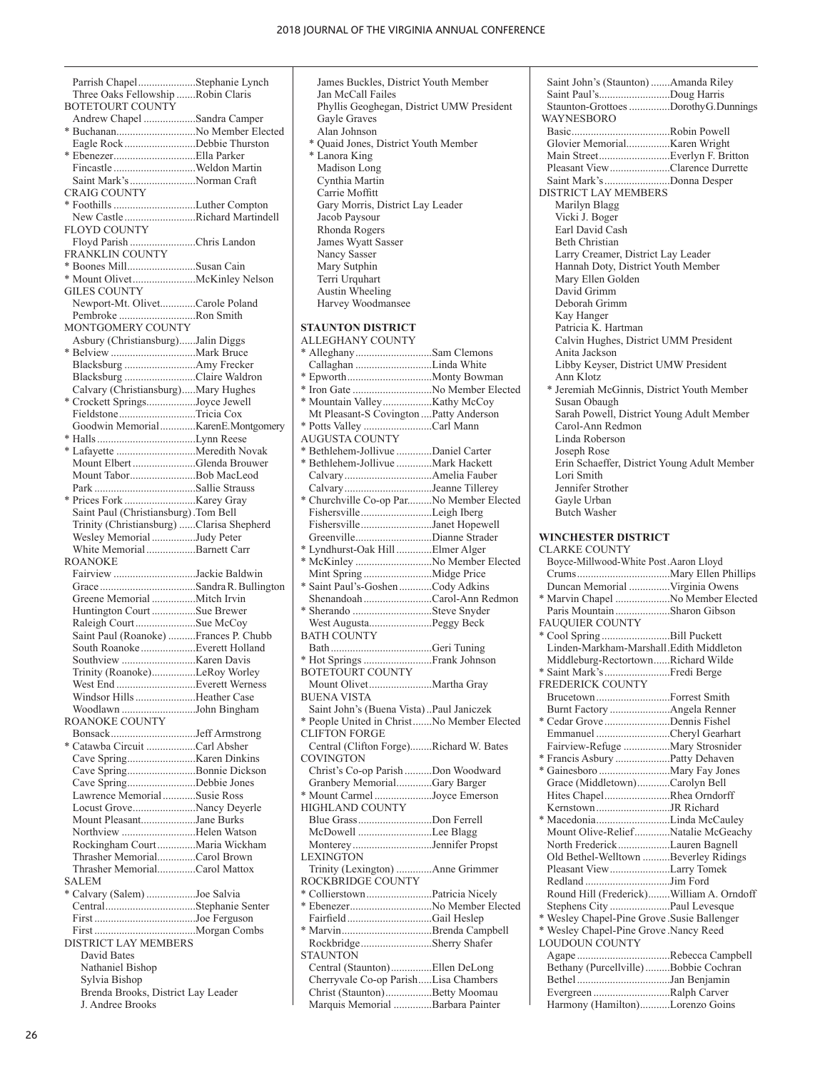Parrish Chapel — Stephanie Lynch
Three Oaks Fellowship — Robin Claris

BOTETOURT COUNTY
Andrew Chapel — Sandra Camper
* Buchanan — No Member Elected
Eagle Rock — Debbie Thurston
* Ebenezer — Ella Parker
Fincastle — Weldon Martin
Saint Mark's — Norman Craft

CRAIG COUNTY
* Foothills — Luther Compton
New Castle — Richard Martindell

FLOYD COUNTY
Floyd Parish — Chris Landon

FRANKLIN COUNTY
* Boones Mill — Susan Cain
* Mount Olivet — McKinley Nelson

GILES COUNTY
Newport-Mt. Olivet — Carole Poland
Pembroke — Ron Smith

MONTGOMERY COUNTY
Asbury (Christiansburg) — Jalin Diggs
* Belview — Mark Bruce
Blacksburg — Amy Frecker
Blacksburg — Claire Waldron
Calvary (Christiansburg) — Mary Hughes
* Crockett Springs — Joyce Jewell
Fieldstone — Tricia Cox
Goodwin Memorial — KarenE.Montgomery
* Halls — Lynn Reese
* Lafayette — Meredith Novak
Mount Elbert — Glenda Brouwer
Mount Tabor — Bob MacLeod
Park — Sallie Strauss
* Prices Fork — Karey Gray
Saint Paul (Christiansburg) — Tom Bell
Trinity (Christiansburg) — Clarisa Shepherd
Wesley Memorial — Judy Peter
White Memorial — Barnett Carr

ROANOKE
Fairview — Jackie Baldwin
Grace — Sandra R. Bullington
Greene Memorial — Mitch Irvin
Huntington Court — Sue Brewer
Raleigh Court — Sue McCoy
Saint Paul (Roanoke) — Frances P. Chubb
South Roanoke — Everett Holland
Southview — Karen Davis
Trinity (Roanoke) — LeRoy Worley
West End — Everett Werness
Windsor Hills — Heather Case
Woodlawn — John Bingham

ROANOKE COUNTY
Bonsack — Jeff Armstrong
* Catawba Circuit — Carl Absher
Cave Spring — Karen Dinkins
Cave Spring — Bonnie Dickson
Cave Spring — Debbie Jones
Lawrence Memorial — Susie Ross
Locust Grove — Nancy Deyerle
Mount Pleasant — Jane Burks
Northview — Helen Watson
Rockingham Court — Maria Wickham
Thrasher Memorial — Carol Brown
Thrasher Memorial — Carol Mattox

SALEM
* Calvary (Salem) — Joe Salvia
Central — Stephanie Senter
First — Joe Ferguson
First — Morgan Combs

DISTRICT LAY MEMBERS
David Bates
Nathaniel Bishop
Sylvia Bishop
Brenda Brooks, District Lay Leader
J. Andree Brooks
James Buckles, District Youth Member
Jan McCall Failes
Phyllis Geoghegan, District UMW President
Gayle Graves
Alan Johnson
* Quaid Jones, District Youth Member
* Lanora King
Madison Long
Cynthia Martin
Carrie Moffitt
Gary Morris, District Lay Leader
Jacob Paysour
Rhonda Rogers
James Wyatt Sasser
Nancy Sasser
Mary Sutphin
Terri Urquhart
Austin Wheeling
Harvey Woodmansee

## STAUNTON DISTRICT

ALLEGHANY COUNTY
* Alleghany — Sam Clemons
Callaghan — Linda White
* Epworth — Monty Bowman
* Iron Gate — No Member Elected
* Mountain Valley — Kathy McCoy
Mt Pleasant-S Covington — Patty Anderson
* Potts Valley — Carl Mann

AUGUSTA COUNTY
* Bethlehem-Jollivue — Daniel Carter
* Bethlehem-Jollivue — Mark Hackett
Calvary — Amelia Fauber
Calvary — Jeanne Tillerey
* Churchville Co-op Par — No Member Elected
Fishersville — Leigh Iberg
Fishersville — Janet Hopewell
Greenville — Dianne Strader
* Lyndhurst-Oak Hill — Elmer Alger
* McKinley — No Member Elected
Mint Spring — Midge Price
* Saint Paul's-Goshen — Cody Adkins
Shenandoah — Carol-Ann Redmon
* Sherando — Steve Snyder
West Augusta — Peggy Beck

BATH COUNTY
Bath — Geri Tuning
* Hot Springs — Frank Johnson

BOTETOURT COUNTY
Mount Olivet — Martha Gray

BUENA VISTA
Saint John's (Buena Vista) — Paul Janiczek
* People United in Christ — No Member Elected

CLIFTON FORGE
Central (Clifton Forge) — Richard W. Bates

COVINGTON
Christ's Co-op Parish — Don Woodward
Granbery Memorial — Gary Barger
* Mount Carmel — Joyce Emerson

HIGHLAND COUNTY
Blue Grass — Don Ferrell
McDowell — Lee Blagg
Monterey — Jennifer Propst

LEXINGTON
Trinity (Lexington) — Anne Grimmer

ROCKBRIDGE COUNTY
* Collierstown — Patricia Nicely
* Ebenezer — No Member Elected
Fairfield — Gail Heslep
* Marvin — Brenda Campbell
Rockbridge — Sherry Shafer

STAUNTON
Central (Staunton) — Ellen DeLong
Cherryvale Co-op Parish — Lisa Chambers
Christ (Staunton) — Betty Moomau
Marquis Memorial — Barbara Painter
Saint John's (Staunton) — Amanda Riley
Saint Paul's — Doug Harris
Staunton-Grottoes — DorothyG.Dunnings

WAYNESBORO
Basic — Robin Powell
Glovier Memorial — Karen Wright
Main Street — Everlyn F. Britton
Pleasant View — Clarence Durrette
Saint Mark's — Donna Desper

DISTRICT LAY MEMBERS
Marilyn Blagg
Vicki J. Boger
Earl David Cash
Beth Christian
Larry Creamer, District Lay Leader
Hannah Doty, District Youth Member
Mary Ellen Golden
David Grimm
Deborah Grimm
Kay Hanger
Patricia K. Hartman
Calvin Hughes, District UMM President
Anita Jackson
Libby Keyser, District UMW President
Ann Klotz
* Jeremiah McGinnis, District Youth Member
Susan Obaugh
Sarah Powell, District Young Adult Member
Carol-Ann Redmon
Linda Roberson
Joseph Rose
Erin Schaeffer, District Young Adult Member
Lori Smith
Jennifer Strother
Gayle Urban
Butch Washer

## WINCHESTER DISTRICT

CLARKE COUNTY
Boyce-Millwood-White Post — Aaron Lloyd
Crums — Mary Ellen Phillips
Duncan Memorial — Virginia Owens
* Marvin Chapel — No Member Elected
Paris Mountain — Sharon Gibson

FAUQUIER COUNTY
* Cool Spring — Bill Puckett
Linden-Markham-Marshall — Edith Middleton
Middleburg-Rectortown — Richard Wilde
* Saint Mark's — Fredi Berge

FREDERICK COUNTY
Brucetown — Forrest Smith
Burnt Factory — Angela Renner
* Cedar Grove — Dennis Fishel
Emmanuel — Cheryl Gearhart
Fairview-Refuge — Mary Strosnider
* Francis Asbury — Patty Dehaven
* Gainesboro — Mary Fay Jones
Grace (Middletown) — Carolyn Bell
Hites Chapel — Rhea Orndorff
Kernstown — JR Richard
* Macedonia — Linda McCauley
Mount Olive-Relief — Natalie McGeachy
North Frederick — Lauren Bagnell
Old Bethel-Welltown — Beverley Ridings
Pleasant View — Larry Tomek
Redland — Jim Ford
Round Hill (Frederick) — William A. Orndoff
Stephens City — Paul Levesque
* Wesley Chapel-Pine Grove — Susie Ballenger
* Wesley Chapel-Pine Grove — Nancy Reed

LOUDOUN COUNTY
Agape — Rebecca Campbell
Bethany (Purcellville) — Bobbie Cochran
Bethel — Jan Benjamin
Evergreen — Ralph Carver
Harmony (Hamilton) — Lorenzo Goins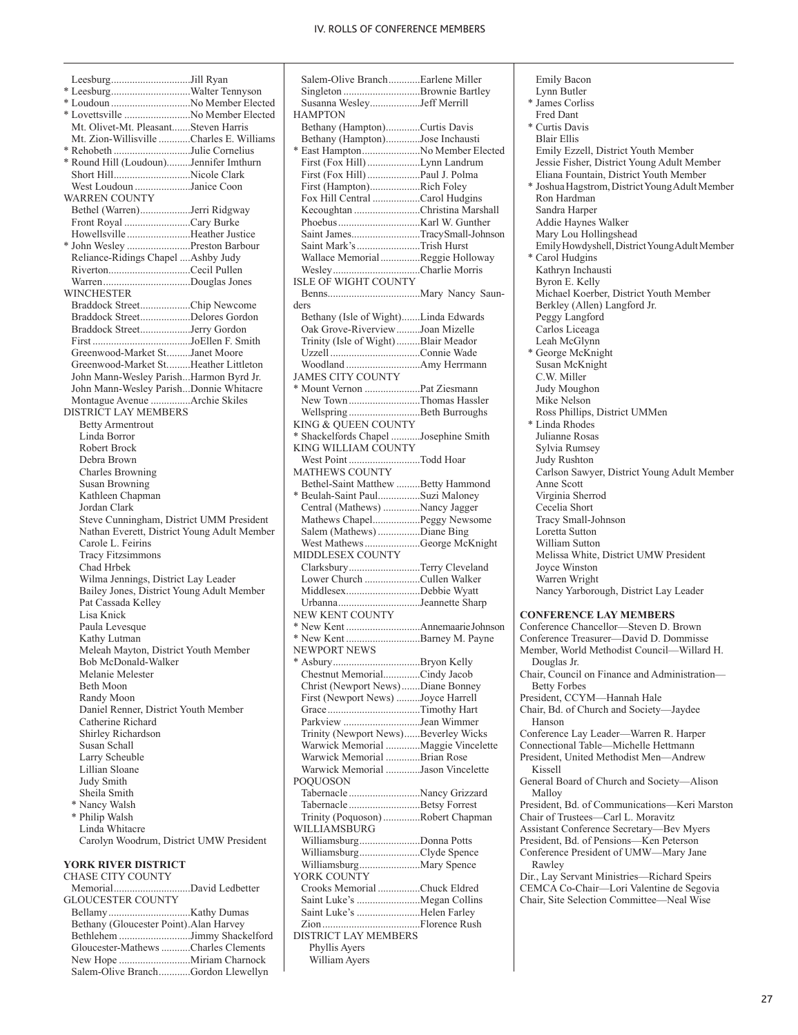Leesburg..............................Jill Ryan
* Leesburg..............................Walter Tennyson
* Loudoun..............................No Member Elected
* Lovettsville..........................No Member Elected
Mt. Olivet-Mt. Pleasant.......Steven Harris
Mt. Zion-Willisville............Charles E. Williams
* Rehobeth.............................Julie Cornelius
* Round Hill (Loudoun).........Jennifer Imthurn
Short Hill.............................Nicole Clark
West Loudoun.....................Janice Coon

WARREN COUNTY
Bethel (Warren)...................Jerri Ridgway
Front Royal.........................Cary Burke
Howellsville........................Heather Justice
* John Wesley........................Preston Barbour
Reliance-Ridings Chapel....Ashby Judy
Riverton...............................Cecil Pullen
Warren.................................Douglas Jones

WINCHESTER
Braddock Street...................Chip Newcome
Braddock Street...................Delores Gordon
Braddock Street...................Jerry Gordon
First.....................................JoEllen F. Smith
Greenwood-Market St.........Janet Moore
Greenwood-Market St.........Heather Littleton
John Mann-Wesley Parish...Harmon Byrd Jr.
John Mann-Wesley Parish...Donnie Whitacre
Montague Avenue...............Archie Skiles

DISTRICT LAY MEMBERS
Betty Armentrout
Linda Borror
Robert Brock
Debra Brown
Charles Browning
Susan Browning
Kathleen Chapman
Jordan Clark
Steve Cunningham, District UMM President
Nathan Everett, District Young Adult Member
Carole L. Feirins
Tracy Fitzsimmons
Chad Hrbek
Wilma Jennings, District Lay Leader
Bailey Jones, District Young Adult Member
Pat Cassada Kelley
Lisa Knick
Paula Levesque
Kathy Lutman
Meleah Mayton, District Youth Member
Bob McDonald-Walker
Melanie Melester
Beth Moon
Randy Moon
Daniel Renner, District Youth Member
Catherine Richard
Shirley Richardson
Susan Schall
Larry Scheuble
Lillian Sloane
Judy Smith
Sheila Smith
* Nancy Walsh
* Philip Walsh
Linda Whitacre
Carolyn Woodrum, District UMW President

### YORK RIVER DISTRICT

CHASE CITY COUNTY
Memorial.............................David Ledbetter

GLOUCESTER COUNTY
Bellamy...............................Kathy Dumas
Bethany (Gloucester Point).Alan Harvey
Bethlehem...........................Jimmy Shackelford
Gloucester-Mathews...........Charles Clements
New Hope...........................Miriam Charnock
Salem-Olive Branch............Gordon Llewellyn
Salem-Olive Branch............Earlene Miller
Singleton.............................Brownie Bartley
Susanna Wesley..................Jeff Merrill

HAMPTON
Bethany (Hampton)............Curtis Davis
Bethany (Hampton)............Jose Inchausti
* East Hampton......................No Member Elected
First (Fox Hill)....................Lynn Landrum
First (Fox Hill)....................Paul J. Polma
First (Hampton)...................Rich Foley
Fox Hill Central..................Carol Hudgins
Kecoughtan.........................Christina Marshall
Phoebus...............................Karl W. Gunther
Saint James..........................Tracy Small-Johnson
Saint Mark's........................Trish Hurst
Wallace Memorial..............Reggie Holloway
Wesley.................................Charlie Morris

ISLE OF WIGHT COUNTY
Benns...................................Mary Nancy Saunders
Bethany (Isle of Wight).......Linda Edwards
Oak Grove-Riverview.........Joan Mizelle
Trinity (Isle of Wight).........Blair Meador
Uzzell..................................Connie Wade
Woodland............................Amy Herrmann

JAMES CITY COUNTY
* Mount Vernon.....................Pat Ziesmann
New Town...........................Thomas Hassler
Wellspring...........................Beth Burroughs

KING & QUEEN COUNTY
* Shackelfords Chapel...........Josephine Smith

KING WILLIAM COUNTY
West Point...........................Todd Hoar

MATHEWS COUNTY
Bethel-Saint Matthew.........Betty Hammond
* Beulah-Saint Paul................Suzi Maloney
Central (Mathews).............Nancy Jagger
Mathews Chapel.................Peggy Newsome
Salem (Mathews)................Diane Bing
West Mathews....................George McKnight

MIDDLESEX COUNTY
Clarksbury...........................Terry Cleveland
Lower Church.....................Cullen Walker
Middlesex............................Debbie Wyatt
Urbanna...............................Jeannette Sharp

NEW KENT COUNTY
* New Kent............................Annemaarie Johnson
* New Kent............................Barney M. Payne

NEWPORT NEWS
* Asbury.................................Bryon Kelly
Chestnut Memorial.............Cindy Jacob
Christ (Newport News).......Diane Bonney
First (Newport News).........Joyce Harrell
Grace...................................Timothy Hart
Parkview.............................Jean Wimmer
Trinity (Newport News)......Beverley Wicks
Warwick Memorial.............Maggie Vincelette
Warwick Memorial.............Brian Rose
Warwick Memorial.............Jason Vincelette

POQUOSON
Tabernacle...........................Nancy Grizzard
Tabernacle...........................Betsy Forrest
Trinity (Poquoson).............Robert Chapman

WILLIAMSBURG
Williamsburg......................Donna Potts
Williamsburg......................Clyde Spence
Williamsburg......................Mary Spence

YORK COUNTY
Crooks Memorial................Chuck Eldred
Saint Luke's........................Megan Collins
Saint Luke's........................Helen Farley
Zion.....................................Florence Rush

DISTRICT LAY MEMBERS
Phyllis Ayers
William Ayers
Emily Bacon
Lynn Butler
* James Corliss
Fred Dant
* Curtis Davis
Blair Ellis
Emily Ezzell, District Youth Member
Jessie Fisher, District Young Adult Member
Eliana Fountain, District Youth Member
* Joshua Hagstrom, District Young Adult Member
Ron Hardman
Sandra Harper
Addie Haynes Walker
Mary Lou Hollingshead
Emily Howdyshell, District Young Adult Member
* Carol Hudgins
Kathryn Inchausti
Byron E. Kelly
Michael Koerber, District Youth Member
Berkley (Allen) Langford Jr.
Peggy Langford
Carlos Liceaga
Leah McGlynn
* George McKnight
Susan McKnight
C.W. Miller
Judy Moughon
Mike Nelson
Ross Phillips, District UMMen
* Linda Rhodes
Julianne Rosas
Sylvia Rumsey
Judy Rushton
Carlson Sawyer, District Young Adult Member
Anne Scott
Virginia Sherrod
Cecelia Short
Tracy Small-Johnson
Loretta Sutton
William Sutton
Melissa White, District UMW President
Joyce Winston
Warren Wright
Nancy Yarborough, District Lay Leader

**CONFERENCE LAY MEMBERS**

Conference Chancellor—Steven D. Brown
Conference Treasurer—David D. Dommisse
Member, World Methodist Council—Willard H. Douglas Jr.
Chair, Council on Finance and Administration—Betty Forbes
President, CCYM—Hannah Hale
Chair, Bd. of Church and Society—Jaydee Hanson
Conference Lay Leader—Warren R. Harper
Connectional Table—Michelle Hettmann
President, United Methodist Men—Andrew Kissell
General Board of Church and Society—Alison Malloy
President, Bd. of Communications—Keri Marston
Chair of Trustees—Carl L. Moravitz
Assistant Conference Secretary—Bev Myers
President, Bd. of Pensions—Ken Peterson
Conference President of UMW—Mary Jane Rawley
Dir., Lay Servant Ministries—Richard Speirs
CEMCA Co-Chair—Lori Valentine de Segovia
Chair, Site Selection Committee—Neal Wise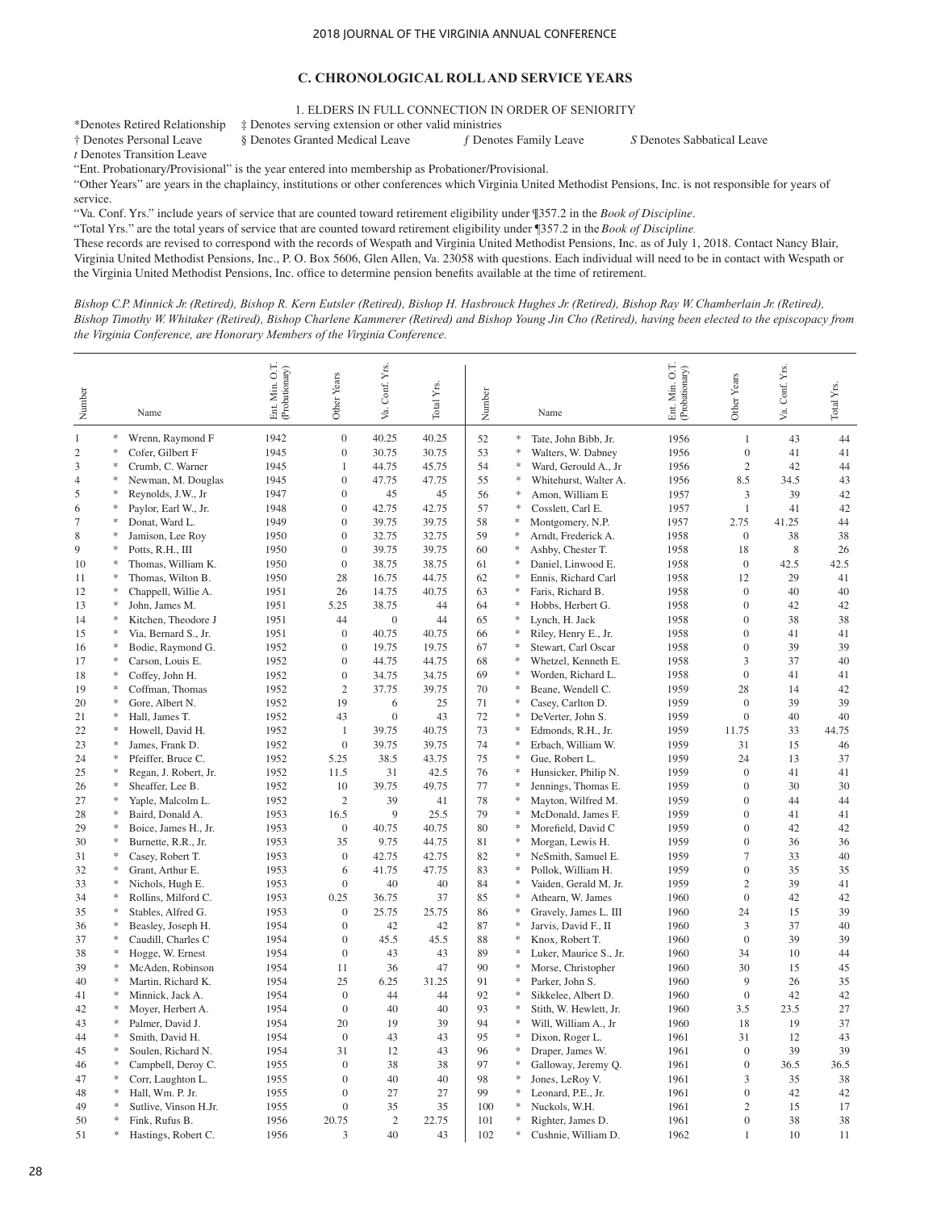## C. CHRONOLOGICAL ROLL AND SERVICE YEARS

### 1. ELDERS IN FULL CONNECTION IN ORDER OF SENIORITY

*Denotes Retired Relationship ‡ Denotes serving extension or other valid ministries
† Denotes Personal Leave § Denotes Granted Medical Leave *ƒ* Denotes Family Leave *S* Denotes Sabbatical Leave
*t* Denotes Transition Leave

"Ent. Probationary/Provisional" is the year entered into membership as Probationer/Provisional.

"Other Years" are years in the chaplaincy, institutions or other conferences which Virginia United Methodist Pensions, Inc. is not responsible for years of service.

"Va. Conf. Yrs." include years of service that are counted toward retirement eligibility under ¶357.2 in the *Book of Discipline*.

"Total Yrs." are the total years of service that are counted toward retirement eligibility under ¶357.2 in the *Book of Discipline.*

These records are revised to correspond with the records of Wespath and Virginia United Methodist Pensions, Inc. as of July 1, 2018. Contact Nancy Blair, Virginia United Methodist Pensions, Inc., P. O. Box 5606, Glen Allen, Va. 23058 with questions. Each individual will need to be in contact with Wespath or the Virginia United Methodist Pensions, Inc. office to determine pension benefits available at the time of retirement.

*Bishop C.P. Minnick Jr. (Retired), Bishop R. Kern Eutsler (Retired), Bishop H. Hasbrouck Hughes Jr. (Retired), Bishop Ray W. Chamberlain Jr. (Retired), Bishop Timothy W. Whitaker (Retired), Bishop Charlene Kammerer (Retired) and Bishop Young Jin Cho (Retired), having been elected to the episcopacy from the Virginia Conference, are Honorary Members of the Virginia Conference.*

| Number | | Name | Ent. Min. O.T. (Probationary) | Other Years | Va. Conf. Yrs. | Total Yrs. |
|---|---|---|---|---|---|---|
| 1 | * | Wrenn, Raymond F | 1942 | 0 | 40.25 | 40.25 |
| 2 | * | Cofer, Gilbert F | 1945 | 0 | 30.75 | 30.75 |
| 3 | * | Crumb, C. Warner | 1945 | 1 | 44.75 | 45.75 |
| 4 | * | Newman, M. Douglas | 1945 | 0 | 47.75 | 47.75 |
| 5 | * | Reynolds, J.W., Jr | 1947 | 0 | 45 | 45 |
| 6 | * | Paylor, Earl W., Jr. | 1948 | 0 | 42.75 | 42.75 |
| 7 | * | Donat, Ward L. | 1949 | 0 | 39.75 | 39.75 |
| 8 | * | Jamison, Lee Roy | 1950 | 0 | 32.75 | 32.75 |
| 9 | * | Potts, R.H., III | 1950 | 0 | 39.75 | 39.75 |
| 10 | * | Thomas, William K. | 1950 | 0 | 38.75 | 38.75 |
| 11 | * | Thomas, Wilton B. | 1950 | 28 | 16.75 | 44.75 |
| 12 | * | Chappell, Willie A. | 1951 | 26 | 14.75 | 40.75 |
| 13 | * | John, James M. | 1951 | 5.25 | 38.75 | 44 |
| 14 | * | Kitchen, Theodore J | 1951 | 44 | 0 | 44 |
| 15 | * | Via, Bernard S., Jr. | 1951 | 0 | 40.75 | 40.75 |
| 16 | * | Bodie, Raymond G. | 1952 | 0 | 19.75 | 19.75 |
| 17 | * | Carson, Louis E. | 1952 | 0 | 44.75 | 44.75 |
| 18 | * | Coffey, John H. | 1952 | 0 | 34.75 | 34.75 |
| 19 | * | Coffman, Thomas | 1952 | 2 | 37.75 | 39.75 |
| 20 | * | Gore, Albert N. | 1952 | 19 | 6 | 25 |
| 21 | * | Hall, James T. | 1952 | 43 | 0 | 43 |
| 22 | * | Howell, David H. | 1952 | 1 | 39.75 | 40.75 |
| 23 | * | James, Frank D. | 1952 | 0 | 39.75 | 39.75 |
| 24 | * | Pfeiffer, Bruce C. | 1952 | 5.25 | 38.5 | 43.75 |
| 25 | * | Regan, J. Robert, Jr. | 1952 | 11.5 | 31 | 42.5 |
| 26 | * | Sheaffer, Lee B. | 1952 | 10 | 39.75 | 49.75 |
| 27 | * | Yaple, Malcolm L. | 1952 | 2 | 39 | 41 |
| 28 | * | Baird, Donald A. | 1953 | 16.5 | 9 | 25.5 |
| 29 | * | Boice, James H., Jr. | 1953 | 0 | 40.75 | 40.75 |
| 30 | * | Burnette, R.R., Jr. | 1953 | 35 | 9.75 | 44.75 |
| 31 | * | Casey, Robert T. | 1953 | 0 | 42.75 | 42.75 |
| 32 | * | Grant, Arthur E. | 1953 | 6 | 41.75 | 47.75 |
| 33 | * | Nichols, Hugh E. | 1953 | 0 | 40 | 40 |
| 34 | * | Rollins, Milford C. | 1953 | 0.25 | 36.75 | 37 |
| 35 | * | Stables, Alfred G. | 1953 | 0 | 25.75 | 25.75 |
| 36 | * | Beasley, Joseph H. | 1954 | 0 | 42 | 42 |
| 37 | * | Caudill, Charles C | 1954 | 0 | 45.5 | 45.5 |
| 38 | * | Hogge, W. Ernest | 1954 | 0 | 43 | 43 |
| 39 | * | McAden, Robinson | 1954 | 11 | 36 | 47 |
| 40 | * | Martin, Richard K. | 1954 | 25 | 6.25 | 31.25 |
| 41 | * | Minnick, Jack A. | 1954 | 0 | 44 | 44 |
| 42 | * | Moyer, Herbert A. | 1954 | 0 | 40 | 40 |
| 43 | * | Palmer, David J. | 1954 | 20 | 19 | 39 |
| 44 | * | Smith, David H. | 1954 | 0 | 43 | 43 |
| 45 | * | Soulen, Richard N. | 1954 | 31 | 12 | 43 |
| 46 | * | Campbell, Deroy C. | 1955 | 0 | 38 | 38 |
| 47 | * | Corr, Laughton L. | 1955 | 0 | 40 | 40 |
| 48 | * | Hall, Wm. P. Jr. | 1955 | 0 | 27 | 27 |
| 49 | * | Sutlive, Vinson H.Jr. | 1955 | 0 | 35 | 35 |
| 50 | * | Fink, Rufus B. | 1956 | 20.75 | 2 | 22.75 |
| 51 | * | Hastings, Robert C. | 1956 | 3 | 40 | 43 |
| 52 | * | Tate, John Bibb, Jr. | 1956 | 1 | 43 | 44 |
| 53 | * | Walters, W. Dabney | 1956 | 0 | 41 | 41 |
| 54 | * | Ward, Gerould A., Jr | 1956 | 2 | 42 | 44 |
| 55 | * | Whitehurst, Walter A. | 1956 | 8.5 | 34.5 | 43 |
| 56 | * | Amon, William E | 1957 | 3 | 39 | 42 |
| 57 | * | Cosslett, Carl E. | 1957 | 1 | 41 | 42 |
| 58 | * | Montgomery, N.P. | 1957 | 2.75 | 41.25 | 44 |
| 59 | * | Arndt, Frederick A. | 1958 | 0 | 38 | 38 |
| 60 | * | Ashby, Chester T. | 1958 | 18 | 8 | 26 |
| 61 | * | Daniel, Linwood E. | 1958 | 0 | 42.5 | 42.5 |
| 62 | * | Ennis, Richard Carl | 1958 | 12 | 29 | 41 |
| 63 | * | Faris, Richard B. | 1958 | 0 | 40 | 40 |
| 64 | * | Hobbs, Herbert G. | 1958 | 0 | 42 | 42 |
| 65 | * | Lynch, H. Jack | 1958 | 0 | 38 | 38 |
| 66 | * | Riley, Henry E., Jr. | 1958 | 0 | 41 | 41 |
| 67 | * | Stewart, Carl Oscar | 1958 | 0 | 39 | 39 |
| 68 | * | Whetzel, Kenneth E. | 1958 | 3 | 37 | 40 |
| 69 | * | Worden, Richard L. | 1958 | 0 | 41 | 41 |
| 70 | * | Beane, Wendell C. | 1959 | 28 | 14 | 42 |
| 71 | * | Casey, Carlton D. | 1959 | 0 | 39 | 39 |
| 72 | * | DeVerter, John S. | 1959 | 0 | 40 | 40 |
| 73 | * | Edmonds, R.H., Jr. | 1959 | 11.75 | 33 | 44.75 |
| 74 | * | Erbach, William W. | 1959 | 31 | 15 | 46 |
| 75 | * | Gue, Robert L. | 1959 | 24 | 13 | 37 |
| 76 | * | Hunsicker, Philip N. | 1959 | 0 | 41 | 41 |
| 77 | * | Jennings, Thomas E. | 1959 | 0 | 30 | 30 |
| 78 | * | Mayton, Wilfred M. | 1959 | 0 | 44 | 44 |
| 79 | * | McDonald, James F. | 1959 | 0 | 41 | 41 |
| 80 | * | Morefield, David C | 1959 | 0 | 42 | 42 |
| 81 | * | Morgan, Lewis H. | 1959 | 0 | 36 | 36 |
| 82 | * | NeSmith, Samuel E. | 1959 | 7 | 33 | 40 |
| 83 | * | Pollok, William H. | 1959 | 0 | 35 | 35 |
| 84 | * | Vaiden, Gerald M, Jr. | 1959 | 2 | 39 | 41 |
| 85 | * | Athearn, W. James | 1960 | 0 | 42 | 42 |
| 86 | * | Gravely, James L. III | 1960 | 24 | 15 | 39 |
| 87 | * | Jarvis, David F., II | 1960 | 3 | 37 | 40 |
| 88 | * | Knox, Robert T. | 1960 | 0 | 39 | 39 |
| 89 | * | Luker, Maurice S., Jr. | 1960 | 34 | 10 | 44 |
| 90 | * | Morse, Christopher | 1960 | 30 | 15 | 45 |
| 91 | * | Parker, John S. | 1960 | 9 | 26 | 35 |
| 92 | * | Sikkelee, Albert D. | 1960 | 0 | 42 | 42 |
| 93 | * | Stith, W. Hewlett, Jr. | 1960 | 3.5 | 23.5 | 27 |
| 94 | * | Will, William A., Jr | 1960 | 18 | 19 | 37 |
| 95 | * | Dixon, Roger L. | 1961 | 31 | 12 | 43 |
| 96 | * | Draper, James W. | 1961 | 0 | 39 | 39 |
| 97 | * | Galloway, Jeremy Q. | 1961 | 0 | 36.5 | 36.5 |
| 98 | * | Jones, LeRoy V. | 1961 | 3 | 35 | 38 |
| 99 | * | Leonard, P.E., Jr. | 1961 | 0 | 42 | 42 |
| 100 | * | Nuckols, W.H. | 1961 | 2 | 15 | 17 |
| 101 | * | Righter, James D. | 1961 | 0 | 38 | 38 |
| 102 | * | Cushnie, William D. | 1962 | 1 | 10 | 11 |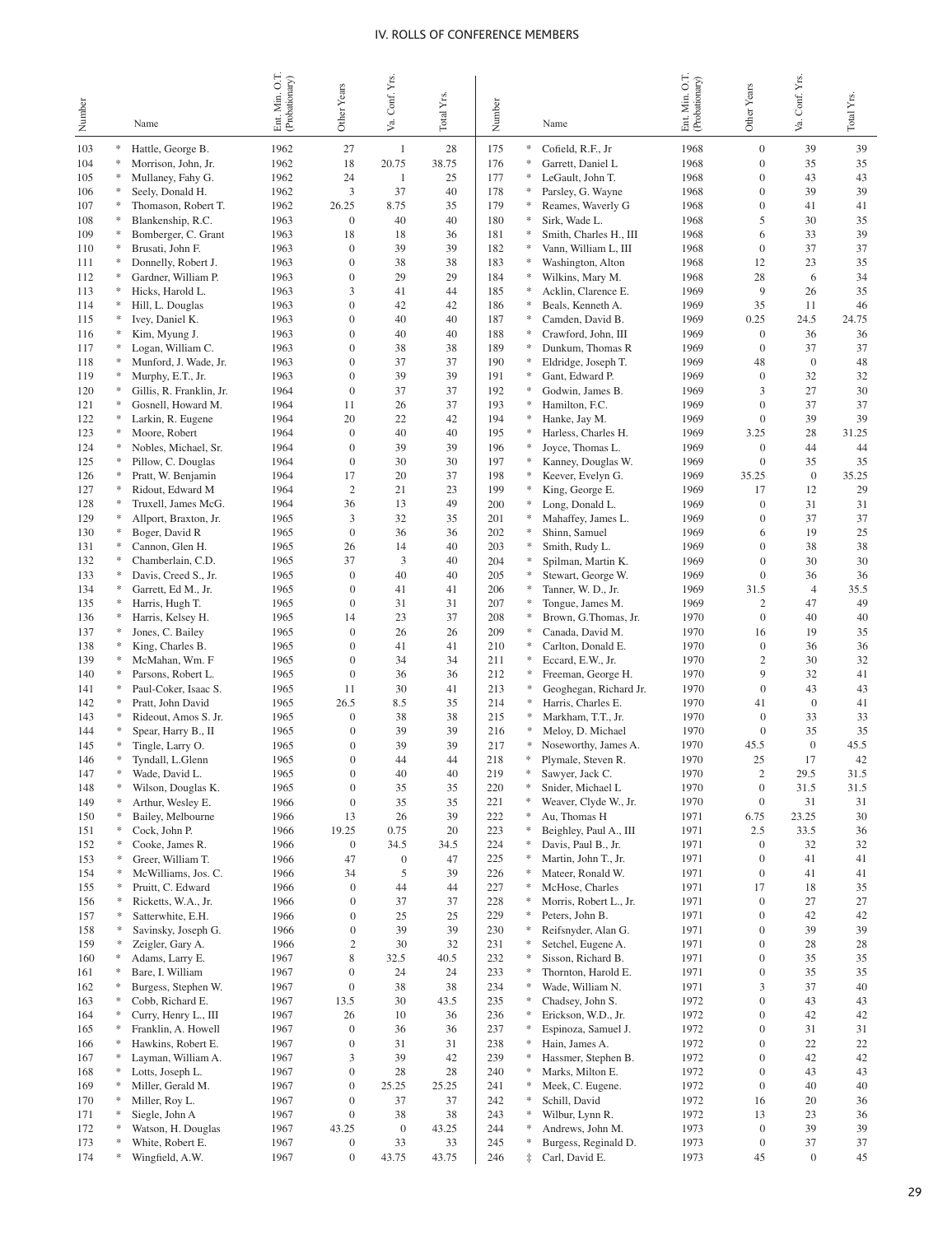| Number | | Name | Ent. Min. O.T. (Probationary) | Other Years | Va. Conf. Yrs. | Total Yrs. |
|---|---|---|---|---|---|---|
| 103 | * | Hattle, George B. | 1962 | 27 | 1 | 28 |
| 104 | * | Morrison, John, Jr. | 1962 | 18 | 20.75 | 38.75 |
| 105 | * | Mullaney, Fahy G. | 1962 | 24 | 1 | 25 |
| 106 | * | Seely, Donald H. | 1962 | 3 | 37 | 40 |
| 107 | * | Thomason, Robert T. | 1962 | 26.25 | 8.75 | 35 |
| 108 | * | Blankenship, R.C. | 1963 | 0 | 40 | 40 |
| 109 | * | Bomberger, C. Grant | 1963 | 18 | 18 | 36 |
| 110 | * | Brusati, John F. | 1963 | 0 | 39 | 39 |
| 111 | * | Donnelly, Robert J. | 1963 | 0 | 38 | 38 |
| 112 | * | Gardner, William P. | 1963 | 0 | 29 | 29 |
| 113 | * | Hicks, Harold L. | 1963 | 3 | 41 | 44 |
| 114 | * | Hill, L. Douglas | 1963 | 0 | 42 | 42 |
| 115 | * | Ivey, Daniel K. | 1963 | 0 | 40 | 40 |
| 116 | * | Kim, Myung J. | 1963 | 0 | 40 | 40 |
| 117 | * | Logan, William C. | 1963 | 0 | 38 | 38 |
| 118 | * | Munford, J. Wade, Jr. | 1963 | 0 | 37 | 37 |
| 119 | * | Murphy, E.T., Jr. | 1963 | 0 | 39 | 39 |
| 120 | * | Gillis, R. Franklin, Jr. | 1964 | 0 | 37 | 37 |
| 121 | * | Gosnell, Howard M. | 1964 | 11 | 26 | 37 |
| 122 | * | Larkin, R. Eugene | 1964 | 20 | 22 | 42 |
| 123 | * | Moore, Robert | 1964 | 0 | 40 | 40 |
| 124 | * | Nobles, Michael, Sr. | 1964 | 0 | 39 | 39 |
| 125 | * | Pillow, C. Douglas | 1964 | 0 | 30 | 30 |
| 126 | * | Pratt, W. Benjamin | 1964 | 17 | 20 | 37 |
| 127 | * | Ridout, Edward M | 1964 | 2 | 21 | 23 |
| 128 | * | Truxell, James McG. | 1964 | 36 | 13 | 49 |
| 129 | * | Allport, Braxton, Jr. | 1965 | 3 | 32 | 35 |
| 130 | * | Boger, David R | 1965 | 0 | 36 | 36 |
| 131 | * | Cannon, Glen H. | 1965 | 26 | 14 | 40 |
| 132 | * | Chamberlain, C.D. | 1965 | 37 | 3 | 40 |
| 133 | * | Davis, Creed S., Jr. | 1965 | 0 | 40 | 40 |
| 134 | * | Garrett, Ed M., Jr. | 1965 | 0 | 41 | 41 |
| 135 | * | Harris, Hugh T. | 1965 | 0 | 31 | 31 |
| 136 | * | Harris, Kelsey H. | 1965 | 14 | 23 | 37 |
| 137 | * | Jones, C. Bailey | 1965 | 0 | 26 | 26 |
| 138 | * | King, Charles B. | 1965 | 0 | 41 | 41 |
| 139 | * | McMahan, Wm. F | 1965 | 0 | 34 | 34 |
| 140 | * | Parsons, Robert L. | 1965 | 0 | 36 | 36 |
| 141 | * | Paul-Coker, Isaac S. | 1965 | 11 | 30 | 41 |
| 142 | * | Pratt, John David | 1965 | 26.5 | 8.5 | 35 |
| 143 | * | Rideout, Amos S. Jr. | 1965 | 0 | 38 | 38 |
| 144 | * | Spear, Harry B., II | 1965 | 0 | 39 | 39 |
| 145 | * | Tingle, Larry O. | 1965 | 0 | 39 | 39 |
| 146 | * | Tyndall, L.Glenn | 1965 | 0 | 44 | 44 |
| 147 | * | Wade, David L. | 1965 | 0 | 40 | 40 |
| 148 | * | Wilson, Douglas K. | 1965 | 0 | 35 | 35 |
| 149 | * | Arthur, Wesley E. | 1966 | 0 | 35 | 35 |
| 150 | * | Bailey, Melbourne | 1966 | 13 | 26 | 39 |
| 151 | * | Cock, John P. | 1966 | 19.25 | 0.75 | 20 |
| 152 | * | Cooke, James R. | 1966 | 0 | 34.5 | 34.5 |
| 153 | * | Greer, William T. | 1966 | 47 | 0 | 47 |
| 154 | * | McWilliams, Jos. C. | 1966 | 34 | 5 | 39 |
| 155 | * | Pruitt, C. Edward | 1966 | 0 | 44 | 44 |
| 156 | * | Ricketts, W.A., Jr. | 1966 | 0 | 37 | 37 |
| 157 | * | Satterwhite, E.H. | 1966 | 0 | 25 | 25 |
| 158 | * | Savinsky, Joseph G. | 1966 | 0 | 39 | 39 |
| 159 | * | Zeigler, Gary A. | 1966 | 2 | 30 | 32 |
| 160 | * | Adams, Larry E. | 1967 | 8 | 32.5 | 40.5 |
| 161 | * | Bare, I. William | 1967 | 0 | 24 | 24 |
| 162 | * | Burgess, Stephen W. | 1967 | 0 | 38 | 38 |
| 163 | * | Cobb, Richard E. | 1967 | 13.5 | 30 | 43.5 |
| 164 | * | Curry, Henry L., III | 1967 | 26 | 10 | 36 |
| 165 | * | Franklin, A. Howell | 1967 | 0 | 36 | 36 |
| 166 | * | Hawkins, Robert E. | 1967 | 0 | 31 | 31 |
| 167 | * | Layman, William A. | 1967 | 3 | 39 | 42 |
| 168 | * | Lotts, Joseph L. | 1967 | 0 | 28 | 28 |
| 169 | * | Miller, Gerald M. | 1967 | 0 | 25.25 | 25.25 |
| 170 | * | Miller, Roy L. | 1967 | 0 | 37 | 37 |
| 171 | * | Siegle, John A | 1967 | 0 | 38 | 38 |
| 172 | * | Watson, H. Douglas | 1967 | 43.25 | 0 | 43.25 |
| 173 | * | White, Robert E. | 1967 | 0 | 33 | 33 |
| 174 | * | Wingfield, A.W. | 1967 | 0 | 43.75 | 43.75 |
| 175 | * | Cofield, R.F., Jr | 1968 | 0 | 39 | 39 |
| 176 | * | Garrett, Daniel L | 1968 | 0 | 35 | 35 |
| 177 | * | LeGault, John T. | 1968 | 0 | 43 | 43 |
| 178 | * | Parsley, G. Wayne | 1968 | 0 | 39 | 39 |
| 179 | * | Reames, Waverly G | 1968 | 0 | 41 | 41 |
| 180 | * | Sirk, Wade L. | 1968 | 5 | 30 | 35 |
| 181 | * | Smith, Charles H., III | 1968 | 6 | 33 | 39 |
| 182 | * | Vann, William L, III | 1968 | 0 | 37 | 37 |
| 183 | * | Washington, Alton | 1968 | 12 | 23 | 35 |
| 184 | * | Wilkins, Mary M. | 1968 | 28 | 6 | 34 |
| 185 | * | Acklin, Clarence E. | 1969 | 9 | 26 | 35 |
| 186 | * | Beals, Kenneth A. | 1969 | 35 | 11 | 46 |
| 187 | * | Camden, David B. | 1969 | 0.25 | 24.5 | 24.75 |
| 188 | * | Crawford, John, III | 1969 | 0 | 36 | 36 |
| 189 | * | Dunkum, Thomas R | 1969 | 0 | 37 | 37 |
| 190 | * | Eldridge, Joseph T. | 1969 | 48 | 0 | 48 |
| 191 | * | Gant, Edward P. | 1969 | 0 | 32 | 32 |
| 192 | * | Godwin, James B. | 1969 | 3 | 27 | 30 |
| 193 | * | Hamilton, F.C. | 1969 | 0 | 37 | 37 |
| 194 | * | Hanke, Jay M. | 1969 | 0 | 39 | 39 |
| 195 | * | Harless, Charles H. | 1969 | 3.25 | 28 | 31.25 |
| 196 | * | Joyce, Thomas L. | 1969 | 0 | 44 | 44 |
| 197 | * | Kanney, Douglas W. | 1969 | 0 | 35 | 35 |
| 198 | * | Keever, Evelyn G. | 1969 | 35.25 | 0 | 35.25 |
| 199 | * | King, George E. | 1969 | 17 | 12 | 29 |
| 200 | * | Long, Donald L. | 1969 | 0 | 31 | 31 |
| 201 | * | Mahaffey, James L. | 1969 | 0 | 37 | 37 |
| 202 | * | Shinn, Samuel | 1969 | 6 | 19 | 25 |
| 203 | * | Smith, Rudy L. | 1969 | 0 | 38 | 38 |
| 204 | * | Spilman, Martin K. | 1969 | 0 | 30 | 30 |
| 205 | * | Stewart, George W. | 1969 | 0 | 36 | 36 |
| 206 | * | Tanner, W. D., Jr. | 1969 | 31.5 | 4 | 35.5 |
| 207 | * | Tongue, James M. | 1969 | 2 | 47 | 49 |
| 208 | * | Brown, G.Thomas, Jr. | 1970 | 0 | 40 | 40 |
| 209 | * | Canada, David M. | 1970 | 16 | 19 | 35 |
| 210 | * | Carlton, Donald E. | 1970 | 0 | 36 | 36 |
| 211 | * | Eccard, E.W., Jr. | 1970 | 2 | 30 | 32 |
| 212 | * | Freeman, George H. | 1970 | 9 | 32 | 41 |
| 213 | * | Geoghegan, Richard Jr. | 1970 | 0 | 43 | 43 |
| 214 | * | Harris, Charles E. | 1970 | 41 | 0 | 41 |
| 215 | * | Markham, T.T., Jr. | 1970 | 0 | 33 | 33 |
| 216 | * | Meloy, D. Michael | 1970 | 0 | 35 | 35 |
| 217 | * | Noseworthy, James A. | 1970 | 45.5 | 0 | 45.5 |
| 218 | * | Plymale, Steven R. | 1970 | 25 | 17 | 42 |
| 219 | * | Sawyer, Jack C. | 1970 | 2 | 29.5 | 31.5 |
| 220 | * | Snider, Michael L | 1970 | 0 | 31.5 | 31.5 |
| 221 | * | Weaver, Clyde W., Jr. | 1970 | 0 | 31 | 31 |
| 222 | * | Au, Thomas H | 1971 | 6.75 | 23.25 | 30 |
| 223 | * | Beighley, Paul A., III | 1971 | 2.5 | 33.5 | 36 |
| 224 | * | Davis, Paul B., Jr. | 1971 | 0 | 32 | 32 |
| 225 | * | Martin, John T., Jr. | 1971 | 0 | 41 | 41 |
| 226 | * | Mateer, Ronald W. | 1971 | 0 | 41 | 41 |
| 227 | * | McHose, Charles | 1971 | 17 | 18 | 35 |
| 228 | * | Morris, Robert L., Jr. | 1971 | 0 | 27 | 27 |
| 229 | * | Peters, John B. | 1971 | 0 | 42 | 42 |
| 230 | * | Reifsnyder, Alan G. | 1971 | 0 | 39 | 39 |
| 231 | * | Setchel, Eugene A. | 1971 | 0 | 28 | 28 |
| 232 | * | Sisson, Richard B. | 1971 | 0 | 35 | 35 |
| 233 | * | Thornton, Harold E. | 1971 | 0 | 35 | 35 |
| 234 | * | Wade, William N. | 1971 | 3 | 37 | 40 |
| 235 | * | Chadsey, John S. | 1972 | 0 | 43 | 43 |
| 236 | * | Erickson, W.D., Jr. | 1972 | 0 | 42 | 42 |
| 237 | * | Espinoza, Samuel J. | 1972 | 0 | 31 | 31 |
| 238 | * | Hain, James A. | 1972 | 0 | 22 | 22 |
| 239 | * | Hassmer, Stephen B. | 1972 | 0 | 42 | 42 |
| 240 | * | Marks, Milton E. | 1972 | 0 | 43 | 43 |
| 241 | * | Meek, C. Eugene. | 1972 | 0 | 40 | 40 |
| 242 | * | Schill, David | 1972 | 16 | 20 | 36 |
| 243 | * | Wilbur, Lynn R. | 1972 | 13 | 23 | 36 |
| 244 | * | Andrews, John M. | 1973 | 0 | 39 | 39 |
| 245 | * | Burgess, Reginald D. | 1973 | 0 | 37 | 37 |
| 246 | ‡ | Carl, David E. | 1973 | 45 | 0 | 45 |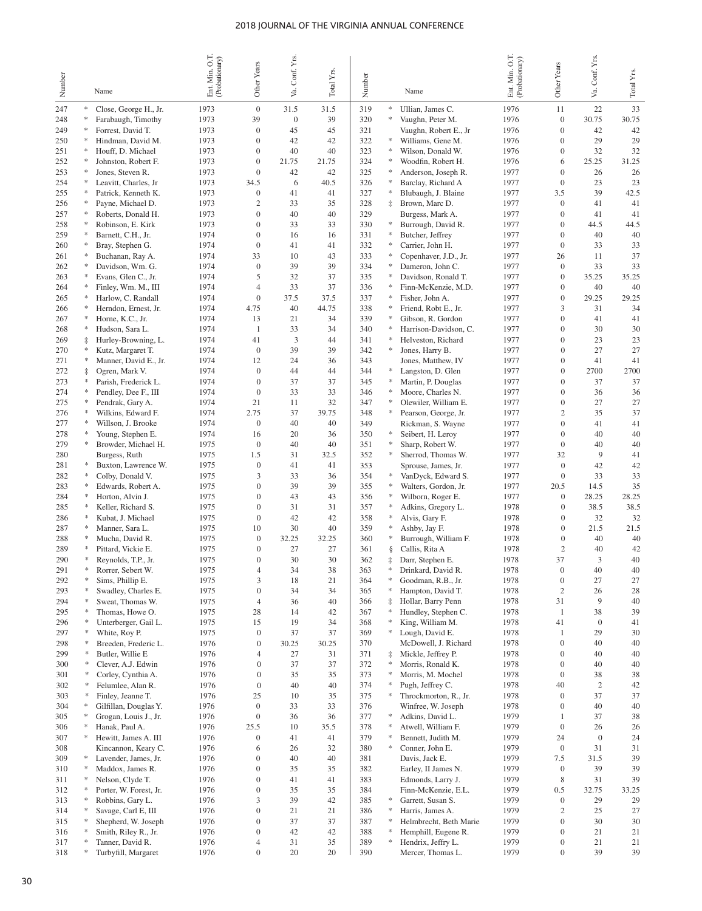| Number | | Name | Ent. Min. O.T. (Probationary) | Other Years | Va. Conf. Yrs. | Total Yrs. |
|---|---|---|---|---|---|---|
| 247 | * | Close, George H., Jr. | 1973 | 0 | 31.5 | 31.5 |
| 248 | * | Farabaugh, Timothy | 1973 | 39 | 0 | 39 |
| 249 | * | Forrest, David T. | 1973 | 0 | 45 | 45 |
| 250 | * | Hindman, David M. | 1973 | 0 | 42 | 42 |
| 251 | * | Houff, D. Michael | 1973 | 0 | 40 | 40 |
| 252 | * | Johnston, Robert F. | 1973 | 0 | 21.75 | 21.75 |
| 253 | * | Jones, Steven R. | 1973 | 0 | 42 | 42 |
| 254 | * | Leavitt, Charles, Jr | 1973 | 34.5 | 6 | 40.5 |
| 255 | * | Patrick, Kenneth K. | 1973 | 0 | 41 | 41 |
| 256 | * | Payne, Michael D. | 1973 | 2 | 33 | 35 |
| 257 | * | Roberts, Donald H. | 1973 | 0 | 40 | 40 |
| 258 | * | Robinson, E. Kirk | 1973 | 0 | 33 | 33 |
| 259 | * | Barnett, C.H., Jr. | 1974 | 0 | 16 | 16 |
| 260 | * | Bray, Stephen G. | 1974 | 0 | 41 | 41 |
| 261 | * | Buchanan, Ray A. | 1974 | 33 | 10 | 43 |
| 262 | * | Davidson, Wm. G. | 1974 | 0 | 39 | 39 |
| 263 | * | Evans, Glen C., Jr. | 1974 | 5 | 32 | 37 |
| 264 | * | Finley, Wm. M., III | 1974 | 4 | 33 | 37 |
| 265 | * | Harlow, C. Randall | 1974 | 0 | 37.5 | 37.5 |
| 266 | * | Herndon, Ernest, Jr. | 1974 | 4.75 | 40 | 44.75 |
| 267 | * | Horne, K.C., Jr. | 1974 | 13 | 21 | 34 |
| 268 | * | Hudson, Sara L. | 1974 | 1 | 33 | 34 |
| 269 | ‡ | Hurley-Browning, L. | 1974 | 41 | 3 | 44 |
| 270 | * | Kutz, Margaret T. | 1974 | 0 | 39 | 39 |
| 271 | * | Manner, David E., Jr. | 1974 | 12 | 24 | 36 |
| 272 | ‡ | Ogren, Mark V. | 1974 | 0 | 44 | 44 |
| 273 | * | Parish, Frederick L. | 1974 | 0 | 37 | 37 |
| 274 | * | Pendley, Dee F., III | 1974 | 0 | 33 | 33 |
| 275 | * | Pendrak, Gary A. | 1974 | 21 | 11 | 32 |
| 276 | * | Wilkins, Edward F. | 1974 | 2.75 | 37 | 39.75 |
| 277 | * | Willson, J. Brooke | 1974 | 0 | 40 | 40 |
| 278 | * | Young, Stephen E. | 1974 | 16 | 20 | 36 |
| 279 | * | Browder, Michael H. | 1975 | 0 | 40 | 40 |
| 280 | | Burgess, Ruth | 1975 | 1.5 | 31 | 32.5 |
| 281 | * | Buxton, Lawrence W. | 1975 | 0 | 41 | 41 |
| 282 | * | Colby, Donald V. | 1975 | 3 | 33 | 36 |
| 283 | * | Edwards, Robert A. | 1975 | 0 | 39 | 39 |
| 284 | * | Horton, Alvin J. | 1975 | 0 | 43 | 43 |
| 285 | * | Keller, Richard S. | 1975 | 0 | 31 | 31 |
| 286 | * | Kubat, J. Michael | 1975 | 0 | 42 | 42 |
| 287 | * | Manner, Sara L. | 1975 | 10 | 30 | 40 |
| 288 | * | Mucha, David R. | 1975 | 0 | 32.25 | 32.25 |
| 289 | * | Pittard, Vickie E. | 1975 | 0 | 27 | 27 |
| 290 | * | Reynolds, T.P., Jr. | 1975 | 0 | 30 | 30 |
| 291 | * | Rorrer, Sebert W. | 1975 | 4 | 34 | 38 |
| 292 | * | Sims, Phillip E. | 1975 | 3 | 18 | 21 |
| 293 | * | Swadley, Charles E. | 1975 | 0 | 34 | 34 |
| 294 | * | Sweat, Thomas W. | 1975 | 4 | 36 | 40 |
| 295 | * | Thomas, Howe O. | 1975 | 28 | 14 | 42 |
| 296 | * | Unterberger, Gail L. | 1975 | 15 | 19 | 34 |
| 297 | * | White, Roy P. | 1975 | 0 | 37 | 37 |
| 298 | * | Breeden, Frederic L. | 1976 | 0 | 30.25 | 30.25 |
| 299 | * | Butler, Willie E | 1976 | 4 | 27 | 31 |
| 300 | * | Clever, A.J. Edwin | 1976 | 0 | 37 | 37 |
| 301 | * | Corley, Cynthia A. | 1976 | 0 | 35 | 35 |
| 302 | * | Felumlee, Alan R. | 1976 | 0 | 40 | 40 |
| 303 | * | Finley, Jeanne T. | 1976 | 25 | 10 | 35 |
| 304 | * | Gilfillan, Douglas Y. | 1976 | 0 | 33 | 33 |
| 305 | * | Grogan, Louis J., Jr. | 1976 | 0 | 36 | 36 |
| 306 | * | Hanak, Paul A. | 1976 | 25.5 | 10 | 35.5 |
| 307 | * | Hewitt, James A. III | 1976 | 0 | 41 | 41 |
| 308 | | Kincannon, Keary C. | 1976 | 6 | 26 | 32 |
| 309 | * | Lavender, James, Jr. | 1976 | 0 | 40 | 40 |
| 310 | * | Maddox, James R. | 1976 | 0 | 35 | 35 |
| 311 | * | Nelson, Clyde T. | 1976 | 0 | 41 | 41 |
| 312 | * | Porter, W. Forest, Jr. | 1976 | 0 | 35 | 35 |
| 313 | * | Robbins, Gary L. | 1976 | 3 | 39 | 42 |
| 314 | * | Savage, Carl E, III | 1976 | 0 | 21 | 21 |
| 315 | * | Shepherd, W. Joseph | 1976 | 0 | 37 | 37 |
| 316 | * | Smith, Riley R., Jr. | 1976 | 0 | 42 | 42 |
| 317 | * | Tanner, David R. | 1976 | 4 | 31 | 35 |
| 318 | * | Turbyfill, Margaret | 1976 | 0 | 20 | 20 |
| 319 | * | Ullian, James C. | 1976 | 11 | 22 | 33 |
| 320 | * | Vaughn, Peter M. | 1976 | 0 | 30.75 | 30.75 |
| 321 | | Vaughn, Robert E., Jr | 1976 | 0 | 42 | 42 |
| 322 | * | Williams, Gene M. | 1976 | 0 | 29 | 29 |
| 323 | * | Wilson, Donald W. | 1976 | 0 | 32 | 32 |
| 324 | * | Woodfin, Robert H. | 1976 | 6 | 25.25 | 31.25 |
| 325 | * | Anderson, Joseph R. | 1977 | 0 | 26 | 26 |
| 326 | * | Barclay, Richard A | 1977 | 0 | 23 | 23 |
| 327 | * | Blubaugh, J. Blaine | 1977 | 3.5 | 39 | 42.5 |
| 328 | ‡ | Brown, Marc D. | 1977 | 0 | 41 | 41 |
| 329 | | Burgess, Mark A. | 1977 | 0 | 41 | 41 |
| 330 | * | Burrough, David R. | 1977 | 0 | 44.5 | 44.5 |
| 331 | * | Butcher, Jeffrey | 1977 | 0 | 40 | 40 |
| 332 | * | Carrier, John H. | 1977 | 0 | 33 | 33 |
| 333 | * | Copenhaver, J.D., Jr. | 1977 | 26 | 11 | 37 |
| 334 | * | Dameron, John C. | 1977 | 0 | 33 | 33 |
| 335 | * | Davidson, Ronald T. | 1977 | 0 | 35.25 | 35.25 |
| 336 | * | Finn-McKenzie, M.D. | 1977 | 0 | 40 | 40 |
| 337 | * | Fisher, John A. | 1977 | 0 | 29.25 | 29.25 |
| 338 | * | Friend, Robt E., Jr. | 1977 | 3 | 31 | 34 |
| 339 | * | Gibson, R. Gordon | 1977 | 0 | 41 | 41 |
| 340 | * | Harrison-Davidson, C. | 1977 | 0 | 30 | 30 |
| 341 | * | Helveston, Richard | 1977 | 0 | 23 | 23 |
| 342 | * | Jones, Harry B. | 1977 | 0 | 27 | 27 |
| 343 | | Jones, Matthew, IV | 1977 | 0 | 41 | 41 |
| 344 | * | Langston, D. Glen | 1977 | 0 | 2700 | 2700 |
| 345 | * | Martin, P. Douglas | 1977 | 0 | 37 | 37 |
| 346 | * | Moore, Charles N. | 1977 | 0 | 36 | 36 |
| 347 | * | Olewiler, William E. | 1977 | 0 | 27 | 27 |
| 348 | * | Pearson, George, Jr. | 1977 | 2 | 35 | 37 |
| 349 | | Rickman, S. Wayne | 1977 | 0 | 41 | 41 |
| 350 | * | Seibert, H. Leroy | 1977 | 0 | 40 | 40 |
| 351 | * | Sharp, Robert W. | 1977 | 0 | 40 | 40 |
| 352 | * | Sherrod, Thomas W. | 1977 | 32 | 9 | 41 |
| 353 | | Sprouse, James, Jr. | 1977 | 0 | 42 | 42 |
| 354 | * | VanDyck, Edward S. | 1977 | 0 | 33 | 33 |
| 355 | * | Walters, Gordon, Jr. | 1977 | 20.5 | 14.5 | 35 |
| 356 | * | Wilborn, Roger E. | 1977 | 0 | 28.25 | 28.25 |
| 357 | * | Adkins, Gregory L. | 1978 | 0 | 38.5 | 38.5 |
| 358 | * | Alvis, Gary F. | 1978 | 0 | 32 | 32 |
| 359 | * | Ashby, Jay F. | 1978 | 0 | 21.5 | 21.5 |
| 360 | * | Burrough, William F. | 1978 | 0 | 40 | 40 |
| 361 | § | Callis, Rita A | 1978 | 2 | 40 | 42 |
| 362 | ‡ | Darr, Stephen E. | 1978 | 37 | 3 | 40 |
| 363 | * | Drinkard, David R. | 1978 | 0 | 40 | 40 |
| 364 | * | Goodman, R.B., Jr. | 1978 | 0 | 27 | 27 |
| 365 | * | Hampton, David T. | 1978 | 2 | 26 | 28 |
| 366 | ‡ | Hollar, Barry Penn | 1978 | 31 | 9 | 40 |
| 367 | * | Hundley, Stephen C. | 1978 | 1 | 38 | 39 |
| 368 | * | King, William M. | 1978 | 41 | 0 | 41 |
| 369 | * | Lough, David E. | 1978 | 1 | 29 | 30 |
| 370 | | McDowell, J. Richard | 1978 | 0 | 40 | 40 |
| 371 | ‡ | Mickle, Jeffrey P. | 1978 | 0 | 40 | 40 |
| 372 | * | Morris, Ronald K. | 1978 | 0 | 40 | 40 |
| 373 | * | Morris, M. Mochel | 1978 | 0 | 38 | 38 |
| 374 | * | Pugh, Jeffrey C. | 1978 | 40 | 2 | 42 |
| 375 | * | Throckmorton, R., Jr. | 1978 | 0 | 37 | 37 |
| 376 | | Winfree, W. Joseph | 1978 | 0 | 40 | 40 |
| 377 | * | Adkins, David L. | 1979 | 1 | 37 | 38 |
| 378 | * | Atwell, William F. | 1979 | 0 | 26 | 26 |
| 379 | * | Bennett, Judith M. | 1979 | 24 | 0 | 24 |
| 380 | * | Conner, John E. | 1979 | 0 | 31 | 31 |
| 381 | | Davis, Jack E. | 1979 | 7.5 | 31.5 | 39 |
| 382 | | Earley, II James N. | 1979 | 0 | 39 | 39 |
| 383 | | Edmonds, Larry J. | 1979 | 8 | 31 | 39 |
| 384 | | Finn-McKenzie, E.L. | 1979 | 0.5 | 32.75 | 33.25 |
| 385 | * | Garrett, Susan S. | 1979 | 0 | 29 | 29 |
| 386 | * | Harris, James A. | 1979 | 2 | 25 | 27 |
| 387 | * | Helmbrecht, Beth Marie | 1979 | 0 | 30 | 30 |
| 388 | * | Hemphill, Eugene R. | 1979 | 0 | 21 | 21 |
| 389 | * | Hendrix, Jeffry L. | 1979 | 0 | 21 | 21 |
| 390 | | Mercer, Thomas L. | 1979 | 0 | 39 | 39 |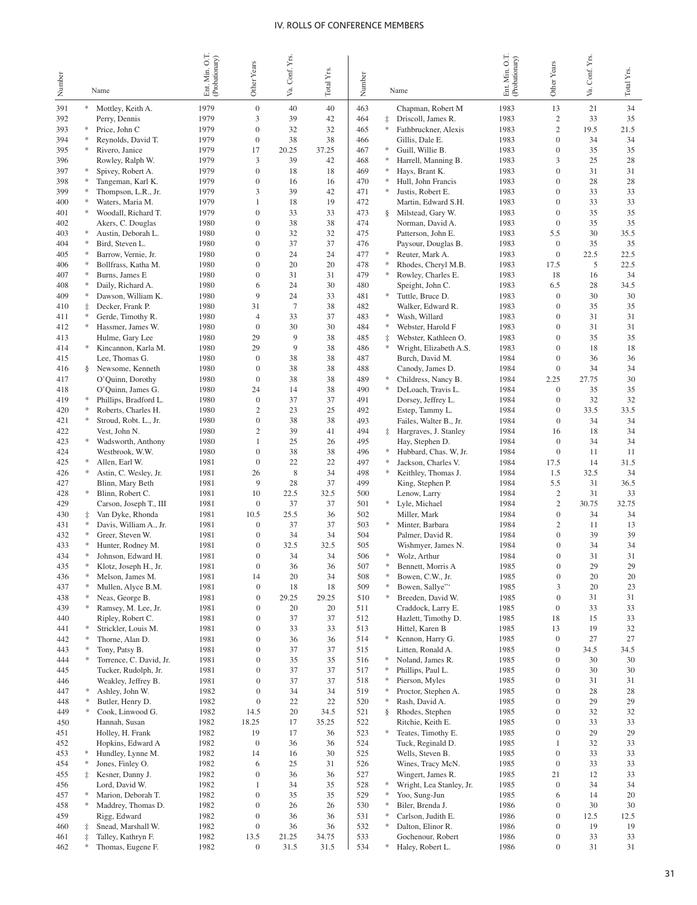## IV. ROLLS OF CONFERENCE MEMBERS

| Number | | Name | Ent. Min. O.T. (Probationary) | Other Years | Va. Conf. Yrs. | Total Yrs. |
|---|---|---|---|---|---|---|
| 391 | * | Mottley, Keith A. | 1979 | 0 | 40 | 40 |
| 392 | | Perry, Dennis | 1979 | 3 | 39 | 42 |
| 393 | * | Price, John C | 1979 | 0 | 32 | 32 |
| 394 | * | Reynolds, David T. | 1979 | 0 | 38 | 38 |
| 395 | * | Rivero, Janice | 1979 | 17 | 20.25 | 37.25 |
| 396 | | Rowley, Ralph W. | 1979 | 3 | 39 | 42 |
| 397 | * | Spivey, Robert A. | 1979 | 0 | 18 | 18 |
| 398 | * | Tangeman, Karl K. | 1979 | 0 | 16 | 16 |
| 399 | * | Thompson, L.R., Jr. | 1979 | 3 | 39 | 42 |
| 400 | * | Waters, Maria M. | 1979 | 1 | 18 | 19 |
| 401 | * | Woodall, Richard T. | 1979 | 0 | 33 | 33 |
| 402 | | Akers, C. Douglas | 1980 | 0 | 38 | 38 |
| 403 | * | Austin, Deborah L. | 1980 | 0 | 32 | 32 |
| 404 | * | Bird, Steven L. | 1980 | 0 | 37 | 37 |
| 405 | * | Barrow, Vernie, Jr. | 1980 | 0 | 24 | 24 |
| 406 | * | Bollfrass, Katha M. | 1980 | 0 | 20 | 20 |
| 407 | * | Burns, James E | 1980 | 0 | 31 | 31 |
| 408 | * | Daily, Richard A. | 1980 | 6 | 24 | 30 |
| 409 | * | Dawson, William K. | 1980 | 9 | 24 | 33 |
| 410 | ‡ | Decker, Frank P. | 1980 | 31 | 7 | 38 |
| 411 | * | Gerde, Timothy R. | 1980 | 4 | 33 | 37 |
| 412 | * | Hassmer, James W. | 1980 | 0 | 30 | 30 |
| 413 | | Hulme, Gary Lee | 1980 | 29 | 9 | 38 |
| 414 | * | Kincannon, Karla M. | 1980 | 29 | 9 | 38 |
| 415 | | Lee, Thomas G. | 1980 | 0 | 38 | 38 |
| 416 | § | Newsome, Kenneth | 1980 | 0 | 38 | 38 |
| 417 | | O'Quinn, Dorothy | 1980 | 0 | 38 | 38 |
| 418 | | O'Quinn, James G. | 1980 | 24 | 14 | 38 |
| 419 | * | Phillips, Bradford L. | 1980 | 0 | 37 | 37 |
| 420 | * | Roberts, Charles H. | 1980 | 2 | 23 | 25 |
| 421 | * | Stroud, Robt. L., Jr. | 1980 | 0 | 38 | 38 |
| 422 | | Vest, John N. | 1980 | 2 | 39 | 41 |
| 423 | * | Wadsworth, Anthony | 1980 | 1 | 25 | 26 |
| 424 | | Westbrook, W.W. | 1980 | 0 | 38 | 38 |
| 425 | * | Allen, Earl W. | 1981 | 0 | 22 | 22 |
| 426 | * | Astin, C. Wesley, Jr. | 1981 | 26 | 8 | 34 |
| 427 | | Blinn, Mary Beth | 1981 | 9 | 28 | 37 |
| 428 | * | Blinn, Robert C. | 1981 | 10 | 22.5 | 32.5 |
| 429 | | Carson, Joseph T., III | 1981 | 0 | 37 | 37 |
| 430 | ‡ | Van Dyke, Rhonda | 1981 | 10.5 | 25.5 | 36 |
| 431 | * | Davis, William A., Jr. | 1981 | 0 | 37 | 37 |
| 432 | * | Greer, Steven W. | 1981 | 0 | 34 | 34 |
| 433 | * | Hunter, Rodney M. | 1981 | 0 | 32.5 | 32.5 |
| 434 | * | Johnson, Edward H. | 1981 | 0 | 34 | 34 |
| 435 | * | Klotz, Joseph H., Jr. | 1981 | 0 | 36 | 36 |
| 436 | * | Melson, James M. | 1981 | 14 | 20 | 34 |
| 437 | * | Mullen, Alyce B.M. | 1981 | 0 | 18 | 18 |
| 438 | * | Neas, George B. | 1981 | 0 | 29.25 | 29.25 |
| 439 | * | Ramsey, M. Lee, Jr. | 1981 | 0 | 20 | 20 |
| 440 | | Ripley, Robert C. | 1981 | 0 | 37 | 37 |
| 441 | * | Strickler, Louis M. | 1981 | 0 | 33 | 33 |
| 442 | * | Thorne, Alan D. | 1981 | 0 | 36 | 36 |
| 443 | * | Tony, Patsy B. | 1981 | 0 | 37 | 37 |
| 444 | * | Torrence, C. David, Jr. | 1981 | 0 | 35 | 35 |
| 445 | | Tucker, Rudolph, Jr. | 1981 | 0 | 37 | 37 |
| 446 | | Weakley, Jeffrey B. | 1981 | 0 | 37 | 37 |
| 447 | * | Ashley, John W. | 1982 | 0 | 34 | 34 |
| 448 | * | Butler, Henry D. | 1982 | 0 | 22 | 22 |
| 449 | * | Cook, Linwood G. | 1982 | 14.5 | 20 | 34.5 |
| 450 | | Hannah, Susan | 1982 | 18.25 | 17 | 35.25 |
| 451 | | Holley, H. Frank | 1982 | 19 | 17 | 36 |
| 452 | | Hopkins, Edward A | 1982 | 0 | 36 | 36 |
| 453 | * | Hundley, Lynne M. | 1982 | 14 | 16 | 30 |
| 454 | * | Jones, Finley O. | 1982 | 6 | 25 | 31 |
| 455 | ‡ | Kesner, Danny J. | 1982 | 0 | 36 | 36 |
| 456 | | Lord, David W. | 1982 | 1 | 34 | 35 |
| 457 | * | Marion, Deborah T. | 1982 | 0 | 35 | 35 |
| 458 | * | Maddrey, Thomas D. | 1982 | 0 | 26 | 26 |
| 459 | | Rigg, Edward | 1982 | 0 | 36 | 36 |
| 460 | ‡ | Snead, Marshall W. | 1982 | 0 | 36 | 36 |
| 461 | ‡ | Talley, Kathryn F. | 1982 | 13.5 | 21.25 | 34.75 |
| 462 | * | Thomas, Eugene F. | 1982 | 0 | 31.5 | 31.5 |
| 463 | | Chapman, Robert M | 1983 | 13 | 21 | 34 |
| 464 | ‡ | Driscoll, James R. | 1983 | 2 | 33 | 35 |
| 465 | * | Fathbruckner, Alexis | 1983 | 2 | 19.5 | 21.5 |
| 466 | | Gillis, Dale E. | 1983 | 0 | 34 | 34 |
| 467 | * | Guill, Willie B. | 1983 | 0 | 35 | 35 |
| 468 | * | Harrell, Manning B. | 1983 | 3 | 25 | 28 |
| 469 | * | Hays, Brant K. | 1983 | 0 | 31 | 31 |
| 470 | * | Hull, John Francis | 1983 | 0 | 28 | 28 |
| 471 | * | Justis, Robert E. | 1983 | 0 | 33 | 33 |
| 472 | | Martin, Edward S.H. | 1983 | 0 | 33 | 33 |
| 473 | § | Milstead, Gary W. | 1983 | 0 | 35 | 35 |
| 474 | | Norman, David A. | 1983 | 0 | 35 | 35 |
| 475 | | Patterson, John E. | 1983 | 5.5 | 30 | 35.5 |
| 476 | | Paysour, Douglas B. | 1983 | 0 | 35 | 35 |
| 477 | * | Reuter, Mark A. | 1983 | 0 | 22.5 | 22.5 |
| 478 | * | Rhodes, Cheryl M.B. | 1983 | 17.5 | 5 | 22.5 |
| 479 | * | Rowley, Charles E. | 1983 | 18 | 16 | 34 |
| 480 | | Speight, John C. | 1983 | 6.5 | 28 | 34.5 |
| 481 | * | Tuttle, Bruce D. | 1983 | 0 | 30 | 30 |
| 482 | | Walker, Edward R. | 1983 | 0 | 35 | 35 |
| 483 | * | Wash, Willard | 1983 | 0 | 31 | 31 |
| 484 | * | Webster, Harold F | 1983 | 0 | 31 | 31 |
| 485 | ‡ | Webster, Kathleen O. | 1983 | 0 | 35 | 35 |
| 486 | * | Wright, Elizabeth A.S. | 1983 | 0 | 18 | 18 |
| 487 | | Burch, David M. | 1984 | 0 | 36 | 36 |
| 488 | | Canody, James D. | 1984 | 0 | 34 | 34 |
| 489 | * | Childress, Nancy B. | 1984 | 2.25 | 27.75 | 30 |
| 490 | * | DeLoach, Travis L. | 1984 | 0 | 35 | 35 |
| 491 | | Dorsey, Jeffrey L. | 1984 | 0 | 32 | 32 |
| 492 | | Estep, Tammy L. | 1984 | 0 | 33.5 | 33.5 |
| 493 | | Failes, Walter B., Jr. | 1984 | 0 | 34 | 34 |
| 494 | ‡ | Hargraves, J. Stanley | 1984 | 16 | 18 | 34 |
| 495 | | Hay, Stephen D. | 1984 | 0 | 34 | 34 |
| 496 | * | Hubbard, Chas. W, Jr. | 1984 | 0 | 11 | 11 |
| 497 | * | Jackson, Charles V. | 1984 | 17.5 | 14 | 31.5 |
| 498 | * | Keithley, Thomas J. | 1984 | 1.5 | 32.5 | 34 |
| 499 | | King, Stephen P. | 1984 | 5.5 | 31 | 36.5 |
| 500 | | Lenow, Larry | 1984 | 2 | 31 | 33 |
| 501 | * | Lyle, Michael | 1984 | 2 | 30.75 | 32.75 |
| 502 | | Miller, Mark | 1984 | 0 | 34 | 34 |
| 503 | * | Minter, Barbara | 1984 | 2 | 11 | 13 |
| 504 | | Palmer, David R. | 1984 | 0 | 39 | 39 |
| 505 | | Wishmyer, James N. | 1984 | 0 | 34 | 34 |
| 506 | * | Wolz, Arthur | 1984 | 0 | 31 | 31 |
| 507 | * | Bennett, Morris A | 1985 | 0 | 29 | 29 |
| 508 | * | Bowen, C.W., Jr. | 1985 | 0 | 20 | 20 |
| 509 | * | Bowen, Sallye"' | 1985 | 3 | 20 | 23 |
| 510 | * | Breeden, David W. | 1985 | 0 | 31 | 31 |
| 511 | | Craddock, Larry E. | 1985 | 0 | 33 | 33 |
| 512 | | Hazlett, Timothy D. | 1985 | 18 | 15 | 33 |
| 513 | | Hittel, Karen B | 1985 | 13 | 19 | 32 |
| 514 | * | Kennon, Harry G. | 1985 | 0 | 27 | 27 |
| 515 | | Litten, Ronald A. | 1985 | 0 | 34.5 | 34.5 |
| 516 | * | Noland, James R. | 1985 | 0 | 30 | 30 |
| 517 | * | Phillips, Paul L. | 1985 | 0 | 30 | 30 |
| 518 | * | Pierson, Myles | 1985 | 0 | 31 | 31 |
| 519 | * | Proctor, Stephen A. | 1985 | 0 | 28 | 28 |
| 520 | * | Rash, David A. | 1985 | 0 | 29 | 29 |
| 521 | § | Rhodes, Stephen | 1985 | 0 | 32 | 32 |
| 522 | | Ritchie, Keith E. | 1985 | 0 | 33 | 33 |
| 523 | * | Teates, Timothy E. | 1985 | 0 | 29 | 29 |
| 524 | | Tuck, Reginald D. | 1985 | 1 | 32 | 33 |
| 525 | | Wells, Steven B. | 1985 | 0 | 33 | 33 |
| 526 | | Wines, Tracy McN. | 1985 | 0 | 33 | 33 |
| 527 | | Wingert, James R. | 1985 | 21 | 12 | 33 |
| 528 | * | Wright, Lea Stanley, Jr. | 1985 | 0 | 34 | 34 |
| 529 | * | Yoo, Sung-Jun | 1985 | 6 | 14 | 20 |
| 530 | * | Biler, Brenda J. | 1986 | 0 | 30 | 30 |
| 531 | * | Carlson, Judith E. | 1986 | 0 | 12.5 | 12.5 |
| 532 | * | Dalton, Elinor R. | 1986 | 0 | 19 | 19 |
| 533 | | Gochenour, Robert | 1986 | 0 | 33 | 33 |
| 534 | * | Haley, Robert L. | 1986 | 0 | 31 | 31 |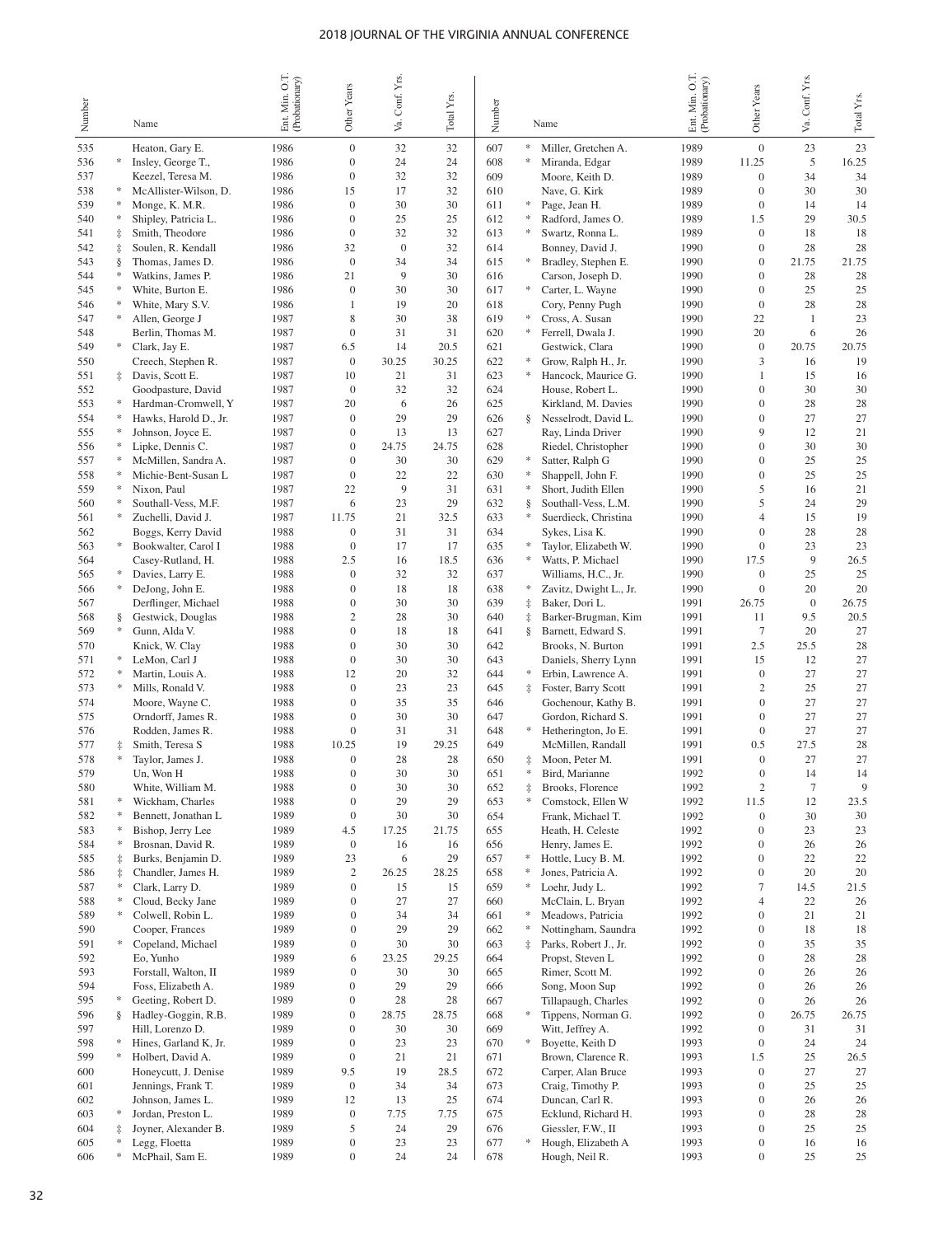| Number | | Name | Ent. Min. O.T. (Probationary) | Other Years | Va. Conf. Yrs. | Total Yrs. |
|---|---|---|---|---|---|---|
| 535 | | Heaton, Gary E. | 1986 | 0 | 32 | 32 |
| 536 | * | Insley, George T., | 1986 | 0 | 24 | 24 |
| 537 | | Keezel, Teresa M. | 1986 | 0 | 32 | 32 |
| 538 | * | McAllister-Wilson, D. | 1986 | 15 | 17 | 32 |
| 539 | * | Monge, K. M.R. | 1986 | 0 | 30 | 30 |
| 540 | * | Shipley, Patricia L. | 1986 | 0 | 25 | 25 |
| 541 | ‡ | Smith, Theodore | 1986 | 0 | 32 | 32 |
| 542 | ‡ | Soulen, R. Kendall | 1986 | 32 | 0 | 32 |
| 543 | § | Thomas, James D. | 1986 | 0 | 34 | 34 |
| 544 | * | Watkins, James P. | 1986 | 21 | 9 | 30 |
| 545 | * | White, Burton E. | 1986 | 0 | 30 | 30 |
| 546 | * | White, Mary S.V. | 1986 | 1 | 19 | 20 |
| 547 | * | Allen, George J | 1987 | 8 | 30 | 38 |
| 548 | | Berlin, Thomas M. | 1987 | 0 | 31 | 31 |
| 549 | * | Clark, Jay E. | 1987 | 6.5 | 14 | 20.5 |
| 550 | | Creech, Stephen R. | 1987 | 0 | 30.25 | 30.25 |
| 551 | ‡ | Davis, Scott E. | 1987 | 10 | 21 | 31 |
| 552 | | Goodpasture, David | 1987 | 0 | 32 | 32 |
| 553 | * | Hardman-Cromwell, Y | 1987 | 20 | 6 | 26 |
| 554 | * | Hawks, Harold D., Jr. | 1987 | 0 | 29 | 29 |
| 555 | * | Johnson, Joyce E. | 1987 | 0 | 13 | 13 |
| 556 | * | Lipke, Dennis C. | 1987 | 0 | 24.75 | 24.75 |
| 557 | * | McMillen, Sandra A. | 1987 | 0 | 30 | 30 |
| 558 | * | Michie-Bent-Susan L | 1987 | 0 | 22 | 22 |
| 559 | * | Nixon, Paul | 1987 | 22 | 9 | 31 |
| 560 | * | Southall-Vess, M.F. | 1987 | 6 | 23 | 29 |
| 561 | * | Zuchelli, David J. | 1987 | 11.75 | 21 | 32.5 |
| 562 | | Boggs, Kerry David | 1988 | 0 | 31 | 31 |
| 563 | * | Bookwalter, Carol I | 1988 | 0 | 17 | 17 |
| 564 | | Casey-Rutland, H. | 1988 | 2.5 | 16 | 18.5 |
| 565 | * | Davies, Larry E. | 1988 | 0 | 32 | 32 |
| 566 | * | DeJong, John E. | 1988 | 0 | 18 | 18 |
| 567 | | Derflinger, Michael | 1988 | 0 | 30 | 30 |
| 568 | § | Gestwick, Douglas | 1988 | 2 | 28 | 30 |
| 569 | * | Gunn, Alda V. | 1988 | 0 | 18 | 18 |
| 570 | | Knick, W. Clay | 1988 | 0 | 30 | 30 |
| 571 | * | LeMon, Carl J | 1988 | 0 | 30 | 30 |
| 572 | * | Martin, Louis A. | 1988 | 12 | 20 | 32 |
| 573 | * | Mills, Ronald V. | 1988 | 0 | 23 | 23 |
| 574 | | Moore, Wayne C. | 1988 | 0 | 35 | 35 |
| 575 | | Orndorff, James R. | 1988 | 0 | 30 | 30 |
| 576 | | Rodden, James R. | 1988 | 0 | 31 | 31 |
| 577 | ‡ | Smith, Teresa S | 1988 | 10.25 | 19 | 29.25 |
| 578 | * | Taylor, James J. | 1988 | 0 | 28 | 28 |
| 579 | | Un, Won H | 1988 | 0 | 30 | 30 |
| 580 | | White, William M. | 1988 | 0 | 30 | 30 |
| 581 | * | Wickham, Charles | 1988 | 0 | 29 | 29 |
| 582 | * | Bennett, Jonathan L | 1989 | 0 | 30 | 30 |
| 583 | * | Bishop, Jerry Lee | 1989 | 4.5 | 17.25 | 21.75 |
| 584 | * | Brosnan, David R. | 1989 | 0 | 16 | 16 |
| 585 | ‡ | Burks, Benjamin D. | 1989 | 23 | 6 | 29 |
| 586 | ‡ | Chandler, James H. | 1989 | 2 | 26.25 | 28.25 |
| 587 | * | Clark, Larry D. | 1989 | 0 | 15 | 15 |
| 588 | * | Cloud, Becky Jane | 1989 | 0 | 27 | 27 |
| 589 | * | Colwell, Robin L. | 1989 | 0 | 34 | 34 |
| 590 | | Cooper, Frances | 1989 | 0 | 29 | 29 |
| 591 | * | Copeland, Michael | 1989 | 0 | 30 | 30 |
| 592 | | Eo, Yunho | 1989 | 6 | 23.25 | 29.25 |
| 593 | | Forstall, Walton, II | 1989 | 0 | 30 | 30 |
| 594 | | Foss, Elizabeth A. | 1989 | 0 | 29 | 29 |
| 595 | * | Geeting, Robert D. | 1989 | 0 | 28 | 28 |
| 596 | § | Hadley-Goggin, R.B. | 1989 | 0 | 28.75 | 28.75 |
| 597 | | Hill, Lorenzo D. | 1989 | 0 | 30 | 30 |
| 598 | * | Hines, Garland K, Jr. | 1989 | 0 | 23 | 23 |
| 599 | * | Holbert, David A. | 1989 | 0 | 21 | 21 |
| 600 | | Honeycutt, J. Denise | 1989 | 9.5 | 19 | 28.5 |
| 601 | | Jennings, Frank T. | 1989 | 0 | 34 | 34 |
| 602 | | Johnson, James L. | 1989 | 12 | 13 | 25 |
| 603 | * | Jordan, Preston L. | 1989 | 0 | 7.75 | 7.75 |
| 604 | ‡ | Joyner, Alexander B. | 1989 | 5 | 24 | 29 |
| 605 | * | Legg, Floetta | 1989 | 0 | 23 | 23 |
| 606 | * | McPhail, Sam E. | 1989 | 0 | 24 | 24 |
| 607 | * | Miller, Gretchen A. | 1989 | 0 | 23 | 23 |
| 608 | * | Miranda, Edgar | 1989 | 11.25 | 5 | 16.25 |
| 609 | | Moore, Keith D. | 1989 | 0 | 34 | 34 |
| 610 | | Nave, G. Kirk | 1989 | 0 | 30 | 30 |
| 611 | * | Page, Jean H. | 1989 | 0 | 14 | 14 |
| 612 | * | Radford, James O. | 1989 | 1.5 | 29 | 30.5 |
| 613 | * | Swartz, Ronna L. | 1989 | 0 | 18 | 18 |
| 614 | | Bonney, David J. | 1990 | 0 | 28 | 28 |
| 615 | * | Bradley, Stephen E. | 1990 | 0 | 21.75 | 21.75 |
| 616 | | Carson, Joseph D. | 1990 | 0 | 28 | 28 |
| 617 | * | Carter, L. Wayne | 1990 | 0 | 25 | 25 |
| 618 | | Cory, Penny Pugh | 1990 | 0 | 28 | 28 |
| 619 | * | Cross, A. Susan | 1990 | 22 | 1 | 23 |
| 620 | * | Ferrell, Dwala J. | 1990 | 20 | 6 | 26 |
| 621 | | Gestwick, Clara | 1990 | 0 | 20.75 | 20.75 |
| 622 | * | Grow, Ralph H., Jr. | 1990 | 3 | 16 | 19 |
| 623 | * | Hancock, Maurice G. | 1990 | 1 | 15 | 16 |
| 624 | | House, Robert L. | 1990 | 0 | 30 | 30 |
| 625 | | Kirkland, M. Davies | 1990 | 0 | 28 | 28 |
| 626 | § | Nesselrodt, David L. | 1990 | 0 | 27 | 27 |
| 627 | | Ray, Linda Driver | 1990 | 9 | 12 | 21 |
| 628 | | Riedel, Christopher | 1990 | 0 | 30 | 30 |
| 629 | * | Satter, Ralph G | 1990 | 0 | 25 | 25 |
| 630 | * | Shappell, John F. | 1990 | 0 | 25 | 25 |
| 631 | * | Short, Judith Ellen | 1990 | 5 | 16 | 21 |
| 632 | § | Southall-Vess, L.M. | 1990 | 5 | 24 | 29 |
| 633 | * | Suerdieck, Christina | 1990 | 4 | 15 | 19 |
| 634 | | Sykes, Lisa K. | 1990 | 0 | 28 | 28 |
| 635 | * | Taylor, Elizabeth W. | 1990 | 0 | 23 | 23 |
| 636 | * | Watts, P. Michael | 1990 | 17.5 | 9 | 26.5 |
| 637 | | Williams, H.C., Jr. | 1990 | 0 | 25 | 25 |
| 638 | * | Zavitz, Dwight L., Jr. | 1990 | 0 | 20 | 20 |
| 639 | ‡ | Baker, Dori L. | 1991 | 26.75 | 0 | 26.75 |
| 640 | ‡ | Barker-Brugman, Kim | 1991 | 11 | 9.5 | 20.5 |
| 641 | § | Barnett, Edward S. | 1991 | 7 | 20 | 27 |
| 642 | | Brooks, N. Burton | 1991 | 2.5 | 25.5 | 28 |
| 643 | | Daniels, Sherry Lynn | 1991 | 15 | 12 | 27 |
| 644 | * | Erbin, Lawrence A. | 1991 | 0 | 27 | 27 |
| 645 | ‡ | Foster, Barry Scott | 1991 | 2 | 25 | 27 |
| 646 | | Gochenour, Kathy B. | 1991 | 0 | 27 | 27 |
| 647 | | Gordon, Richard S. | 1991 | 0 | 27 | 27 |
| 648 | * | Hetherington, Jo E. | 1991 | 0 | 27 | 27 |
| 649 | | McMillen, Randall | 1991 | 0.5 | 27.5 | 28 |
| 650 | ‡ | Moon, Peter M. | 1991 | 0 | 27 | 27 |
| 651 | * | Bird, Marianne | 1992 | 0 | 14 | 14 |
| 652 | ‡ | Brooks, Florence | 1992 | 2 | 7 | 9 |
| 653 | * | Comstock, Ellen W | 1992 | 11.5 | 12 | 23.5 |
| 654 | | Frank, Michael T. | 1992 | 0 | 30 | 30 |
| 655 | | Heath, H. Celeste | 1992 | 0 | 23 | 23 |
| 656 | | Henry, James E. | 1992 | 0 | 26 | 26 |
| 657 | * | Hottle, Lucy B. M. | 1992 | 0 | 22 | 22 |
| 658 | * | Jones, Patricia A. | 1992 | 0 | 20 | 20 |
| 659 | * | Loehr, Judy L. | 1992 | 7 | 14.5 | 21.5 |
| 660 | | McClain, L. Bryan | 1992 | 4 | 22 | 26 |
| 661 | * | Meadows, Patricia | 1992 | 0 | 21 | 21 |
| 662 | * | Nottingham, Saundra | 1992 | 0 | 18 | 18 |
| 663 | ‡ | Parks, Robert J., Jr. | 1992 | 0 | 35 | 35 |
| 664 | | Propst, Steven L | 1992 | 0 | 28 | 28 |
| 665 | | Rimer, Scott M. | 1992 | 0 | 26 | 26 |
| 666 | | Song, Moon Sup | 1992 | 0 | 26 | 26 |
| 667 | | Tillapaugh, Charles | 1992 | 0 | 26 | 26 |
| 668 | * | Tippens, Norman G. | 1992 | 0 | 26.75 | 26.75 |
| 669 | | Witt, Jeffrey A. | 1992 | 0 | 31 | 31 |
| 670 | * | Boyette, Keith D | 1993 | 0 | 24 | 24 |
| 671 | | Brown, Clarence R. | 1993 | 1.5 | 25 | 26.5 |
| 672 | | Carper, Alan Bruce | 1993 | 0 | 27 | 27 |
| 673 | | Craig, Timothy P. | 1993 | 0 | 25 | 25 |
| 674 | | Duncan, Carl R. | 1993 | 0 | 26 | 26 |
| 675 | | Ecklund, Richard H. | 1993 | 0 | 28 | 28 |
| 676 | | Giessler, F.W., II | 1993 | 0 | 25 | 25 |
| 677 | * | Hough, Elizabeth A | 1993 | 0 | 16 | 16 |
| 678 | | Hough, Neil R. | 1993 | 0 | 25 | 25 |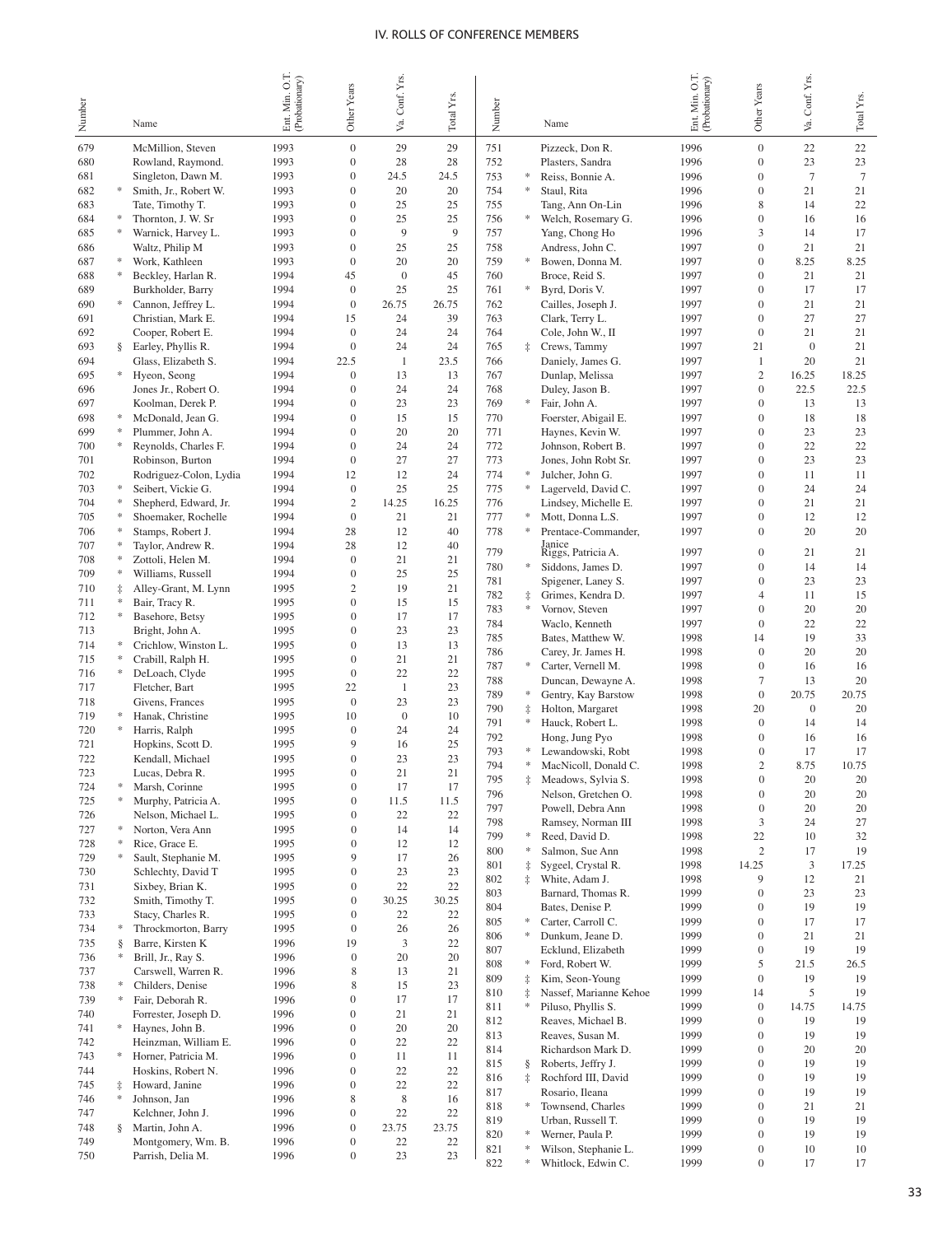# IV. ROLLS OF CONFERENCE MEMBERS

| Number | | Name | Ent. Min. O.T. (Probationary) | Other Years | Va. Conf. Yrs. | Total Yrs. |
|---|---|---|---|---|---|---|
| 679 | | McMillion, Steven | 1993 | 0 | 29 | 29 |
| 680 | | Rowland, Raymond. | 1993 | 0 | 28 | 28 |
| 681 | | Singleton, Dawn M. | 1993 | 0 | 24.5 | 24.5 |
| 682 | * | Smith, Jr., Robert W. | 1993 | 0 | 20 | 20 |
| 683 | | Tate, Timothy T. | 1993 | 0 | 25 | 25 |
| 684 | * | Thornton, J. W. Sr | 1993 | 0 | 25 | 25 |
| 685 | * | Warnick, Harvey L. | 1993 | 0 | 9 | 9 |
| 686 | | Waltz, Philip M | 1993 | 0 | 25 | 25 |
| 687 | * | Work, Kathleen | 1993 | 0 | 20 | 20 |
| 688 | * | Beckley, Harlan R. | 1994 | 45 | 0 | 45 |
| 689 | | Burkholder, Barry | 1994 | 0 | 25 | 25 |
| 690 | * | Cannon, Jeffrey L. | 1994 | 0 | 26.75 | 26.75 |
| 691 | | Christian, Mark E. | 1994 | 15 | 24 | 39 |
| 692 | | Cooper, Robert E. | 1994 | 0 | 24 | 24 |
| 693 | § | Earley, Phyllis R. | 1994 | 0 | 24 | 24 |
| 694 | | Glass, Elizabeth S. | 1994 | 22.5 | 1 | 23.5 |
| 695 | * | Hyeon, Seong | 1994 | 0 | 13 | 13 |
| 696 | | Jones Jr., Robert O. | 1994 | 0 | 24 | 24 |
| 697 | | Koolman, Derek P. | 1994 | 0 | 23 | 23 |
| 698 | * | McDonald, Jean G. | 1994 | 0 | 15 | 15 |
| 699 | * | Plummer, John A. | 1994 | 0 | 20 | 20 |
| 700 | * | Reynolds, Charles F. | 1994 | 0 | 24 | 24 |
| 701 | | Robinson, Burton | 1994 | 0 | 27 | 27 |
| 702 | | Rodriguez-Colon, Lydia | 1994 | 12 | 12 | 24 |
| 703 | * | Seibert, Vickie G. | 1994 | 0 | 25 | 25 |
| 704 | * | Shepherd, Edward, Jr. | 1994 | 2 | 14.25 | 16.25 |
| 705 | * | Shoemaker, Rochelle | 1994 | 0 | 21 | 21 |
| 706 | * | Stamps, Robert J. | 1994 | 28 | 12 | 40 |
| 707 | * | Taylor, Andrew R. | 1994 | 28 | 12 | 40 |
| 708 | * | Zottoli, Helen M. | 1994 | 0 | 21 | 21 |
| 709 | * | Williams, Russell | 1994 | 0 | 25 | 25 |
| 710 | ‡ | Alley-Grant, M. Lynn | 1995 | 2 | 19 | 21 |
| 711 | * | Bair, Tracy R. | 1995 | 0 | 15 | 15 |
| 712 | * | Basehore, Betsy | 1995 | 0 | 17 | 17 |
| 713 | | Bright, John A. | 1995 | 0 | 23 | 23 |
| 714 | * | Crichlow, Winston L. | 1995 | 0 | 13 | 13 |
| 715 | * | Crabill, Ralph H. | 1995 | 0 | 21 | 21 |
| 716 | * | DeLoach, Clyde | 1995 | 0 | 22 | 22 |
| 717 | | Fletcher, Bart | 1995 | 22 | 1 | 23 |
| 718 | | Givens, Frances | 1995 | 0 | 23 | 23 |
| 719 | * | Hanak, Christine | 1995 | 10 | 0 | 10 |
| 720 | * | Harris, Ralph | 1995 | 0 | 24 | 24 |
| 721 | | Hopkins, Scott D. | 1995 | 9 | 16 | 25 |
| 722 | | Kendall, Michael | 1995 | 0 | 23 | 23 |
| 723 | | Lucas, Debra R. | 1995 | 0 | 21 | 21 |
| 724 | * | Marsh, Corinne | 1995 | 0 | 17 | 17 |
| 725 | * | Murphy, Patricia A. | 1995 | 0 | 11.5 | 11.5 |
| 726 | | Nelson, Michael L. | 1995 | 0 | 22 | 22 |
| 727 | * | Norton, Vera Ann | 1995 | 0 | 14 | 14 |
| 728 | * | Rice, Grace E. | 1995 | 0 | 12 | 12 |
| 729 | * | Sault, Stephanie M. | 1995 | 9 | 17 | 26 |
| 730 | | Schlechty, David T | 1995 | 0 | 23 | 23 |
| 731 | | Sixbey, Brian K. | 1995 | 0 | 22 | 22 |
| 732 | | Smith, Timothy T. | 1995 | 0 | 30.25 | 30.25 |
| 733 | | Stacy, Charles R. | 1995 | 0 | 22 | 22 |
| 734 | * | Throckmorton, Barry | 1995 | 0 | 26 | 26 |
| 735 | § | Barre, Kirsten K | 1996 | 19 | 3 | 22 |
| 736 | * | Brill, Jr., Ray S. | 1996 | 0 | 20 | 20 |
| 737 | | Carswell, Warren R. | 1996 | 8 | 13 | 21 |
| 738 | * | Childers, Denise | 1996 | 8 | 15 | 23 |
| 739 | * | Fair, Deborah R. | 1996 | 0 | 17 | 17 |
| 740 | | Forrester, Joseph D. | 1996 | 0 | 21 | 21 |
| 741 | * | Haynes, John B. | 1996 | 0 | 20 | 20 |
| 742 | | Heinzman, William E. | 1996 | 0 | 22 | 22 |
| 743 | * | Horner, Patricia M. | 1996 | 0 | 11 | 11 |
| 744 | | Hoskins, Robert N. | 1996 | 0 | 22 | 22 |
| 745 | ‡ | Howard, Janine | 1996 | 0 | 22 | 22 |
| 746 | * | Johnson, Jan | 1996 | 8 | 8 | 16 |
| 747 | | Kelchner, John J. | 1996 | 0 | 22 | 22 |
| 748 | § | Martin, John A. | 1996 | 0 | 23.75 | 23.75 |
| 749 | | Montgomery, Wm. B. | 1996 | 0 | 22 | 22 |
| 750 | | Parrish, Delia M. | 1996 | 0 | 23 | 23 |
| 751 | | Pizzeck, Don R. | 1996 | 0 | 22 | 22 |
| 752 | | Plasters, Sandra | 1996 | 0 | 23 | 23 |
| 753 | * | Reiss, Bonnie A. | 1996 | 0 | 7 | 7 |
| 754 | * | Staul, Rita | 1996 | 0 | 21 | 21 |
| 755 | | Tang, Ann On-Lin | 1996 | 8 | 14 | 22 |
| 756 | * | Welch, Rosemary G. | 1996 | 0 | 16 | 16 |
| 757 | | Yang, Chong Ho | 1996 | 3 | 14 | 17 |
| 758 | | Andress, John C. | 1997 | 0 | 21 | 21 |
| 759 | * | Bowen, Donna M. | 1997 | 0 | 8.25 | 8.25 |
| 760 | | Broce, Reid S. | 1997 | 0 | 21 | 21 |
| 761 | * | Byrd, Doris V. | 1997 | 0 | 17 | 17 |
| 762 | | Cailles, Joseph J. | 1997 | 0 | 21 | 21 |
| 763 | | Clark, Terry L. | 1997 | 0 | 27 | 27 |
| 764 | | Cole, John W., II | 1997 | 0 | 21 | 21 |
| 765 | ‡ | Crews, Tammy | 1997 | 21 | 0 | 21 |
| 766 | | Daniely, James G. | 1997 | 1 | 20 | 21 |
| 767 | | Dunlap, Melissa | 1997 | 2 | 16.25 | 18.25 |
| 768 | | Duley, Jason B. | 1997 | 0 | 22.5 | 22.5 |
| 769 | * | Fair, John A. | 1997 | 0 | 13 | 13 |
| 770 | | Foerster, Abigail E. | 1997 | 0 | 18 | 18 |
| 771 | | Haynes, Kevin W. | 1997 | 0 | 23 | 23 |
| 772 | | Johnson, Robert B. | 1997 | 0 | 22 | 22 |
| 773 | | Jones, John Robt Sr. | 1997 | 0 | 23 | 23 |
| 774 | * | Julcher, John G. | 1997 | 0 | 11 | 11 |
| 775 | * | Lagerveld, David C. | 1997 | 0 | 24 | 24 |
| 776 | | Lindsey, Michelle E. | 1997 | 0 | 21 | 21 |
| 777 | * | Mott, Donna L.S. | 1997 | 0 | 12 | 12 |
| 778 | * | Prentace-Commander, Janice | 1997 | 0 | 20 | 20 |
| 779 | | Riggs, Patricia A. | 1997 | 0 | 21 | 21 |
| 780 | * | Siddons, James D. | 1997 | 0 | 14 | 14 |
| 781 | | Spigener, Laney S. | 1997 | 0 | 23 | 23 |
| 782 | ‡ | Grimes, Kendra D. | 1997 | 4 | 11 | 15 |
| 783 | * | Vornov, Steven | 1997 | 0 | 20 | 20 |
| 784 | | Waclo, Kenneth | 1997 | 0 | 22 | 22 |
| 785 | | Bates, Matthew W. | 1998 | 14 | 19 | 33 |
| 786 | | Carey, Jr. James H. | 1998 | 0 | 20 | 20 |
| 787 | * | Carter, Vernell M. | 1998 | 0 | 16 | 16 |
| 788 | | Duncan, Dewayne A. | 1998 | 7 | 13 | 20 |
| 789 | * | Gentry, Kay Barstow | 1998 | 0 | 20.75 | 20.75 |
| 790 | ‡ | Holton, Margaret | 1998 | 20 | 0 | 20 |
| 791 | * | Hauck, Robert L. | 1998 | 0 | 14 | 14 |
| 792 | | Hong, Jung Pyo | 1998 | 0 | 16 | 16 |
| 793 | * | Lewandowski, Robt | 1998 | 0 | 17 | 17 |
| 794 | * | MacNicoll, Donald C. | 1998 | 2 | 8.75 | 10.75 |
| 795 | ‡ | Meadows, Sylvia S. | 1998 | 0 | 20 | 20 |
| 796 | | Nelson, Gretchen O. | 1998 | 0 | 20 | 20 |
| 797 | | Powell, Debra Ann | 1998 | 0 | 20 | 20 |
| 798 | | Ramsey, Norman III | 1998 | 3 | 24 | 27 |
| 799 | * | Reed, David D. | 1998 | 22 | 10 | 32 |
| 800 | * | Salmon, Sue Ann | 1998 | 2 | 17 | 19 |
| 801 | ‡ | Sygeel, Crystal R. | 1998 | 14.25 | 3 | 17.25 |
| 802 | ‡ | White, Adam J. | 1998 | 9 | 12 | 21 |
| 803 | | Barnard, Thomas R. | 1999 | 0 | 23 | 23 |
| 804 | | Bates, Denise P. | 1999 | 0 | 19 | 19 |
| 805 | * | Carter, Carroll C. | 1999 | 0 | 17 | 17 |
| 806 | * | Dunkum, Jeane D. | 1999 | 0 | 21 | 21 |
| 807 | | Ecklund, Elizabeth | 1999 | 0 | 19 | 19 |
| 808 | * | Ford, Robert W. | 1999 | 5 | 21.5 | 26.5 |
| 809 | ‡ | Kim, Seon-Young | 1999 | 0 | 19 | 19 |
| 810 | ‡ | Nassef, Marianne Kehoe | 1999 | 14 | 5 | 19 |
| 811 | * | Piluso, Phyllis S. | 1999 | 0 | 14.75 | 14.75 |
| 812 | | Reaves, Michael B. | 1999 | 0 | 19 | 19 |
| 813 | | Reaves, Susan M. | 1999 | 0 | 19 | 19 |
| 814 | | Richardson Mark D. | 1999 | 0 | 20 | 20 |
| 815 | § | Roberts, Jeffry J. | 1999 | 0 | 19 | 19 |
| 816 | ‡ | Rochford III, David | 1999 | 0 | 19 | 19 |
| 817 | | Rosario, Ileana | 1999 | 0 | 19 | 19 |
| 818 | * | Townsend, Charles | 1999 | 0 | 21 | 21 |
| 819 | | Urban, Russell T. | 1999 | 0 | 19 | 19 |
| 820 | * | Werner, Paula P. | 1999 | 0 | 19 | 19 |
| 821 | * | Wilson, Stephanie L. | 1999 | 0 | 10 | 10 |
| 822 | * | Whitlock, Edwin C. | 1999 | 0 | 17 | 17 |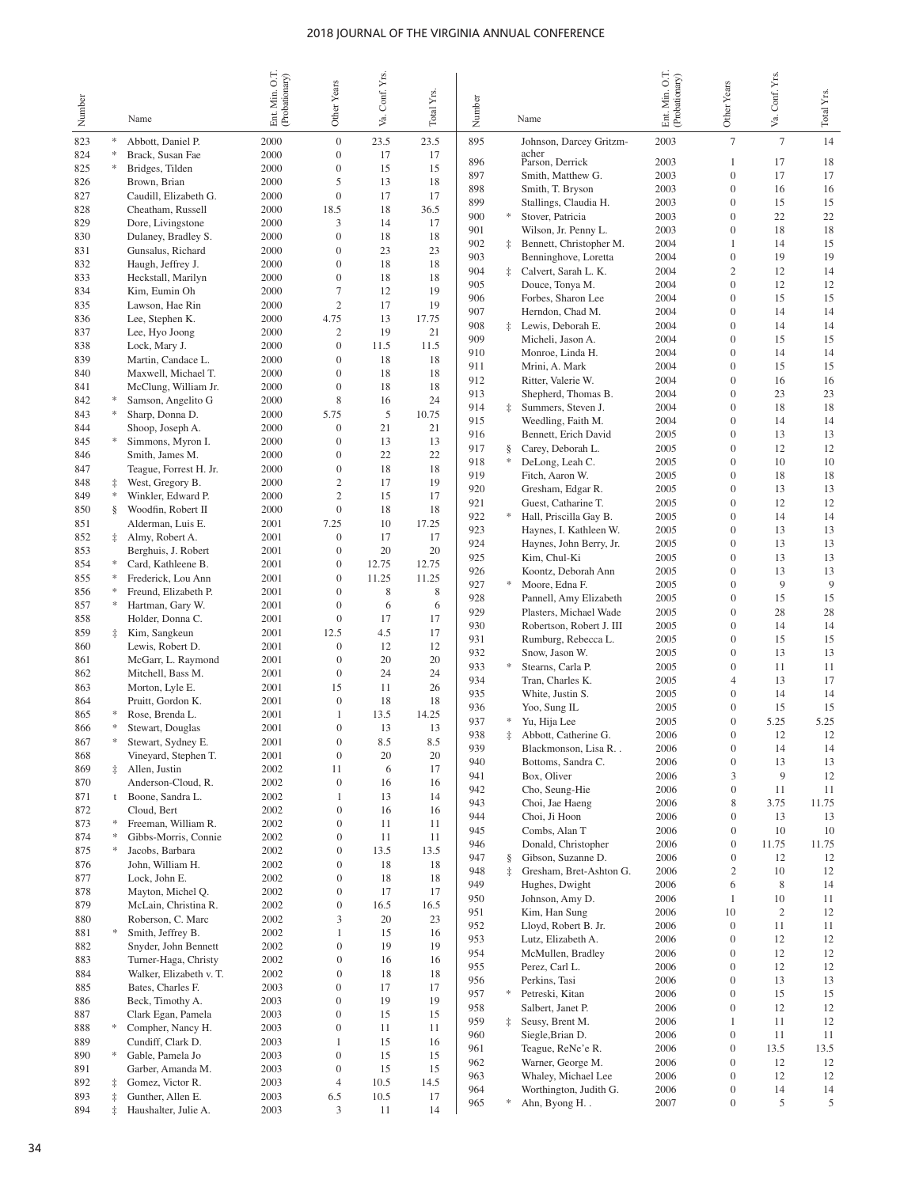| Number | | Name | Ent. Min. O.T. (Probationary) | Other Years | Va. Conf. Yrs. | Total Yrs. |
|---|---|---|---|---|---|---|
| 823 | * | Abbott, Daniel P. | 2000 | 0 | 23.5 | 23.5 |
| 824 | * | Brack, Susan Fae | 2000 | 0 | 17 | 17 |
| 825 | * | Bridges, Tilden | 2000 | 0 | 15 | 15 |
| 826 | | Brown, Brian | 2000 | 5 | 13 | 18 |
| 827 | | Caudill, Elizabeth G. | 2000 | 0 | 17 | 17 |
| 828 | | Cheatham, Russell | 2000 | 18.5 | 18 | 36.5 |
| 829 | | Dore, Livingstone | 2000 | 3 | 14 | 17 |
| 830 | | Dulaney, Bradley S. | 2000 | 0 | 18 | 18 |
| 831 | | Gunsalus, Richard | 2000 | 0 | 23 | 23 |
| 832 | | Haugh, Jeffrey J. | 2000 | 0 | 18 | 18 |
| 833 | | Heckstall, Marilyn | 2000 | 0 | 18 | 18 |
| 834 | | Kim, Eumin Oh | 2000 | 7 | 12 | 19 |
| 835 | | Lawson, Hae Rin | 2000 | 2 | 17 | 19 |
| 836 | | Lee, Stephen K. | 2000 | 4.75 | 13 | 17.75 |
| 837 | | Lee, Hyo Joong | 2000 | 2 | 19 | 21 |
| 838 | | Lock, Mary J. | 2000 | 0 | 11.5 | 11.5 |
| 839 | | Martin, Candace L. | 2000 | 0 | 18 | 18 |
| 840 | | Maxwell, Michael T. | 2000 | 0 | 18 | 18 |
| 841 | | McClung, William Jr. | 2000 | 0 | 18 | 18 |
| 842 | * | Samson, Angelito G | 2000 | 8 | 16 | 24 |
| 843 | * | Sharp, Donna D. | 2000 | 5.75 | 5 | 10.75 |
| 844 | | Shoop, Joseph A. | 2000 | 0 | 21 | 21 |
| 845 | * | Simmons, Myron I. | 2000 | 0 | 13 | 13 |
| 846 | | Smith, James M. | 2000 | 0 | 22 | 22 |
| 847 | | Teague, Forrest H. Jr. | 2000 | 0 | 18 | 18 |
| 848 | ‡ | West, Gregory B. | 2000 | 2 | 17 | 19 |
| 849 | * | Winkler, Edward P. | 2000 | 2 | 15 | 17 |
| 850 | § | Woodfin, Robert II | 2000 | 0 | 18 | 18 |
| 851 | | Alderman, Luis E. | 2001 | 7.25 | 10 | 17.25 |
| 852 | ‡ | Almy, Robert A. | 2001 | 0 | 17 | 17 |
| 853 | | Berghuis, J. Robert | 2001 | 0 | 20 | 20 |
| 854 | * | Card, Kathleene B. | 2001 | 0 | 12.75 | 12.75 |
| 855 | * | Frederick, Lou Ann | 2001 | 0 | 11.25 | 11.25 |
| 856 | * | Freund, Elizabeth P. | 2001 | 0 | 8 | 8 |
| 857 | * | Hartman, Gary W. | 2001 | 0 | 6 | 6 |
| 858 | | Holder, Donna C. | 2001 | 0 | 17 | 17 |
| 859 | ‡ | Kim, Sangkeun | 2001 | 12.5 | 4.5 | 17 |
| 860 | | Lewis, Robert D. | 2001 | 0 | 12 | 12 |
| 861 | | McGarr, L. Raymond | 2001 | 0 | 20 | 20 |
| 862 | | Mitchell, Bass M. | 2001 | 0 | 24 | 24 |
| 863 | | Morton, Lyle E. | 2001 | 15 | 11 | 26 |
| 864 | | Pruitt, Gordon K. | 2001 | 0 | 18 | 18 |
| 865 | * | Rose, Brenda L. | 2001 | 1 | 13.5 | 14.25 |
| 866 | * | Stewart, Douglas | 2001 | 0 | 13 | 13 |
| 867 | * | Stewart, Sydney E. | 2001 | 0 | 8.5 | 8.5 |
| 868 | | Vineyard, Stephen T. | 2001 | 0 | 20 | 20 |
| 869 | ‡ | Allen, Justin | 2002 | 11 | 6 | 17 |
| 870 | | Anderson-Cloud, R. | 2002 | 0 | 16 | 16 |
| 871 | t | Boone, Sandra L. | 2002 | 1 | 13 | 14 |
| 872 | | Cloud, Bert | 2002 | 0 | 16 | 16 |
| 873 | * | Freeman, William R. | 2002 | 0 | 11 | 11 |
| 874 | * | Gibbs-Morris, Connie | 2002 | 0 | 11 | 11 |
| 875 | * | Jacobs, Barbara | 2002 | 0 | 13.5 | 13.5 |
| 876 | | John, William H. | 2002 | 0 | 18 | 18 |
| 877 | | Lock, John E. | 2002 | 0 | 18 | 18 |
| 878 | | Mayton, Michel Q. | 2002 | 0 | 17 | 17 |
| 879 | | McLain, Christina R. | 2002 | 0 | 16.5 | 16.5 |
| 880 | | Roberson, C. Marc | 2002 | 3 | 20 | 23 |
| 881 | * | Smith, Jeffrey B. | 2002 | 1 | 15 | 16 |
| 882 | | Snyder, John Bennett | 2002 | 0 | 19 | 19 |
| 883 | | Turner-Haga, Christy | 2002 | 0 | 16 | 16 |
| 884 | | Walker, Elizabeth v. T. | 2002 | 0 | 18 | 18 |
| 885 | | Bates, Charles F. | 2003 | 0 | 17 | 17 |
| 886 | | Beck, Timothy A. | 2003 | 0 | 19 | 19 |
| 887 | | Clark Egan, Pamela | 2003 | 0 | 15 | 15 |
| 888 | * | Compher, Nancy H. | 2003 | 0 | 11 | 11 |
| 889 | | Cundiff, Clark D. | 2003 | 1 | 15 | 16 |
| 890 | * | Gable, Pamela Jo | 2003 | 0 | 15 | 15 |
| 891 | | Garber, Amanda M. | 2003 | 0 | 15 | 15 |
| 892 | ‡ | Gomez, Victor R. | 2003 | 4 | 10.5 | 14.5 |
| 893 | ‡ | Gunther, Allen E. | 2003 | 6.5 | 10.5 | 17 |
| 894 | ‡ | Haushalter, Julie A. | 2003 | 3 | 11 | 14 |
| 895 | | Johnson, Darcey Gritzmacher | 2003 | 7 | 7 | 14 |
| 896 | | Parson, Derrick | 2003 | 1 | 17 | 18 |
| 897 | | Smith, Matthew G. | 2003 | 0 | 17 | 17 |
| 898 | | Smith, T. Bryson | 2003 | 0 | 16 | 16 |
| 899 | | Stallings, Claudia H. | 2003 | 0 | 15 | 15 |
| 900 | * | Stover, Patricia | 2003 | 0 | 22 | 22 |
| 901 | | Wilson, Jr. Penny L. | 2003 | 0 | 18 | 18 |
| 902 | ‡ | Bennett, Christopher M. | 2004 | 1 | 14 | 15 |
| 903 | | Benninghove, Loretta | 2004 | 0 | 19 | 19 |
| 904 | ‡ | Calvert, Sarah L. K. | 2004 | 2 | 12 | 14 |
| 905 | | Douce, Tonya M. | 2004 | 0 | 12 | 12 |
| 906 | | Forbes, Sharon Lee | 2004 | 0 | 15 | 15 |
| 907 | | Herndon, Chad M. | 2004 | 0 | 14 | 14 |
| 908 | ‡ | Lewis, Deborah E. | 2004 | 0 | 14 | 14 |
| 909 | | Micheli, Jason A. | 2004 | 0 | 15 | 15 |
| 910 | | Monroe, Linda H. | 2004 | 0 | 14 | 14 |
| 911 | | Mrini, A. Mark | 2004 | 0 | 15 | 15 |
| 912 | | Ritter, Valerie W. | 2004 | 0 | 16 | 16 |
| 913 | | Shepherd, Thomas B. | 2004 | 0 | 23 | 23 |
| 914 | ‡ | Summers, Steven J. | 2004 | 0 | 18 | 18 |
| 915 | | Weedling, Faith M. | 2004 | 0 | 14 | 14 |
| 916 | | Bennett, Erich David | 2005 | 0 | 13 | 13 |
| 917 | § | Carey, Deborah L. | 2005 | 0 | 12 | 12 |
| 918 | * | DeLong, Leah C. | 2005 | 0 | 10 | 10 |
| 919 | | Fitch, Aaron W. | 2005 | 0 | 18 | 18 |
| 920 | | Gresham, Edgar R. | 2005 | 0 | 13 | 13 |
| 921 | | Guest, Catharine T. | 2005 | 0 | 12 | 12 |
| 922 | * | Hall, Priscilla Gay B. | 2005 | 0 | 14 | 14 |
| 923 | | Haynes, I. Kathleen W. | 2005 | 0 | 13 | 13 |
| 924 | | Haynes, John Berry, Jr. | 2005 | 0 | 13 | 13 |
| 925 | | Kim, Chul-Ki | 2005 | 0 | 13 | 13 |
| 926 | | Koontz, Deborah Ann | 2005 | 0 | 13 | 13 |
| 927 | * | Moore, Edna F. | 2005 | 0 | 9 | 9 |
| 928 | | Pannell, Amy Elizabeth | 2005 | 0 | 15 | 15 |
| 929 | | Plasters, Michael Wade | 2005 | 0 | 28 | 28 |
| 930 | | Robertson, Robert J. III | 2005 | 0 | 14 | 14 |
| 931 | | Rumburg, Rebecca L. | 2005 | 0 | 15 | 15 |
| 932 | | Snow, Jason W. | 2005 | 0 | 13 | 13 |
| 933 | * | Stearns, Carla P. | 2005 | 0 | 11 | 11 |
| 934 | | Tran, Charles K. | 2005 | 4 | 13 | 17 |
| 935 | | White, Justin S. | 2005 | 0 | 14 | 14 |
| 936 | | Yoo, Sung IL | 2005 | 0 | 15 | 15 |
| 937 | * | Yu, Hija Lee | 2005 | 0 | 5.25 | 5.25 |
| 938 | ‡ | Abbott, Catherine G. | 2006 | 0 | 12 | 12 |
| 939 | | Blackmonson, Lisa R. . | 2006 | 0 | 14 | 14 |
| 940 | | Bottoms, Sandra C. | 2006 | 0 | 13 | 13 |
| 941 | | Box, Oliver | 2006 | 3 | 9 | 12 |
| 942 | | Cho, Seung-Hie | 2006 | 0 | 11 | 11 |
| 943 | | Choi, Jae Haeng | 2006 | 8 | 3.75 | 11.75 |
| 944 | | Choi, Ji Hoon | 2006 | 0 | 13 | 13 |
| 945 | | Combs, Alan T | 2006 | 0 | 10 | 10 |
| 946 | | Donald, Christopher | 2006 | 0 | 11.75 | 11.75 |
| 947 | § | Gibson, Suzanne D. | 2006 | 0 | 12 | 12 |
| 948 | ‡ | Gresham, Bret-Ashton G. | 2006 | 2 | 10 | 12 |
| 949 | | Hughes, Dwight | 2006 | 6 | 8 | 14 |
| 950 | | Johnson, Amy D. | 2006 | 1 | 10 | 11 |
| 951 | | Kim, Han Sung | 2006 | 10 | 2 | 12 |
| 952 | | Lloyd, Robert B. Jr. | 2006 | 0 | 11 | 11 |
| 953 | | Lutz, Elizabeth A. | 2006 | 0 | 12 | 12 |
| 954 | | McMullen, Bradley | 2006 | 0 | 12 | 12 |
| 955 | | Perez, Carl L. | 2006 | 0 | 12 | 12 |
| 956 | | Perkins, Tasi | 2006 | 0 | 13 | 13 |
| 957 | * | Petreski, Kitan | 2006 | 0 | 15 | 15 |
| 958 | | Salbert, Janet P. | 2006 | 0 | 12 | 12 |
| 959 | ‡ | Seusy, Brent M. | 2006 | 1 | 11 | 12 |
| 960 | | Siegle,Brian D. | 2006 | 0 | 11 | 11 |
| 961 | | Teague, ReNe'e R. | 2006 | 0 | 13.5 | 13.5 |
| 962 | | Warner, George M. | 2006 | 0 | 12 | 12 |
| 963 | | Whaley, Michael Lee | 2006 | 0 | 12 | 12 |
| 964 | | Worthington, Judith G. | 2006 | 0 | 14 | 14 |
| 965 | * | Ahn, Byong H. . | 2007 | 0 | 5 | 5 |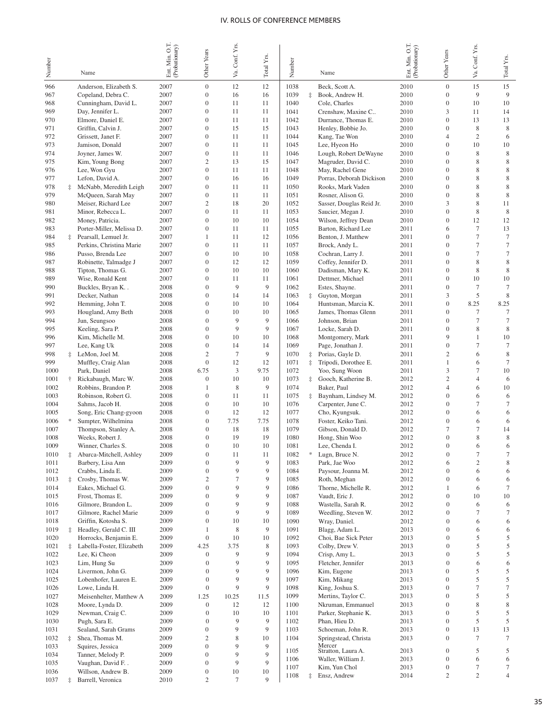| Number | | Name | Ent. Min. O.T. (Probationary) | Other Years | Va. Conf. Yrs. | Total Yrs. |
|---|---|---|---|---|---|---|
| 966 | | Anderson, Elizabeth S. | 2007 | 0 | 12 | 12 |
| 967 | | Copeland, Debra C. | 2007 | 0 | 16 | 16 |
| 968 | | Cunningham, David L. | 2007 | 0 | 11 | 11 |
| 969 | | Day, Jennifer L. | 2007 | 0 | 11 | 11 |
| 970 | | Elmore, Daniel E. | 2007 | 0 | 11 | 11 |
| 971 | | Griffin, Calvin J. | 2007 | 0 | 15 | 15 |
| 972 | | Grissett, Janet F. | 2007 | 0 | 11 | 11 |
| 973 | | Jamison, Donald | 2007 | 0 | 11 | 11 |
| 974 | | Joyner, James W. | 2007 | 0 | 11 | 11 |
| 975 | | Kim, Young Bong | 2007 | 2 | 13 | 15 |
| 976 | | Lee, Won Gyu | 2007 | 0 | 11 | 11 |
| 977 | | Lefon, David A. | 2007 | 0 | 16 | 16 |
| 978 | ‡ | McNabb, Meredith Leigh | 2007 | 0 | 11 | 11 |
| 979 | | McQueen, Sarah May | 2007 | 0 | 11 | 11 |
| 980 | | Meiser, Richard Lee | 2007 | 2 | 18 | 20 |
| 981 | | Minor, Rebecca L. | 2007 | 0 | 11 | 11 |
| 982 | | Money, Patricia. | 2007 | 0 | 10 | 10 |
| 983 | | Porter-Miller, Melissa D. | 2007 | 0 | 11 | 11 |
| 984 | ‡ | Pearsall, Lemuel Jr. | 2007 | 1 | 11 | 12 |
| 985 | | Perkins, Christina Marie | 2007 | 0 | 11 | 11 |
| 986 | | Pusso, Brenda Lee | 2007 | 0 | 10 | 10 |
| 987 | | Robinette, Talmadge J | 2007 | 0 | 12 | 12 |
| 988 | | Tipton, Thomas G. | 2007 | 0 | 10 | 10 |
| 989 | | Wise, Ronald Kent | 2007 | 0 | 11 | 11 |
| 990 | | Buckles, Bryan K. . | 2008 | 0 | 9 | 9 |
| 991 | | Decker, Nathan | 2008 | 0 | 14 | 14 |
| 992 | | Hemming, John T. | 2008 | 0 | 10 | 10 |
| 993 | | Hougland, Amy Beth | 2008 | 0 | 10 | 10 |
| 994 | | Jun, Seungsoo | 2008 | 0 | 9 | 9 |
| 995 | | Keeling, Sara P. | 2008 | 0 | 9 | 9 |
| 996 | | Kim, Michelle M. | 2008 | 0 | 10 | 10 |
| 997 | | Lee, Kang Uk | 2008 | 0 | 14 | 14 |
| 998 | ‡ | LeMon, Joel M. | 2008 | 2 | 7 | 9 |
| 999 | | Muffley, Craig Alan | 2008 | 0 | 12 | 12 |
| 1000 | | Park, Daniel | 2008 | 6.75 | 3 | 9.75 |
| 1001 | † | Rickabaugh, Marc W. | 2008 | 0 | 10 | 10 |
| 1002 | | Robbins, Brandon P. | 2008 | 1 | 8 | 9 |
| 1003 | | Robinson, Robert G. | 2008 | 0 | 11 | 11 |
| 1004 | | Sahms, Jacob H. | 2008 | 0 | 10 | 10 |
| 1005 | | Song, Eric Chang-gyoon | 2008 | 0 | 12 | 12 |
| 1006 | * | Sumpter, Wilhelmina | 2008 | 0 | 7.75 | 7.75 |
| 1007 | | Thompson, Stanley A. | 2008 | 0 | 18 | 18 |
| 1008 | | Weeks, Robert J. | 2008 | 0 | 19 | 19 |
| 1009 | | Winner, Charles S. | 2008 | 0 | 10 | 10 |
| 1010 | ‡ | Abarca-Mitchell, Ashley | 2009 | 0 | 11 | 11 |
| 1011 | | Barbery, Lisa Ann | 2009 | 0 | 9 | 9 |
| 1012 | | Crabbs, Linda E. | 2009 | 0 | 9 | 9 |
| 1013 | ‡ | Crosby, Thomas W. | 2009 | 2 | 7 | 9 |
| 1014 | | Eakes, Michael G. | 2009 | 0 | 9 | 9 |
| 1015 | | Frost, Thomas E. | 2009 | 0 | 9 | 9 |
| 1016 | | Gilmore, Brandon L. | 2009 | 0 | 9 | 9 |
| 1017 | | Gilmore, Rachel Marie | 2009 | 0 | 9 | 9 |
| 1018 | | Griffin, Kotosha S. | 2009 | 0 | 10 | 10 |
| 1019 | ‡ | Headley, Gerald C. III | 2009 | 1 | 8 | 9 |
| 1020 | | Horrocks, Benjamin E. | 2009 | 0 | 10 | 10 |
| 1021 | ‡ | Labella-Foster, Elizabeth | 2009 | 4.25 | 3.75 | 8 |
| 1022 | | Lee, Ki Cheon | 2009 | 0 | 9 | 9 |
| 1023 | | Lim, Hung Su | 2009 | 0 | 9 | 9 |
| 1024 | | Livermon, John G. | 2009 | 0 | 9 | 9 |
| 1025 | | Lobenhofer, Lauren E. | 2009 | 0 | 9 | 9 |
| 1026 | | Lowe, Linda H. | 2009 | 0 | 9 | 9 |
| 1027 | | Meisenhelter, Matthew A | 2009 | 1.25 | 10.25 | 11.5 |
| 1028 | | Moore, Lynda D. | 2009 | 0 | 12 | 12 |
| 1029 | | Newman, Craig C. | 2009 | 0 | 10 | 10 |
| 1030 | | Pugh, Sara E. | 2009 | 0 | 9 | 9 |
| 1031 | | Sealand, Sarah Grams | 2009 | 0 | 9 | 9 |
| 1032 | ‡ | Shea, Thomas M. | 2009 | 2 | 8 | 10 |
| 1033 | | Squires, Jessica | 2009 | 0 | 9 | 9 |
| 1034 | | Tanner, Melody P. | 2009 | 0 | 9 | 9 |
| 1035 | | Vaughan, David F. . | 2009 | 0 | 9 | 9 |
| 1036 | | Willson, Andrew B. | 2009 | 0 | 10 | 10 |
| 1037 | ‡ | Barrell, Veronica | 2010 | 2 | 7 | 9 |
| 1038 | | Beck, Scott A. | 2010 | 0 | 15 | 15 |
| 1039 | ‡ | Book, Andrew H. | 2010 | 0 | 9 | 9 |
| 1040 | | Cole, Charles | 2010 | 0 | 10 | 10 |
| 1041 | | Crenshaw, Maxine C.. | 2010 | 3 | 11 | 14 |
| 1042 | | Durrance, Thomas E. | 2010 | 0 | 13 | 13 |
| 1043 | | Henley, Bobbie Jo. | 2010 | 0 | 8 | 8 |
| 1044 | | Kang, Tae Won | 2010 | 4 | 2 | 6 |
| 1045 | | Lee, Hyeon Ho | 2010 | 0 | 10 | 10 |
| 1046 | | Lough, Robert DeWayne | 2010 | 0 | 8 | 8 |
| 1047 | | Magruder, David C. | 2010 | 0 | 8 | 8 |
| 1048 | | May, Rachel Gene | 2010 | 0 | 8 | 8 |
| 1049 | | Porras, Deborah Dickison | 2010 | 0 | 8 | 8 |
| 1050 | | Rooks, Mark Vaden | 2010 | 0 | 8 | 8 |
| 1051 | | Rosner, Alison G. | 2010 | 0 | 8 | 8 |
| 1052 | | Sasser, Douglas Reid Jr. | 2010 | 3 | 8 | 11 |
| 1053 | | Saucier, Megan J. | 2010 | 0 | 8 | 8 |
| 1054 | | Wilson, Jeffrey Dean | 2010 | 0 | 12 | 12 |
| 1055 | | Barton, Richard Lee | 2011 | 6 | 7 | 13 |
| 1056 | | Benton, J. Matthew | 2011 | 0 | 7 | 7 |
| 1057 | | Brock, Andy L. | 2011 | 0 | 7 | 7 |
| 1058 | | Cochran, Larry J. | 2011 | 0 | 7 | 7 |
| 1059 | | Coffey, Jennifer D. | 2011 | 0 | 8 | 8 |
| 1060 | | Dadisman, Mary K. | 2011 | 0 | 8 | 8 |
| 1061 | | Dettmer, Michael | 2011 | 0 | 10 | 10 |
| 1062 | | Estes, Shayne. | 2011 | 0 | 7 | 7 |
| 1063 | ‡ | Guyton, Morgan | 2011 | 3 | 5 | 8 |
| 1064 | | Huntsman, Marcia K. | 2011 | 0 | 8.25 | 8.25 |
| 1065 | | James, Thomas Glenn | 2011 | 0 | 7 | 7 |
| 1066 | | Johnson, Brian | 2011 | 0 | 7 | 7 |
| 1067 | | Locke, Sarah D. | 2011 | 0 | 8 | 8 |
| 1068 | | Montgomery, Mark | 2011 | 9 | 1 | 10 |
| 1069 | | Page, Jonathan J. | 2011 | 0 | 7 | 7 |
| 1070 | ‡ | Porias, Gayle D. | 2011 | 2 | 6 | 8 |
| 1071 | ‡ | Tripodi, Dorothee E. | 2011 | 1 | 6 | 7 |
| 1072 | | Yoo, Sung Woon | 2011 | 3 | 7 | 10 |
| 1073 | ‡ | Gooch, Katherine B. | 2012 | 2 | 4 | 6 |
| 1074 | | Baker, Paul | 2012 | 4 | 6 | 10 |
| 1075 | ‡ | Baynham, Lindsey M. | 2012 | 0 | 6 | 6 |
| 1076 | | Carpenter, June C. | 2012 | 0 | 7 | 7 |
| 1077 | | Cho, Kyungsuk. | 2012 | 0 | 6 | 6 |
| 1078 | | Foster, Keiko Tani. | 2012 | 0 | 6 | 6 |
| 1079 | | Gibson, Donald D. | 2012 | 7 | 7 | 14 |
| 1080 | | Hong, Shin Woo | 2012 | 0 | 8 | 8 |
| 1081 | | Lee, Chenda I. | 2012 | 0 | 6 | 6 |
| 1082 | * | Lugn, Bruce N. | 2012 | 0 | 7 | 7 |
| 1083 | | Park, Jae Woo | 2012 | 6 | 2 | 8 |
| 1084 | | Paysour, Joanna M. | 2012 | 0 | 6 | 6 |
| 1085 | | Roth, Meghan | 2012 | 0 | 6 | 6 |
| 1086 | | Thorne, Michelle R. | 2012 | 1 | 6 | 7 |
| 1087 | | Vaudt, Eric J. | 2012 | 0 | 10 | 10 |
| 1088 | | Wastella, Sarah R. | 2012 | 0 | 6 | 6 |
| 1089 | | Weedling, Steven W. | 2012 | 0 | 7 | 7 |
| 1090 | | Wray, Daniel. | 2012 | 0 | 6 | 6 |
| 1091 | | Blagg, Adam L. | 2013 | 0 | 6 | 6 |
| 1092 | | Choi, Bae Sick Peter | 2013 | 0 | 5 | 5 |
| 1093 | | Colby, Drew V. | 2013 | 0 | 5 | 5 |
| 1094 | | Crisp, Amy L. | 2013 | 0 | 5 | 5 |
| 1095 | | Fletcher, Jennifer | 2013 | 0 | 6 | 6 |
| 1096 | | Kim, Eugene | 2013 | 0 | 5 | 5 |
| 1097 | | Kim, Mikang | 2013 | 0 | 5 | 5 |
| 1098 | | King, Joshua S. | 2013 | 0 | 7 | 7 |
| 1099 | | Mertins, Taylor C. | 2013 | 0 | 5 | 5 |
| 1100 | | Nkruman, Emmanuel | 2013 | 0 | 8 | 8 |
| 1101 | | Parker, Stephanie K. | 2013 | 0 | 5 | 5 |
| 1102 | | Phan, Hieu D. | 2013 | 0 | 5 | 5 |
| 1103 | | Schoeman, John R. | 2013 | 0 | 13 | 13 |
| 1104 | | Springstead, Christa Mercer | 2013 | 0 | 7 | 7 |
| 1105 | | Stratton, Laura A. | 2013 | 0 | 5 | 5 |
| 1106 | | Waller, William J. | 2013 | 0 | 6 | 6 |
| 1107 | | Kim, Yun Chol | 2013 | 0 | 7 | 7 |
| 1108 | ‡ | Ensz, Andrew | 2014 | 2 | 2 | 4 |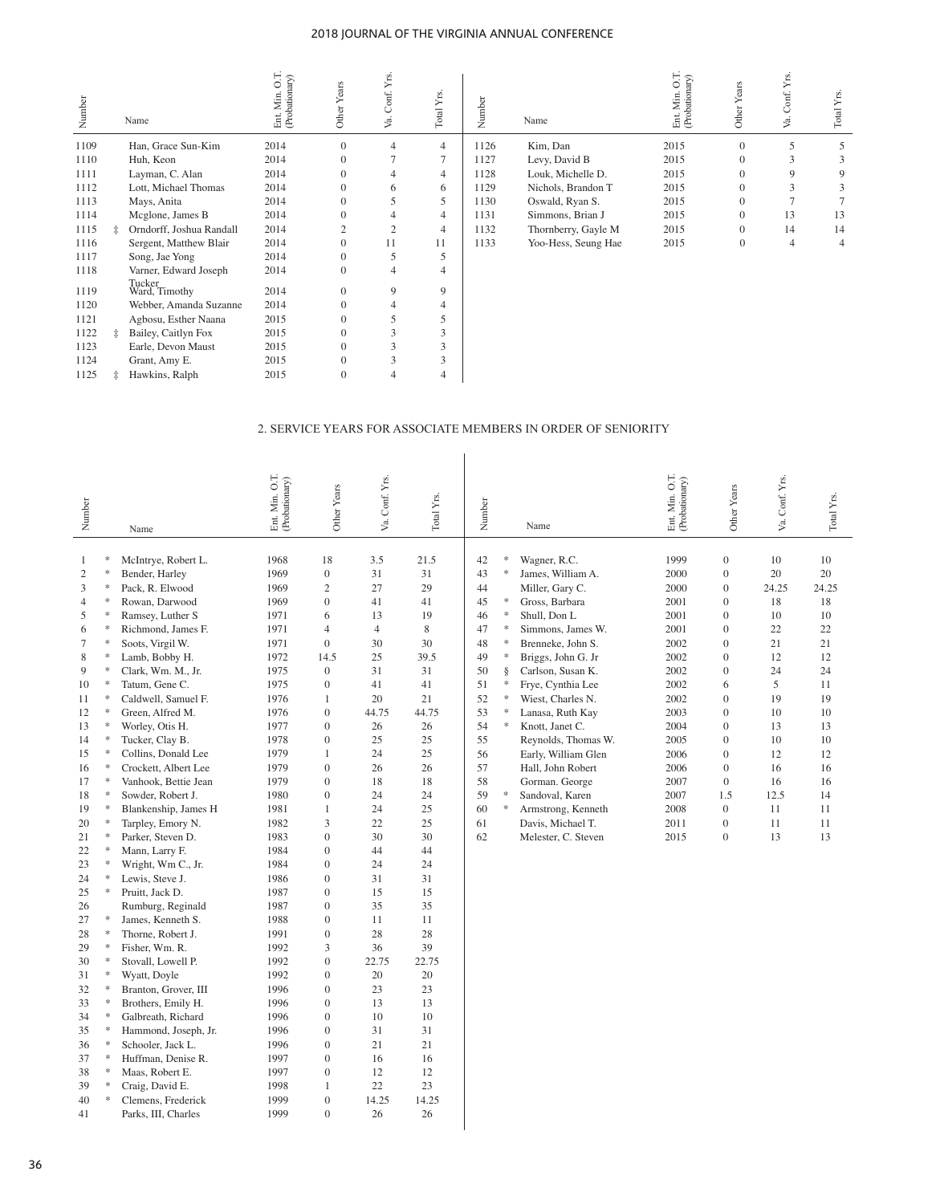| Number | | Name | Ent. Min. O.T. (Probationary) | Other Years | Va. Conf. Yrs. | Total Yrs. |
|---|---|---|---|---|---|---|
| 1109 | | Han, Grace Sun-Kim | 2014 | 0 | 4 | 4 |
| 1110 | | Huh, Keon | 2014 | 0 | 7 | 7 |
| 1111 | | Layman, C. Alan | 2014 | 0 | 4 | 4 |
| 1112 | | Lott, Michael Thomas | 2014 | 0 | 6 | 6 |
| 1113 | | Mays, Anita | 2014 | 0 | 5 | 5 |
| 1114 | | Mcglone, James B | 2014 | 0 | 4 | 4 |
| 1115 | ‡ | Orndorff, Joshua Randall | 2014 | 2 | 2 | 4 |
| 1116 | | Sergent, Matthew Blair | 2014 | 0 | 11 | 11 |
| 1117 | | Song, Jae Yong | 2014 | 0 | 5 | 5 |
| 1118 | | Varner, Edward Joseph Tucker | 2014 | 0 | 4 | 4 |
| 1119 | | Ward, Timothy | 2014 | 0 | 9 | 9 |
| 1120 | | Webber, Amanda Suzanne | 2014 | 0 | 4 | 4 |
| 1121 | | Agbosu, Esther Naana | 2015 | 0 | 5 | 5 |
| 1122 | ‡ | Bailey, Caitlyn Fox | 2015 | 0 | 3 | 3 |
| 1123 | | Earle, Devon Maust | 2015 | 0 | 3 | 3 |
| 1124 | | Grant, Amy E. | 2015 | 0 | 3 | 3 |
| 1125 | ‡ | Hawkins, Ralph | 2015 | 0 | 4 | 4 |
| 1126 | | Kim, Dan | 2015 | 0 | 5 | 5 |
| 1127 | | Levy, David B | 2015 | 0 | 3 | 3 |
| 1128 | | Louk, Michelle D. | 2015 | 0 | 9 | 9 |
| 1129 | | Nichols, Brandon T | 2015 | 0 | 3 | 3 |
| 1130 | | Oswald, Ryan S. | 2015 | 0 | 7 | 7 |
| 1131 | | Simmons, Brian J | 2015 | 0 | 13 | 13 |
| 1132 | | Thornberry, Gayle M | 2015 | 0 | 14 | 14 |
| 1133 | | Yoo-Hess, Seung Hae | 2015 | 0 | 4 | 4 |

## 2. SERVICE YEARS FOR ASSOCIATE MEMBERS IN ORDER OF SENIORITY

| Number | | Name | Ent. Min. O.T. (Probationary) | Other Years | Va. Conf. Yrs. | Total Yrs. |
|---|---|---|---|---|---|---|
| 1 | * | McIntrye, Robert L. | 1968 | 18 | 3.5 | 21.5 |
| 2 | * | Bender, Harley | 1969 | 0 | 31 | 31 |
| 3 | * | Pack, R. Elwood | 1969 | 2 | 27 | 29 |
| 4 | * | Rowan, Darwood | 1969 | 0 | 41 | 41 |
| 5 | * | Ramsey, Luther S | 1971 | 6 | 13 | 19 |
| 6 | * | Richmond, James F. | 1971 | 4 | 4 | 8 |
| 7 | * | Soots, Virgil W. | 1971 | 0 | 30 | 30 |
| 8 | * | Lamb, Bobby H. | 1972 | 14.5 | 25 | 39.5 |
| 9 | * | Clark, Wm. M., Jr. | 1975 | 0 | 31 | 31 |
| 10 | * | Tatum, Gene C. | 1975 | 0 | 41 | 41 |
| 11 | * | Caldwell, Samuel F. | 1976 | 1 | 20 | 21 |
| 12 | * | Green, Alfred M. | 1976 | 0 | 44.75 | 44.75 |
| 13 | * | Worley, Otis H. | 1977 | 0 | 26 | 26 |
| 14 | * | Tucker, Clay B. | 1978 | 0 | 25 | 25 |
| 15 | * | Collins, Donald Lee | 1979 | 1 | 24 | 25 |
| 16 | * | Crockett, Albert Lee | 1979 | 0 | 26 | 26 |
| 17 | * | Vanhook, Bettie Jean | 1979 | 0 | 18 | 18 |
| 18 | * | Sowder, Robert J. | 1980 | 0 | 24 | 24 |
| 19 | * | Blankenship, James H | 1981 | 1 | 24 | 25 |
| 20 | * | Tarpley, Emory N. | 1982 | 3 | 22 | 25 |
| 21 | * | Parker, Steven D. | 1983 | 0 | 30 | 30 |
| 22 | * | Mann, Larry F. | 1984 | 0 | 44 | 44 |
| 23 | * | Wright, Wm C., Jr. | 1984 | 0 | 24 | 24 |
| 24 | * | Lewis, Steve J. | 1986 | 0 | 31 | 31 |
| 25 | * | Pruitt, Jack D. | 1987 | 0 | 15 | 15 |
| 26 | | Rumburg, Reginald | 1987 | 0 | 35 | 35 |
| 27 | * | James, Kenneth S. | 1988 | 0 | 11 | 11 |
| 28 | * | Thorne, Robert J. | 1991 | 0 | 28 | 28 |
| 29 | * | Fisher, Wm. R. | 1992 | 3 | 36 | 39 |
| 30 | * | Stovall, Lowell P. | 1992 | 0 | 22.75 | 22.75 |
| 31 | * | Wyatt, Doyle | 1992 | 0 | 20 | 20 |
| 32 | * | Branton, Grover, III | 1996 | 0 | 23 | 23 |
| 33 | * | Brothers, Emily H. | 1996 | 0 | 13 | 13 |
| 34 | * | Galbreath, Richard | 1996 | 0 | 10 | 10 |
| 35 | * | Hammond, Joseph, Jr. | 1996 | 0 | 31 | 31 |
| 36 | * | Schooler, Jack L. | 1996 | 0 | 21 | 21 |
| 37 | * | Huffman, Denise R. | 1997 | 0 | 16 | 16 |
| 38 | * | Maas, Robert E. | 1997 | 0 | 12 | 12 |
| 39 | * | Craig, David E. | 1998 | 1 | 22 | 23 |
| 40 | * | Clemens, Frederick | 1999 | 0 | 14.25 | 14.25 |
| 41 | | Parks, III, Charles | 1999 | 0 | 26 | 26 |
| 42 | * | Wagner, R.C. | 1999 | 0 | 10 | 10 |
| 43 | * | James, William A. | 2000 | 0 | 20 | 20 |
| 44 | | Miller, Gary C. | 2000 | 0 | 24.25 | 24.25 |
| 45 | * | Gross, Barbara | 2001 | 0 | 18 | 18 |
| 46 | * | Shull, Don L | 2001 | 0 | 10 | 10 |
| 47 | * | Simmons, James W. | 2001 | 0 | 22 | 22 |
| 48 | * | Brenneke, John S. | 2002 | 0 | 21 | 21 |
| 49 | * | Briggs, John G. Jr | 2002 | 0 | 12 | 12 |
| 50 | § | Carlson, Susan K. | 2002 | 0 | 24 | 24 |
| 51 | * | Frye, Cynthia Lee | 2002 | 6 | 5 | 11 |
| 52 | * | Wiest, Charles N. | 2002 | 0 | 19 | 19 |
| 53 | * | Lanasa, Ruth Kay | 2003 | 0 | 10 | 10 |
| 54 | * | Knott, Janet C. | 2004 | 0 | 13 | 13 |
| 55 | | Reynolds, Thomas W. | 2005 | 0 | 10 | 10 |
| 56 | | Early, William Glen | 2006 | 0 | 12 | 12 |
| 57 | | Hall, John Robert | 2006 | 0 | 16 | 16 |
| 58 | | Gorman. George | 2007 | 0 | 16 | 16 |
| 59 | * | Sandoval, Karen | 2007 | 1.5 | 12.5 | 14 |
| 60 | * | Armstrong, Kenneth | 2008 | 0 | 11 | 11 |
| 61 | | Davis, Michael T. | 2011 | 0 | 11 | 11 |
| 62 | | Melester, C. Steven | 2015 | 0 | 13 | 13 |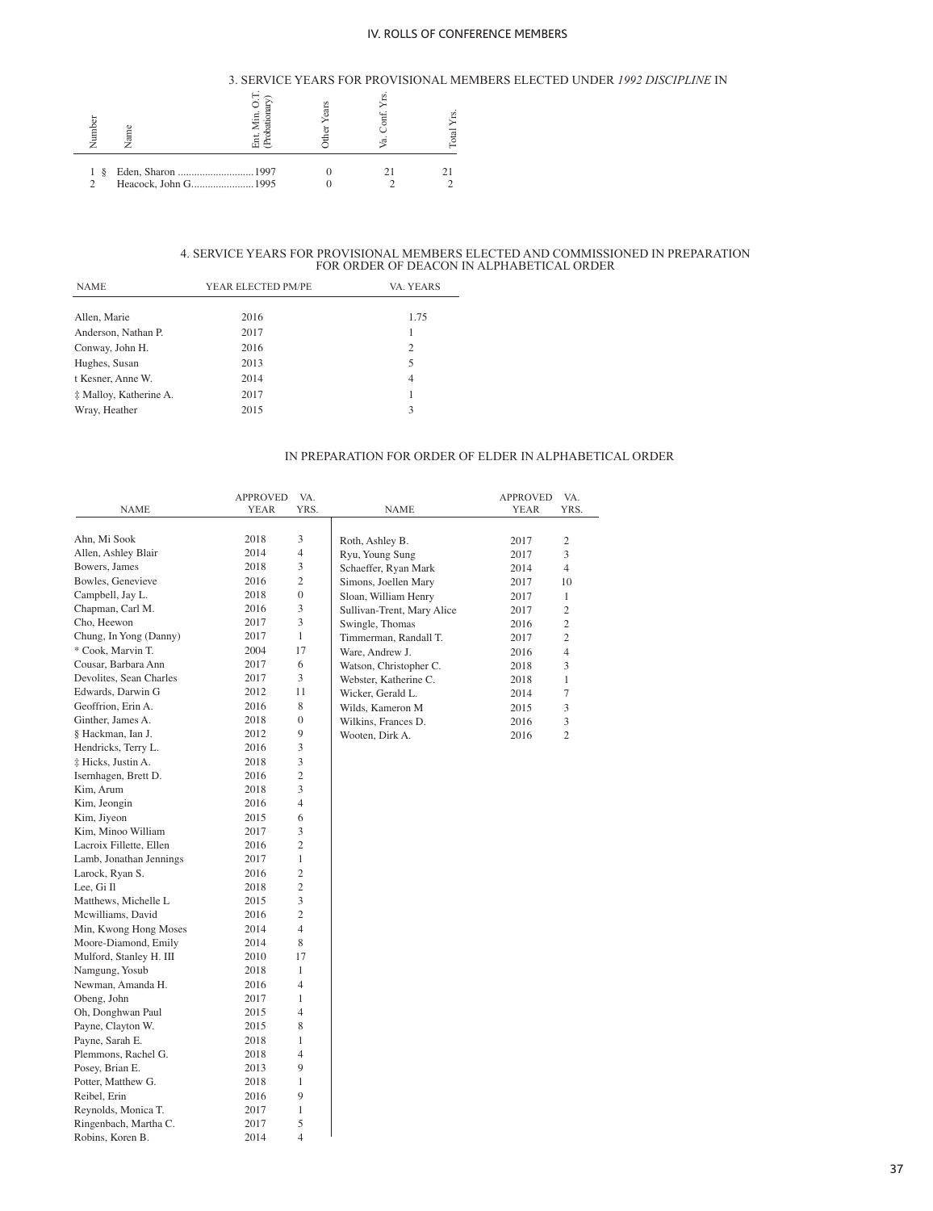### 3. SERVICE YEARS FOR PROVISIONAL MEMBERS ELECTED UNDER *1992 DISCIPLINE* IN

| Number | Name | Ent. Min. O.T. (Probationary) | Other Years | Va. Conf. Yrs. | Total Yrs. |
|---|---|---|---|---|---|
| 1 § | Eden, Sharon | 1997 | 0 | 21 | 21 |
| 2 | Heacock, John G. | 1995 | 0 | 2 | 2 |

### 4. SERVICE YEARS FOR PROVISIONAL MEMBERS ELECTED AND COMMISSIONED IN PREPARATION FOR ORDER OF DEACON IN ALPHABETICAL ORDER

| NAME | YEAR ELECTED PM/PE | VA. YEARS |
|---|---|---|
| Allen, Marie | 2016 | 1.75 |
| Anderson, Nathan P. | 2017 | 1 |
| Conway, John H. | 2016 | 2 |
| Hughes, Susan | 2013 | 5 |
| t Kesner, Anne W. | 2014 | 4 |
| ‡ Malloy, Katherine A. | 2017 | 1 |
| Wray, Heather | 2015 | 3 |

### IN PREPARATION FOR ORDER OF ELDER IN ALPHABETICAL ORDER

| NAME | APPROVED YEAR | VA. YRS. |
|---|---|---|
| Ahn, Mi Sook | 2018 | 3 |
| Allen, Ashley Blair | 2014 | 4 |
| Bowers, James | 2018 | 3 |
| Bowles, Genevieve | 2016 | 2 |
| Campbell, Jay L. | 2018 | 0 |
| Chapman, Carl M. | 2016 | 3 |
| Cho, Heewon | 2017 | 3 |
| Chung, In Yong (Danny) | 2017 | 1 |
| * Cook, Marvin T. | 2004 | 17 |
| Cousar, Barbara Ann | 2017 | 6 |
| Devolites, Sean Charles | 2017 | 3 |
| Edwards, Darwin G | 2012 | 11 |
| Geoffrion, Erin A. | 2016 | 8 |
| Ginther, James A. | 2018 | 0 |
| § Hackman, Ian J. | 2012 | 9 |
| Hendricks, Terry L. | 2016 | 3 |
| ‡ Hicks, Justin A. | 2018 | 3 |
| Isernhagen, Brett D. | 2016 | 2 |
| Kim, Arum | 2018 | 3 |
| Kim, Jeongin | 2016 | 4 |
| Kim, Jiyeon | 2015 | 6 |
| Kim, Minoo William | 2017 | 3 |
| Lacroix Fillette, Ellen | 2016 | 2 |
| Lamb, Jonathan Jennings | 2017 | 1 |
| Larock, Ryan S. | 2016 | 2 |
| Lee, Gi Il | 2018 | 2 |
| Matthews, Michelle L | 2015 | 3 |
| Mcwilliams, David | 2016 | 2 |
| Min, Kwong Hong Moses | 2014 | 4 |
| Moore-Diamond, Emily | 2014 | 8 |
| Mulford, Stanley H. III | 2010 | 17 |
| Namgung, Yosub | 2018 | 1 |
| Newman, Amanda H. | 2016 | 4 |
| Obeng, John | 2017 | 1 |
| Oh, Donghwan Paul | 2015 | 4 |
| Payne, Clayton W. | 2015 | 8 |
| Payne, Sarah E. | 2018 | 1 |
| Plemmons, Rachel G. | 2018 | 4 |
| Posey, Brian E. | 2013 | 9 |
| Potter, Matthew G. | 2018 | 1 |
| Reibel, Erin | 2016 | 9 |
| Reynolds, Monica T. | 2017 | 1 |
| Ringenbach, Martha C. | 2017 | 5 |
| Robins, Koren B. | 2014 | 4 |
| Roth, Ashley B. | 2017 | 2 |
| Ryu, Young Sung | 2017 | 3 |
| Schaeffer, Ryan Mark | 2014 | 4 |
| Simons, Joellen Mary | 2017 | 10 |
| Sloan, William Henry | 2017 | 1 |
| Sullivan-Trent, Mary Alice | 2017 | 2 |
| Swingle, Thomas | 2016 | 2 |
| Timmerman, Randall T. | 2017 | 2 |
| Ware, Andrew J. | 2016 | 4 |
| Watson, Christopher C. | 2018 | 3 |
| Webster, Katherine C. | 2018 | 1 |
| Wicker, Gerald L. | 2014 | 7 |
| Wilds, Kameron M | 2015 | 3 |
| Wilkins, Frances D. | 2016 | 3 |
| Wooten, Dirk A. | 2016 | 2 |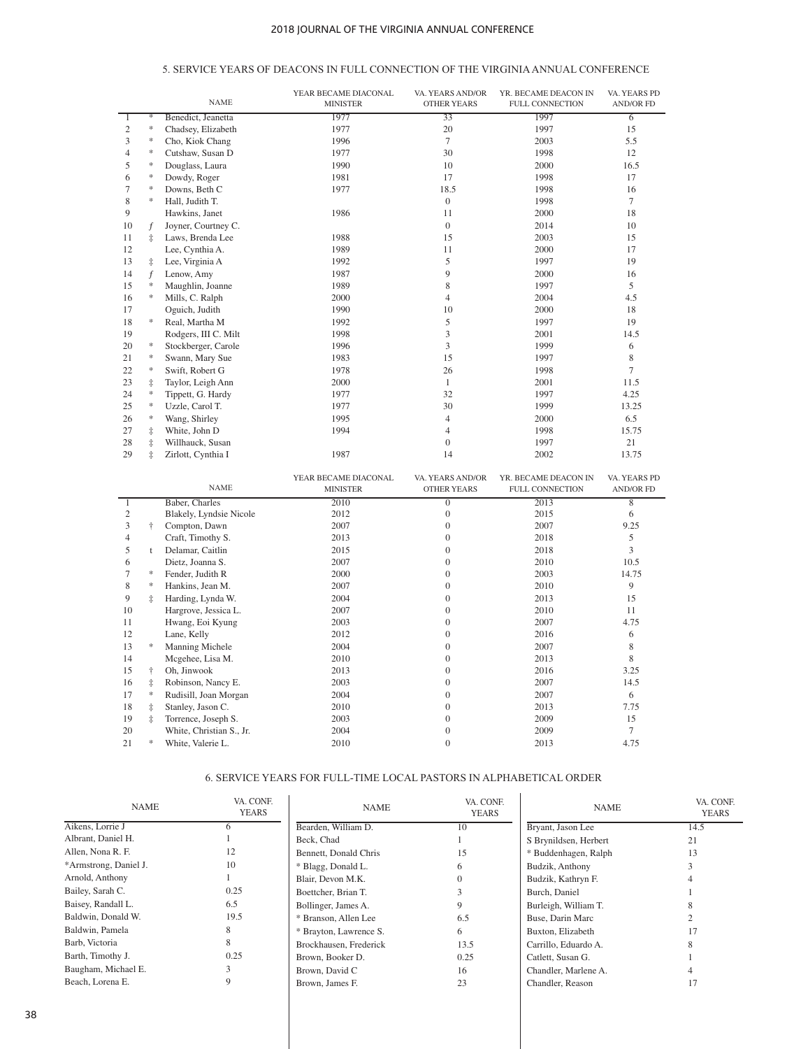## 5. SERVICE YEARS OF DEACONS IN FULL CONNECTION OF THE VIRGINIA ANNUAL CONFERENCE

| | | NAME | YEAR BECAME DIACONAL MINISTER | VA. YEARS AND/OR OTHER YEARS | YR. BECAME DEACON IN FULL CONNECTION | VA. YEARS PD AND/OR FD |
|---|---|---|---|---|---|---|
| 1 | * | Benedict, Jeanetta | 1977 | 33 | 1997 | 6 |
| 2 | * | Chadsey, Elizabeth | 1977 | 20 | 1997 | 15 |
| 3 | * | Cho, Kiok Chang | 1996 | 7 | 2003 | 5.5 |
| 4 | * | Cutshaw, Susan D | 1977 | 30 | 1998 | 12 |
| 5 | * | Douglass, Laura | 1990 | 10 | 2000 | 16.5 |
| 6 | * | Dowdy, Roger | 1981 | 17 | 1998 | 17 |
| 7 | * | Downs, Beth C | 1977 | 18.5 | 1998 | 16 |
| 8 | * | Hall, Judith T. | | 0 | 1998 | 7 |
| 9 | | Hawkins, Janet | 1986 | 11 | 2000 | 18 |
| 10 | *f* | Joyner, Courtney C. | | 0 | 2014 | 10 |
| 11 | ‡ | Laws, Brenda Lee | 1988 | 15 | 2003 | 15 |
| 12 | | Lee, Cynthia A. | 1989 | 11 | 2000 | 17 |
| 13 | ‡ | Lee, Virginia A | 1992 | 5 | 1997 | 19 |
| 14 | *f* | Lenow, Amy | 1987 | 9 | 2000 | 16 |
| 15 | * | Maughlin, Joanne | 1989 | 8 | 1997 | 5 |
| 16 | * | Mills, C. Ralph | 2000 | 4 | 2004 | 4.5 |
| 17 | | Oguich, Judith | 1990 | 10 | 2000 | 18 |
| 18 | * | Real, Martha M | 1992 | 5 | 1997 | 19 |
| 19 | | Rodgers, III C. Milt | 1998 | 3 | 2001 | 14.5 |
| 20 | * | Stockberger, Carole | 1996 | 3 | 1999 | 6 |
| 21 | * | Swann, Mary Sue | 1983 | 15 | 1997 | 8 |
| 22 | * | Swift, Robert G | 1978 | 26 | 1998 | 7 |
| 23 | ‡ | Taylor, Leigh Ann | 2000 | 1 | 2001 | 11.5 |
| 24 | * | Tippett, G. Hardy | 1977 | 32 | 1997 | 4.25 |
| 25 | * | Uzzle, Carol T. | 1977 | 30 | 1999 | 13.25 |
| 26 | * | Wang, Shirley | 1995 | 4 | 2000 | 6.5 |
| 27 | ‡ | White, John D | 1994 | 4 | 1998 | 15.75 |
| 28 | ‡ | Willhauck, Susan | | 0 | 1997 | 21 |
| 29 | ‡ | Zirlott, Cynthia I | 1987 | 14 | 2002 | 13.75 |

| | | NAME | YEAR BECAME DIACONAL MINISTER | VA. YEARS AND/OR OTHER YEARS | YR. BECAME DEACON IN FULL CONNECTION | VA. YEARS PD AND/OR FD |
|---|---|---|---|---|---|---|
| 1 | | Baber, Charles | 2010 | 0 | 2013 | 8 |
| 2 | | Blakely, Lyndsie Nicole | 2012 | 0 | 2015 | 6 |
| 3 | † | Compton, Dawn | 2007 | 0 | 2007 | 9.25 |
| 4 | | Craft, Timothy S. | 2013 | 0 | 2018 | 5 |
| 5 | t | Delamar, Caitlin | 2015 | 0 | 2018 | 3 |
| 6 | | Dietz, Joanna S. | 2007 | 0 | 2010 | 10.5 |
| 7 | * | Fender, Judith R | 2000 | 0 | 2003 | 14.75 |
| 8 | * | Hankins, Jean M. | 2007 | 0 | 2010 | 9 |
| 9 | ‡ | Harding, Lynda W. | 2004 | 0 | 2013 | 15 |
| 10 | | Hargrove, Jessica L. | 2007 | 0 | 2010 | 11 |
| 11 | | Hwang, Eoi Kyung | 2003 | 0 | 2007 | 4.75 |
| 12 | | Lane, Kelly | 2012 | 0 | 2016 | 6 |
| 13 | * | Manning Michele | 2004 | 0 | 2007 | 8 |
| 14 | | Mcgehee, Lisa M. | 2010 | 0 | 2013 | 8 |
| 15 | † | Oh, Jinwook | 2013 | 0 | 2016 | 3.25 |
| 16 | ‡ | Robinson, Nancy E. | 2003 | 0 | 2007 | 14.5 |
| 17 | * | Rudisill, Joan Morgan | 2004 | 0 | 2007 | 6 |
| 18 | ‡ | Stanley, Jason C. | 2010 | 0 | 2013 | 7.75 |
| 19 | ‡ | Torrence, Joseph S. | 2003 | 0 | 2009 | 15 |
| 20 | | White, Christian S., Jr. | 2004 | 0 | 2009 | 7 |
| 21 | * | White, Valerie L. | 2010 | 0 | 2013 | 4.75 |

## 6. SERVICE YEARS FOR FULL-TIME LOCAL PASTORS IN ALPHABETICAL ORDER

| NAME | VA. CONF. YEARS |
|---|---|
| Aikens, Lorrie J | 6 |
| Albrant, Daniel H. | 1 |
| Allen, Nona R. F. | 12 |
| *Armstrong, Daniel J. | 10 |
| Arnold, Anthony | 1 |
| Bailey, Sarah C. | 0.25 |
| Baisey, Randall L. | 6.5 |
| Baldwin, Donald W. | 19.5 |
| Baldwin, Pamela | 8 |
| Barb, Victoria | 8 |
| Barth, Timothy J. | 0.25 |
| Baugham, Michael E. | 3 |
| Beach, Lorena E. | 9 |
| Bearden, William D. | 10 |
| Beck, Chad | 1 |
| Bennett, Donald Chris | 15 |
| * Blagg, Donald L. | 6 |
| Blair, Devon M.K. | 0 |
| Boettcher, Brian T. | 3 |
| Bollinger, James A. | 9 |
| * Branson, Allen Lee | 6.5 |
| * Brayton, Lawrence S. | 6 |
| Brockhausen, Frederick | 13.5 |
| Brown, Booker D. | 0.25 |
| Brown, David C | 16 |
| Brown, James F. | 23 |
| Bryant, Jason Lee | 14.5 |
| S Brynildsen, Herbert | 21 |
| * Buddenhagen, Ralph | 13 |
| Budzik, Anthony | 3 |
| Budzik, Kathryn F. | 4 |
| Burch, Daniel | 1 |
| Burleigh, William T. | 8 |
| Buse, Darin Marc | 2 |
| Buxton, Elizabeth | 17 |
| Carrillo, Eduardo A. | 8 |
| Catlett, Susan G. | 1 |
| Chandler, Marlene A. | 4 |
| Chandler, Reason | 17 |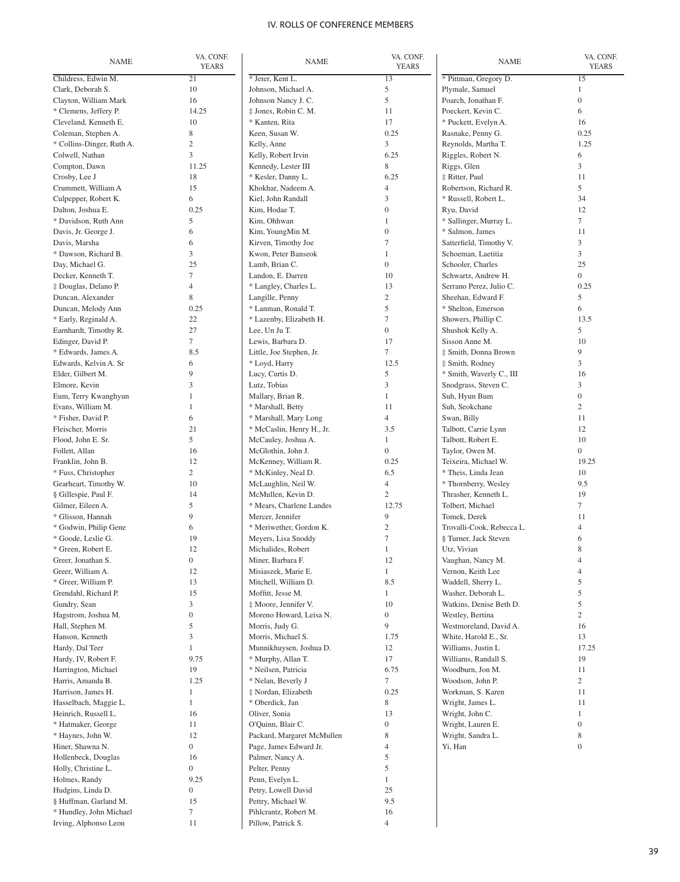## IV. ROLLS OF CONFERENCE MEMBERS

| NAME | VA. CONF. YEARS |
|---|---|
| Childress, Edwin M. | 21 |
| Clark, Deborah S. | 10 |
| Clayton, William Mark | 16 |
| * Clemens, Jeffery P. | 14.25 |
| Cleveland, Kenneth E. | 10 |
| Coleman, Stephen A. | 8 |
| * Collins-Dinger, Ruth A. | 2 |
| Colwell, Nathan | 3 |
| Compton, Dawn | 11.25 |
| Crosby, Lee J | 18 |
| Crummett, William A | 15 |
| Culpepper, Robert K. | 6 |
| Dalton, Joshua E. | 0.25 |
| * Davidson, Ruth Ann | 5 |
| Davis, Jr. George J. | 6 |
| Davis, Marsha | 6 |
| * Dawson, Richard B. | 3 |
| Day, Michael G. | 25 |
| Decker, Kenneth T. | 7 |
| ‡ Douglas, Delano P. | 4 |
| Duncan, Alexander | 8 |
| Duncan, Melody Ann | 0.25 |
| * Early, Reginald A. | 22 |
| Earnhardt, Timothy R. | 27 |
| Edinger, David P. | 7 |
| * Edwards, James A. | 8.5 |
| Edwards, Kelvin A. Sr | 6 |
| Elder, Gilbert M. | 9 |
| Elmore, Kevin | 3 |
| Eum, Terry Kwanghyun | 1 |
| Evans, William M. | 1 |
| * Fisher, David P. | 6 |
| Fleischer, Morris | 21 |
| Flood, John E. Sr. | 5 |
| Follett, Allan | 16 |
| Franklin, John B. | 12 |
| * Fuss, Christopher | 2 |
| Gearheart, Timothy W. | 10 |
| § Gillespie, Paul F. | 14 |
| Gilmer, Eileen A. | 5 |
| * Glisson, Hannah | 9 |
| * Godwin, Philip Gene | 6 |
| * Goode, Leslie G. | 19 |
| * Green, Robert E. | 12 |
| Greer, Jonathan S. | 0 |
| Greer, William A. | 12 |
| * Greer, William P. | 13 |
| Grendahl, Richard P. | 15 |
| Gundry, Sean | 3 |
| Hagstrom, Joshua M. | 0 |
| Hall, Stephen M. | 5 |
| Hanson, Kenneth | 3 |
| Hardy, Dal Teer | 1 |
| Hardy, IV, Robert F. | 9.75 |
| Harrington, Michael | 19 |
| Harris, Amanda B. | 1.25 |
| Harrison, James H. | 1 |
| Hasselbach, Maggie L. | 1 |
| Heinrich, Russell L. | 16 |
| * Hatmaker, George | 11 |
| * Haynes, John W. | 12 |
| Hiner, Shawna N. | 0 |
| Hollenbeck, Douglas | 16 |
| Holly, Christine L. | 0 |
| Holmes, Randy | 9.25 |
| Hudgins, Linda D. | 0 |
| § Huffman, Garland M. | 15 |
| * Hundley, John Michael | 7 |
| Irving, Alphonso Leon | 11 |
| * Jeter, Kent L. | 13 |
| Johnson, Michael A. | 5 |
| Johnson Nancy J. C. | 5 |
| ‡ Jones, Robin C. M. | 11 |
| * Kanten, Rita | 17 |
| Keen, Susan W. | 0.25 |
| Kelly, Anne | 3 |
| Kelly, Robert Irvin | 6.25 |
| Kennedy, Lester III | 8 |
| * Kesler, Danny L. | 6.25 |
| Khokhar, Nadeem A. | 4 |
| Kiel, John Randall | 3 |
| Kim, Hodae T. | 0 |
| Kim, Ohhwan | 1 |
| Kim, YoungMin M. | 0 |
| Kirven, Timothy Joe | 7 |
| Kwon, Peter Banseok | 1 |
| Lamb, Brian C. | 0 |
| Landon, E. Darren | 10 |
| * Langley, Charles L. | 13 |
| Langille, Penny | 2 |
| * Lanman, Ronald T. | 5 |
| * Lazenby, Elizabeth H. | 7 |
| Lee, Un Ju T. | 0 |
| Lewis, Barbara D. | 17 |
| Little, Joe Stephen, Jr. | 7 |
| * Loyd, Harry | 12.5 |
| Lucy, Curtis D. | 5 |
| Lutz, Tobias | 3 |
| Mallary, Brian R. | 1 |
| * Marshall, Betty | 11 |
| * Marshall, Mary Long | 4 |
| * McCaslin, Henry H., Jr. | 3.5 |
| McCauley, Joshua A. | 1 |
| McGlothin, John J. | 0 |
| McKenney, William R. | 0.25 |
| * McKinley, Neal D. | 6.5 |
| McLaughlin, Neil W. | 4 |
| McMullen, Kevin D. | 2 |
| * Mears, Charlene Landes | 12.75 |
| Mercer, Jennifer | 9 |
| * Meriwether, Gordon K. | 2 |
| Meyers, Lisa Snoddy | 7 |
| Michalides, Robert | 1 |
| Miner, Barbara F. | 12 |
| Misiaszek, Marie E. | 1 |
| Mitchell, William D. | 8.5 |
| Moffitt, Jesse M. | 1 |
| ‡ Moore, Jennifer V. | 10 |
| Moreno Howard, Leisa N. | 0 |
| Morris, Judy G. | 9 |
| Morris, Michael S. | 1.75 |
| Munnikhuysen, Joshua D. | 12 |
| * Murphy, Allan T. | 17 |
| * Neilsen, Patricia | 6.75 |
| * Nelan, Beverly J | 7 |
| ‡ Nordan, Elizabeth | 0.25 |
| * Oberdick, Jan | 8 |
| Oliver, Sonia | 13 |
| O'Quinn, Blair C. | 0 |
| Packard, Margaret McMullen | 8 |
| Page, James Edward Jr. | 4 |
| Palmer, Nancy A. | 5 |
| Pelter, Penny | 5 |
| Penn, Evelyn L. | 1 |
| Petry, Lowell David | 25 |
| Pettry, Michael W. | 9.5 |
| Pihlcrantz, Robert M. | 16 |
| Pillow, Patrick S. | 4 |
| * Pittman, Gregory D. | 15 |
| Plymale, Samuel | 1 |
| Poarch, Jonathan F. | 0 |
| Poeckert, Kevin C. | 6 |
| * Puckett, Evelyn A. | 16 |
| Rasnake, Penny G. | 0.25 |
| Reynolds, Martha T. | 1.25 |
| Riggles, Robert N. | 6 |
| Riggs, Glen | 3 |
| ‡ Ritter, Paul | 11 |
| Robertson, Richard R. | 5 |
| * Russell, Robert L. | 34 |
| Ryu, David | 12 |
| * Sallinger, Murray L. | 7 |
| * Salmon, James | 11 |
| Satterfield, Timothy V. | 3 |
| Schoeman, Laetitia | 3 |
| Schooler, Charles | 25 |
| Schwartz, Andrew H. | 0 |
| Serrano Perez, Julio C. | 0.25 |
| Sheehan, Edward F. | 5 |
| * Shelton, Emerson | 6 |
| Showers, Phillip C. | 13.5 |
| Shushok Kelly A. | 5 |
| Sisson Anne M. | 10 |
| ‡ Smith, Donna Brown | 9 |
| ‡ Smith, Rodney | 3 |
| * Smith, Waverly C., III | 16 |
| Snodgrass, Steven C. | 3 |
| Suh, Hyun Bum | 0 |
| Suh, Seokchane | 2 |
| Swan, Billy | 11 |
| Talbott, Carrie Lynn | 12 |
| Talbott, Robert E. | 10 |
| Taylor, Owen M. | 0 |
| Teixeira, Michael W. | 19.25 |
| * Theis, Linda Jean | 10 |
| * Thornberry, Wesley | 9.5 |
| Thrasher, Kenneth L. | 19 |
| Tolbert, Michael | 7 |
| Tomek, Derek | 11 |
| Trovalli-Cook, Rebecca L. | 4 |
| § Turner, Jack Steven | 6 |
| Utz, Vivian | 8 |
| Vaughan, Nancy M. | 4 |
| Vernon, Keith Lee | 4 |
| Waddell, Sherry L. | 5 |
| Washer, Deborah L. | 5 |
| Watkins, Denise Beth D. | 5 |
| Westley, Bertina | 2 |
| Westmoreland, David A. | 16 |
| White, Harold E., Sr. | 13 |
| Williams, Justin L | 17.25 |
| Williams, Randall S. | 19 |
| Woodburn, Jon M. | 11 |
| Woodson, John P. | 2 |
| Workman, S. Karen | 11 |
| Wright, James L. | 11 |
| Wright, John C. | 1 |
| Wright, Lauren E. | 0 |
| Wright, Sandra L. | 8 |
| Yi, Han | 0 |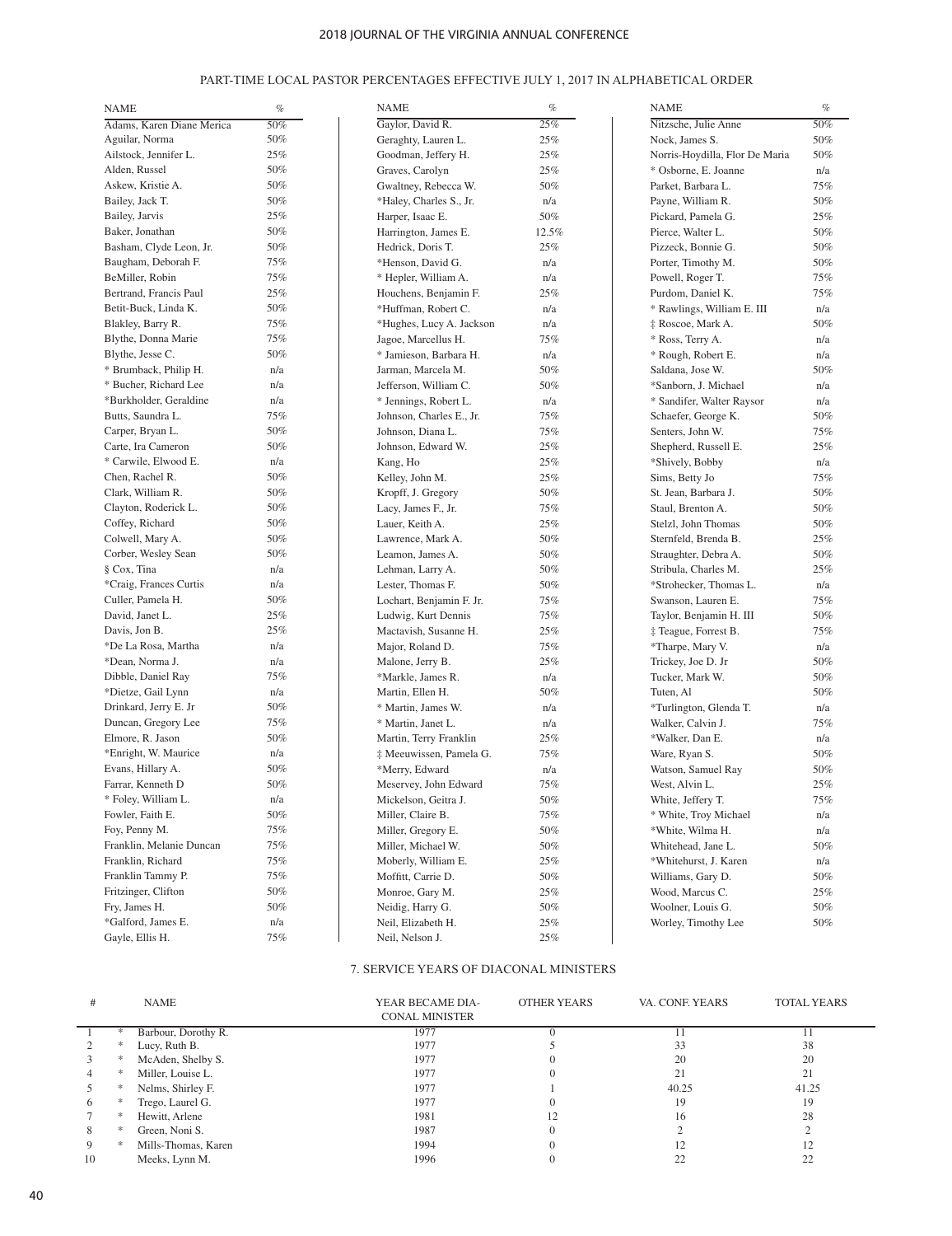## PART-TIME LOCAL PASTOR PERCENTAGES EFFECTIVE JULY 1, 2017 IN ALPHABETICAL ORDER

| NAME | % |
|---|---|
| Adams, Karen Diane Merica | 50% |
| Aguilar, Norma | 50% |
| Ailstock, Jennifer L. | 25% |
| Alden, Russel | 50% |
| Askew, Kristie A. | 50% |
| Bailey, Jack T. | 50% |
| Bailey, Jarvis | 25% |
| Baker, Jonathan | 50% |
| Basham, Clyde Leon, Jr. | 50% |
| Baugham, Deborah F. | 75% |
| BeMiller, Robin | 75% |
| Bertrand, Francis Paul | 25% |
| Betit-Buck, Linda K. | 50% |
| Blakley, Barry R. | 75% |
| Blythe, Donna Marie | 75% |
| Blythe, Jesse C. | 50% |
| * Brumback, Philip H. | n/a |
| * Bucher, Richard Lee | n/a |
| *Burkholder, Geraldine | n/a |
| Butts, Saundra L. | 75% |
| Carper, Bryan L. | 50% |
| Carte, Ira Cameron | 50% |
| * Carwile, Elwood E. | n/a |
| Chen, Rachel R. | 50% |
| Clark, William R. | 50% |
| Clayton, Roderick L. | 50% |
| Coffey, Richard | 50% |
| Colwell, Mary A. | 50% |
| Corber, Wesley Sean | 50% |
| § Cox, Tina | n/a |
| *Craig, Frances Curtis | n/a |
| Culler, Pamela H. | 50% |
| David, Janet L. | 25% |
| Davis, Jon B. | 25% |
| *De La Rosa, Martha | n/a |
| *Dean, Norma J. | n/a |
| Dibble, Daniel Ray | 75% |
| *Dietze, Gail Lynn | n/a |
| Drinkard, Jerry E. Jr | 50% |
| Duncan, Gregory Lee | 75% |
| Elmore, R. Jason | 50% |
| *Enright, W. Maurice | n/a |
| Evans, Hillary A. | 50% |
| Farrar, Kenneth D | 50% |
| * Foley, William L. | n/a |
| Fowler, Faith E. | 50% |
| Foy, Penny M. | 75% |
| Franklin, Melanie Duncan | 75% |
| Franklin, Richard | 75% |
| Franklin Tammy P. | 75% |
| Fritzinger, Clifton | 50% |
| Fry, James H. | 50% |
| *Galford, James E. | n/a |
| Gayle, Ellis H. | 75% |
| Gaylor, David R. | 25% |
| Geraghty, Lauren L. | 25% |
| Goodman, Jeffery H. | 25% |
| Graves, Carolyn | 25% |
| Gwaltney, Rebecca W. | 50% |
| *Haley, Charles S., Jr. | n/a |
| Harper, Isaac E. | 50% |
| Harrington, James E. | 12.5% |
| Hedrick, Doris T. | 25% |
| *Henson, David G. | n/a |
| * Hepler, William A. | n/a |
| Houchens, Benjamin F. | 25% |
| *Huffman, Robert C. | n/a |
| *Hughes, Lucy A. Jackson | n/a |
| Jagoe, Marcellus H. | 75% |
| * Jamieson, Barbara H. | n/a |
| Jarman, Marcela M. | 50% |
| Jefferson, William C. | 50% |
| * Jennings, Robert L. | n/a |
| Johnson, Charles E., Jr. | 75% |
| Johnson, Diana L. | 75% |
| Johnson, Edward W. | 25% |
| Kang, Ho | 25% |
| Kelley, John M. | 25% |
| Kropff, J. Gregory | 50% |
| Lacy, James F., Jr. | 75% |
| Lauer, Keith A. | 25% |
| Lawrence, Mark A. | 50% |
| Leamon, James A. | 50% |
| Lehman, Larry A. | 50% |
| Lester, Thomas F. | 50% |
| Lochart, Benjamin F. Jr. | 75% |
| Ludwig, Kurt Dennis | 75% |
| Mactavish, Susanne H. | 25% |
| Major, Roland D. | 75% |
| Malone, Jerry B. | 25% |
| *Markle, James R. | n/a |
| Martin, Ellen H. | 50% |
| * Martin, James W. | n/a |
| * Martin, Janet L. | n/a |
| Martin, Terry Franklin | 25% |
| ‡ Meeuwissen, Pamela G. | 75% |
| *Merry, Edward | n/a |
| Meservey, John Edward | 75% |
| Mickelson, Geitra J. | 50% |
| Miller, Claire B. | 75% |
| Miller, Gregory E. | 50% |
| Miller, Michael W. | 50% |
| Moberly, William E. | 25% |
| Moffitt, Carrie D. | 50% |
| Monroe, Gary M. | 25% |
| Neidig, Harry G. | 50% |
| Neil, Elizabeth H. | 25% |
| Neil, Nelson J. | 25% |
| Nitzsche, Julie Anne | 50% |
| Nock, James S. | 50% |
| Norris-Hoydilla, Flor De Maria | 50% |
| * Osborne, E. Joanne | n/a |
| Parket, Barbara L. | 75% |
| Payne, William R. | 50% |
| Pickard, Pamela G. | 25% |
| Pierce, Walter L. | 50% |
| Pizzeck, Bonnie G. | 50% |
| Porter, Timothy M. | 50% |
| Powell, Roger T. | 75% |
| Purdom, Daniel K. | 75% |
| * Rawlings, William E. III | n/a |
| ‡ Roscoe, Mark A. | 50% |
| * Ross, Terry A. | n/a |
| * Rough, Robert E. | n/a |
| Saldana, Jose W. | 50% |
| *Sanborn, J. Michael | n/a |
| * Sandifer, Walter Raysor | n/a |
| Schaefer, George K. | 50% |
| Senters, John W. | 75% |
| Shepherd, Russell E. | 25% |
| *Shively, Bobby | n/a |
| Sims, Betty Jo | 75% |
| St. Jean, Barbara J. | 50% |
| Staul, Brenton A. | 50% |
| Stelzl, John Thomas | 50% |
| Sternfeld, Brenda B. | 25% |
| Straughter, Debra A. | 50% |
| Stribula, Charles M. | 25% |
| *Strohecker, Thomas L. | n/a |
| Swanson, Lauren E. | 75% |
| Taylor, Benjamin H. III | 50% |
| ‡ Teague, Forrest B. | 75% |
| *Tharpe, Mary V. | n/a |
| Trickey, Joe D. Jr | 50% |
| Tucker, Mark W. | 50% |
| Tuten, Al | 50% |
| *Turlington, Glenda T. | n/a |
| Walker, Calvin J. | 75% |
| *Walker, Dan E. | n/a |
| Ware, Ryan S. | 50% |
| Watson, Samuel Ray | 50% |
| West, Alvin L. | 25% |
| White, Jeffery T. | 75% |
| * White, Troy Michael | n/a |
| *White, Wilma H. | n/a |
| Whitehead, Jane L. | 50% |
| *Whitehurst, J. Karen | n/a |
| Williams, Gary D. | 50% |
| Wood, Marcus C. | 25% |
| Woolner, Louis G. | 50% |
| Worley, Timothy Lee | 50% |

## 7. SERVICE YEARS OF DIACONAL MINISTERS

| # | | NAME | YEAR BECAME DIACONAL MINISTER | OTHER YEARS | VA. CONF. YEARS | TOTAL YEARS |
|---|---|---|---|---|---|---|
| 1 | * | Barbour, Dorothy R. | 1977 | 0 | 11 | 11 |
| 2 | * | Lucy, Ruth B. | 1977 | 5 | 33 | 38 |
| 3 | * | McAden, Shelby S. | 1977 | 0 | 20 | 20 |
| 4 | * | Miller, Louise L. | 1977 | 0 | 21 | 21 |
| 5 | * | Nelms, Shirley F. | 1977 | 1 | 40.25 | 41.25 |
| 6 | * | Trego, Laurel G. | 1977 | 0 | 19 | 19 |
| 7 | * | Hewitt, Arlene | 1981 | 12 | 16 | 28 |
| 8 | * | Green, Noni S. | 1987 | 0 | 2 | 2 |
| 9 | * | Mills-Thomas, Karen | 1994 | 0 | 12 | 12 |
| 10 | | Meeks, Lynn M. | 1996 | 0 | 22 | 22 |